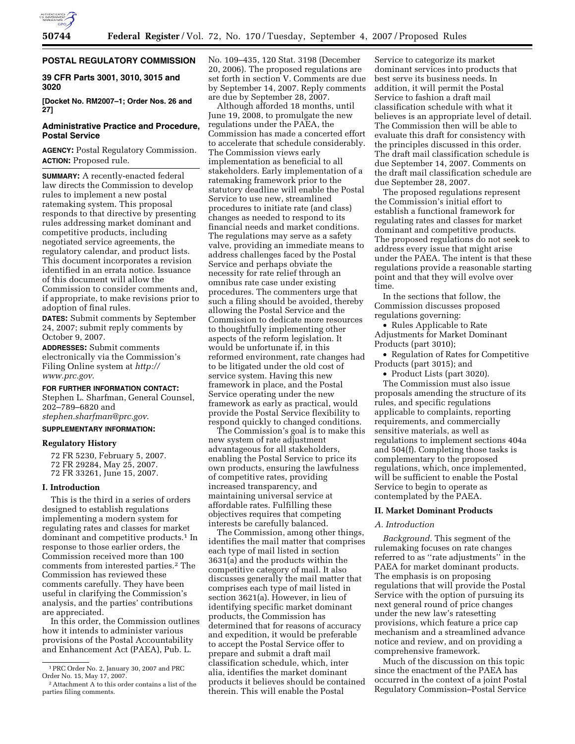**POSTAL REGULATORY COMMISSION**

**39 CFR Parts 3001, 3010, 3015 and 3020**

**[Docket No. RM2007–1; Order Nos. 26 and 27]**

## Administrative Practice and Procedure, Postal Service

**AGENCY:** Postal Regulatory Commission.

**ACTION:** Proposed rule.

**SUMMARY:** A recently-enacted federal law directs the Commission to develop rules to implement a new postal ratemaking system. This proposal responds to that directive by presenting rules addressing market dominant and competitive products, including negotiated service agreements, the regulatory calendar, and product lists. This document incorporates a revision identified in an errata notice. Issuance of this document will allow the Commission to consider comments and, if appropriate, to make revisions prior to adoption of final rules.

**DATES:** Submit comments by September 24, 2007; submit reply comments by October 9, 2007.

**ADDRESSES:** Submit comments electronically via the Commission's Filing Online system at *http://www.prc.gov*.

**FOR FURTHER INFORMATION CONTACT:** Stephen L. Sharfman, General Counsel, 202–789–6820 and *stephen.sharfman@prc.gov*.

**SUPPLEMENTARY INFORMATION:**

### Regulatory History

72 FR 5230, February 5, 2007.
72 FR 29284, May 25, 2007.
72 FR 33261, June 15, 2007.

### I. Introduction

This is the third in a series of orders designed to establish regulations implementing a modern system for regulating rates and classes for market dominant and competitive products.[1] In response to those earlier orders, the Commission received more than 100 comments from interested parties.[2] The Commission has reviewed these comments carefully. They have been useful in clarifying the Commission's analysis, and the parties' contributions are appreciated.

In this order, the Commission outlines how it intends to administer various provisions of the Postal Accountability and Enhancement Act (PAEA), Pub. L. No. 109–435, 120 Stat. 3198 (December 20, 2006). The proposed regulations are set forth in section V. Comments are due by September 14, 2007. Reply comments are due by September 28, 2007.

Although afforded 18 months, until June 19, 2008, to promulgate the new regulations under the PAEA, the Commission has made a concerted effort to accelerate that schedule considerably. The Commission views early implementation as beneficial to all stakeholders. Early implementation of a ratemaking framework prior to the statutory deadline will enable the Postal Service to use new, streamlined procedures to initiate rate (and class) changes as needed to respond to its financial needs and market conditions. The regulations may serve as a safety valve, providing an immediate means to address challenges faced by the Postal Service and perhaps obviate the necessity for rate relief through an omnibus rate case under existing procedures. The commenters urge that such a filing should be avoided, thereby allowing the Postal Service and the Commission to dedicate more resources to thoughtfully implementing other aspects of the reform legislation. It would be unfortunate if, in this reformed environment, rate changes had to be litigated under the old cost of service system. Having this new framework in place, and the Postal Service operating under the new framework as early as practical, would provide the Postal Service flexibility to respond quickly to changed conditions.

The Commission's goal is to make this new system of rate adjustment advantageous for all stakeholders, enabling the Postal Service to price its own products, ensuring the lawfulness of competitive rates, providing increased transparency, and maintaining universal service at affordable rates. Fulfilling these objectives requires that competing interests be carefully balanced.

The Commission, among other things, identifies the mail matter that comprises each type of mail listed in section 3631(a) and the products within the competitive category of mail. It also discusses generally the mail matter that comprises each type of mail listed in section 3621(a). However, in lieu of identifying specific market dominant products, the Commission has determined that for reasons of accuracy and expedition, it would be preferable to accept the Postal Service offer to prepare and submit a draft mail classification schedule, which, inter alia, identifies the market dominant products it believes should be contained therein. This will enable the Postal Service to categorize its market dominant services into products that best serve its business needs. In addition, it will permit the Postal Service to fashion a draft mail classification schedule with what it believes is an appropriate level of detail. The Commission then will be able to evaluate this draft for consistency with the principles discussed in this order. The draft mail classification schedule is due September 14, 2007. Comments on the draft mail classification schedule are due September 28, 2007.

The proposed regulations represent the Commission's initial effort to establish a functional framework for regulating rates and classes for market dominant and competitive products. The proposed regulations do not seek to address every issue that might arise under the PAEA. The intent is that these regulations provide a reasonable starting point and that they will evolve over time.

In the sections that follow, the Commission discusses proposed regulations governing:

- Rules Applicable to Rate Adjustments for Market Dominant Products (part 3010);
- Regulation of Rates for Competitive Products (part 3015); and
- Product Lists (part 3020).

The Commission must also issue proposals amending the structure of its rules, and specific regulations applicable to complaints, reporting requirements, and commercially sensitive materials, as well as regulations to implement sections 404a and 504(f). Completing those tasks is complementary to the proposed regulations, which, once implemented, will be sufficient to enable the Postal Service to begin to operate as contemplated by the PAEA.

### II. Market Dominant Products

#### A. Introduction

*Background.* This segment of the rulemaking focuses on rate changes referred to as "rate adjustments" in the PAEA for market dominant products. The emphasis is on proposing regulations that will provide the Postal Service with the option of pursuing its next general round of price changes under the new law's ratesetting provisions, which feature a price cap mechanism and a streamlined advance notice and review, and on providing a comprehensive framework.

Much of the discussion on this topic since the enactment of the PAEA has occurred in the context of a joint Postal Regulatory Commission–Postal Service

[1] PRC Order No. 2, January 30, 2007 and PRC Order No. 15, May 17, 2007.

[2] Attachment A to this order contains a list of the parties filing comments.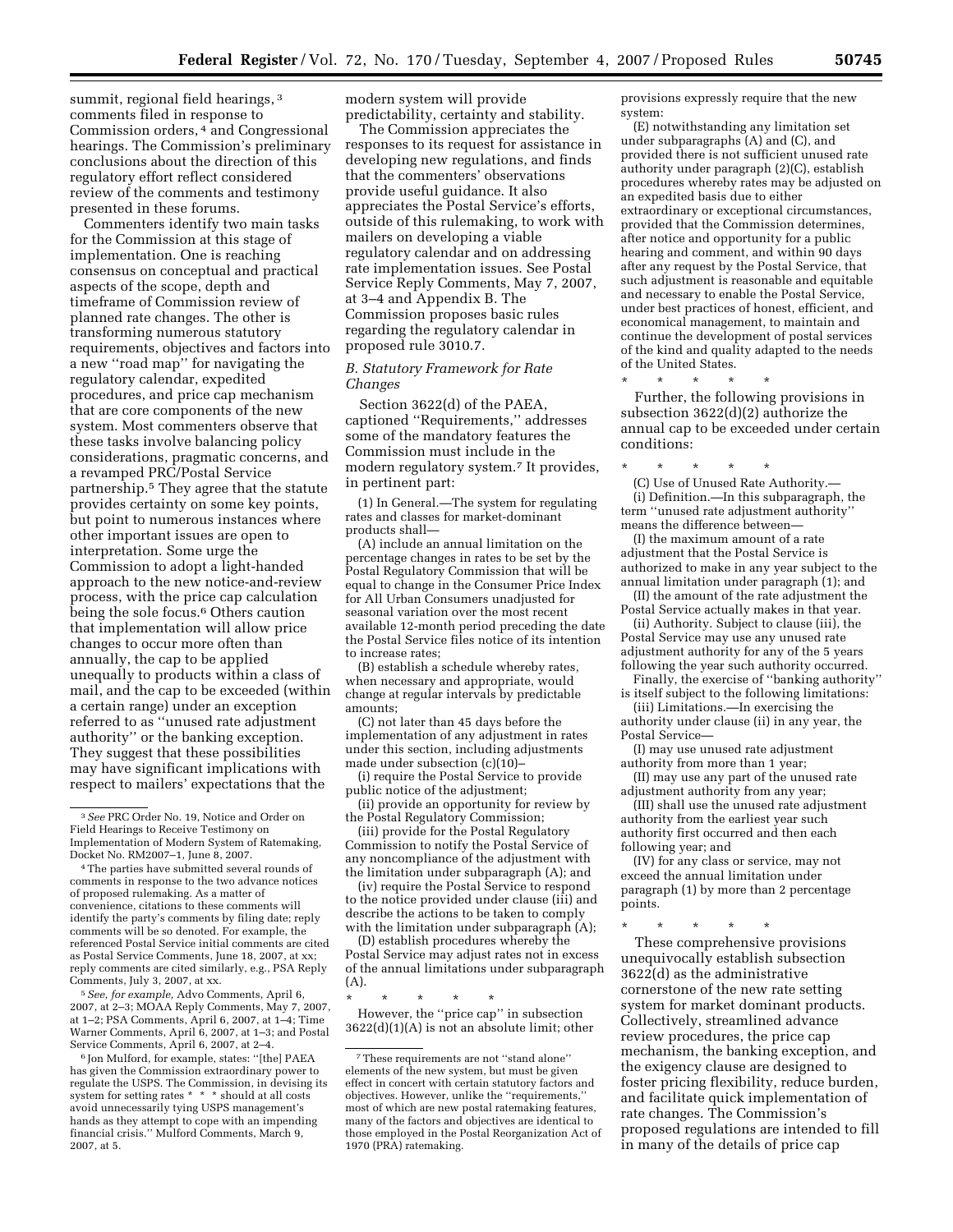summit, regional field hearings,[3] comments filed in response to Commission orders,[4] and Congressional hearings. The Commission's preliminary conclusions about the direction of this regulatory effort reflect considered review of the comments and testimony presented in these forums.

Commenters identify two main tasks for the Commission at this stage of implementation. One is reaching consensus on conceptual and practical aspects of the scope, depth and timeframe of Commission review of planned rate changes. The other is transforming numerous statutory requirements, objectives and factors into a new ''road map'' for navigating the regulatory calendar, expedited procedures, and price cap mechanism that are core components of the new system. Most commenters observe that these tasks involve balancing policy considerations, pragmatic concerns, and a revamped PRC/Postal Service partnership.[5] They agree that the statute provides certainty on some key points, but point to numerous instances where other important issues are open to interpretation. Some urge the Commission to adopt a light-handed approach to the new notice-and-review process, with the price cap calculation being the sole focus.[6] Others caution that implementation will allow price changes to occur more often than annually, the cap to be applied unequally to products within a class of mail, and the cap to be exceeded (within a certain range) under an exception referred to as ''unused rate adjustment authority'' or the banking exception. They suggest that these possibilities may have significant implications with respect to mailers' expectations that the modern system will provide predictability, certainty and stability.

The Commission appreciates the responses to its request for assistance in developing new regulations, and finds that the commenters' observations provide useful guidance. It also appreciates the Postal Service's efforts, outside of this rulemaking, to work with mailers on developing a viable regulatory calendar and on addressing rate implementation issues. See Postal Service Reply Comments, May 7, 2007, at 3–4 and Appendix B. The Commission proposes basic rules regarding the regulatory calendar in proposed rule 3010.7.

### *B. Statutory Framework for Rate Changes*

Section 3622(d) of the PAEA, captioned ''Requirements,'' addresses some of the mandatory features the Commission must include in the modern regulatory system.[7] It provides, in pertinent part:

(1) In General.—The system for regulating rates and classes for market-dominant products shall—

(A) include an annual limitation on the percentage changes in rates to be set by the Postal Regulatory Commission that will be equal to change in the Consumer Price Index for All Urban Consumers unadjusted for seasonal variation over the most recent available 12-month period preceding the date the Postal Service files notice of its intention to increase rates;

(B) establish a schedule whereby rates, when necessary and appropriate, would change at regular intervals by predictable amounts;

(C) not later than 45 days before the implementation of any adjustment in rates under this section, including adjustments made under subsection (c)(10)–

(i) require the Postal Service to provide public notice of the adjustment;

(ii) provide an opportunity for review by the Postal Regulatory Commission;

(iii) provide for the Postal Regulatory Commission to notify the Postal Service of any noncompliance of the adjustment with the limitation under subparagraph (A); and

(iv) require the Postal Service to respond to the notice provided under clause (iii) and describe the actions to be taken to comply with the limitation under subparagraph (A);

(D) establish procedures whereby the Postal Service may adjust rates not in excess of the annual limitations under subparagraph (A).

\* \* \* \* \*

However, the ''price cap'' in subsection 3622(d)(1)(A) is not an absolute limit; other provisions expressly require that the new system:

(E) notwithstanding any limitation set under subparagraphs (A) and (C), and provided there is not sufficient unused rate authority under paragraph (2)(C), establish procedures whereby rates may be adjusted on an expedited basis due to either extraordinary or exceptional circumstances, provided that the Commission determines, after notice and opportunity for a public hearing and comment, and within 90 days after any request by the Postal Service, that such adjustment is reasonable and equitable and necessary to enable the Postal Service, under best practices of honest, efficient, and economical management, to maintain and continue the development of postal services of the kind and quality adapted to the needs of the United States.

\* \* \* \* \*

Further, the following provisions in subsection 3622(d)(2) authorize the annual cap to be exceeded under certain conditions:

\* \* \* \* \*

(C) Use of Unused Rate Authority.—

(i) Definition.—In this subparagraph, the term ''unused rate adjustment authority'' means the difference between—

(I) the maximum amount of a rate adjustment that the Postal Service is authorized to make in any year subject to the annual limitation under paragraph (1); and

(II) the amount of the rate adjustment the Postal Service actually makes in that year.

(ii) Authority. Subject to clause (iii), the Postal Service may use any unused rate adjustment authority for any of the 5 years following the year such authority occurred.

Finally, the exercise of ''banking authority'' is itself subject to the following limitations:

(iii) Limitations.—In exercising the authority under clause (ii) in any year, the Postal Service—

(I) may use unused rate adjustment authority from more than 1 year;

(II) may use any part of the unused rate adjustment authority from any year;

(III) shall use the unused rate adjustment authority from the earliest year such authority first occurred and then each following year; and

(IV) for any class or service, may not exceed the annual limitation under paragraph (1) by more than 2 percentage points.

\* \* \* \* \*

These comprehensive provisions unequivocally establish subsection 3622(d) as the administrative cornerstone of the new rate setting system for market dominant products. Collectively, streamlined advance review procedures, the price cap mechanism, the banking exception, and the exigency clause are designed to foster pricing flexibility, reduce burden, and facilitate quick implementation of rate changes. The Commission's proposed regulations are intended to fill in many of the details of price cap

---

[3] *See* PRC Order No. 19, Notice and Order on Field Hearings to Receive Testimony on Implementation of Modern System of Ratemaking, Docket No. RM2007–1, June 8, 2007.

[4] The parties have submitted several rounds of comments in response to the two advance notices of proposed rulemaking. As a matter of convenience, citations to these comments will identify the party's comments by filing date; reply comments will be so denoted. For example, the referenced Postal Service initial comments are cited as Postal Service Comments, June 18, 2007, at xx; reply comments are cited similarly, e.g., PSA Reply Comments, July 3, 2007, at xx.

[5] *See, for example,* Advo Comments, April 6, 2007, at 2–3; MOAA Reply Comments, May 7, 2007, at 1–2; PSA Comments, April 6, 2007, at 1–4; Time Warner Comments, April 6, 2007, at 1–3; and Postal Service Comments, April 6, 2007, at 2–4.

[6] Jon Mulford, for example, states: ''[the] PAEA has given the Commission extraordinary power to regulate the USPS. The Commission, in devising its system for setting rates \* \* \* should at all costs avoid unnecessarily tying USPS management's hands as they attempt to cope with an impending financial crisis.'' Mulford Comments, March 9, 2007, at 5.

[7] These requirements are not ''stand alone'' elements of the new system, but must be given effect in concert with certain statutory factors and objectives. However, unlike the ''requirements,'' most of which are new postal ratemaking features, many of the factors and objectives are identical to those employed in the Postal Reorganization Act of 1970 (PRA) ratemaking.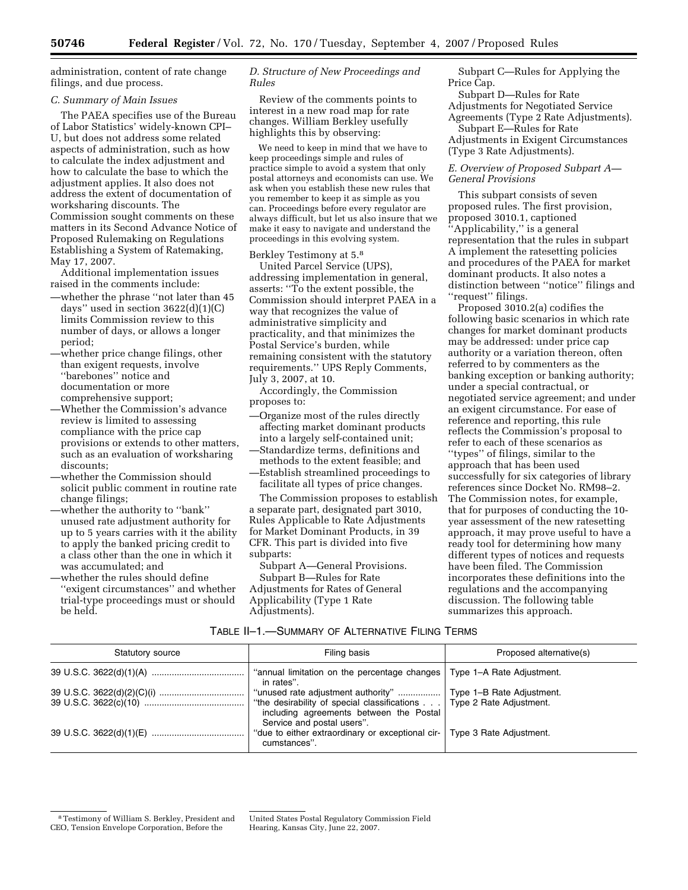administration, content of rate change filings, and due process.

### C. Summary of Main Issues

The PAEA specifies use of the Bureau of Labor Statistics' widely-known CPI–U, but does not address some related aspects of administration, such as how to calculate the index adjustment and how to calculate the base to which the adjustment applies. It also does not address the extent of documentation of worksharing discounts. The Commission sought comments on these matters in its Second Advance Notice of Proposed Rulemaking on Regulations Establishing a System of Ratemaking, May 17, 2007.

Additional implementation issues raised in the comments include:

—whether the phrase ''not later than 45 days'' used in section 3622(d)(1)(C) limits Commission review to this number of days, or allows a longer period;

—whether price change filings, other than exigent requests, involve ''barebones'' notice and documentation or more comprehensive support;

—Whether the Commission's advance review is limited to assessing compliance with the price cap provisions or extends to other matters, such as an evaluation of worksharing discounts;

—whether the Commission should solicit public comment in routine rate change filings;

—whether the authority to ''bank'' unused rate adjustment authority for up to 5 years carries with it the ability to apply the banked pricing credit to a class other than the one in which it was accumulated; and

—whether the rules should define ''exigent circumstances'' and whether trial-type proceedings must or should be held.

### D. Structure of New Proceedings and Rules

Review of the comments points to interest in a new road map for rate changes. William Berkley usefully highlights this by observing:

> We need to keep in mind that we have to keep proceedings simple and rules of practice simple to avoid a system that only postal attorneys and economists can use. We ask when you establish these new rules that you remember to keep it as simple as you can. Proceedings before every regulator are always difficult, but let us also insure that we make it easy to navigate and understand the proceedings in this evolving system.

Berkley Testimony at 5.[8]

United Parcel Service (UPS), addressing implementation in general, asserts: ''To the extent possible, the Commission should interpret PAEA in a way that recognizes the value of administrative simplicity and practicality, and that minimizes the Postal Service's burden, while remaining consistent with the statutory requirements.'' UPS Reply Comments, July 3, 2007, at 10.

Accordingly, the Commission proposes to:

—Organize most of the rules directly affecting market dominant products into a largely self-contained unit;

—Standardize terms, definitions and methods to the extent feasible; and

—Establish streamlined proceedings to facilitate all types of price changes.

The Commission proposes to establish a separate part, designated part 3010, Rules Applicable to Rate Adjustments for Market Dominant Products, in 39 CFR. This part is divided into five subparts:

Subpart A—General Provisions.

Subpart B—Rules for Rate Adjustments for Rates of General Applicability (Type 1 Rate Adjustments).

Subpart C—Rules for Applying the Price Cap.

Subpart D—Rules for Rate Adjustments for Negotiated Service Agreements (Type 2 Rate Adjustments).

Subpart E—Rules for Rate Adjustments in Exigent Circumstances (Type 3 Rate Adjustments).

### E. Overview of Proposed Subpart A—General Provisions

This subpart consists of seven proposed rules. The first provision, proposed 3010.1, captioned ''Applicability,'' is a general representation that the rules in subpart A implement the ratesetting policies and procedures of the PAEA for market dominant products. It also notes a distinction between ''notice'' filings and ''request'' filings.

Proposed 3010.2(a) codifies the following basic scenarios in which rate changes for market dominant products may be addressed: under price cap authority or a variation thereon, often referred to by commenters as the banking exception or banking authority; under a special contractual, or negotiated service agreement; and under an exigent circumstance. For ease of reference and reporting, this rule reflects the Commission's proposal to refer to each of these scenarios as ''types'' of filings, similar to the approach that has been used successfully for six categories of library references since Docket No. RM98–2. The Commission notes, for example, that for purposes of conducting the 10-year assessment of the new ratesetting approach, it may prove useful to have a ready tool for determining how many different types of notices and requests have been filed. The Commission incorporates these definitions into the regulations and the accompanying discussion. The following table summarizes this approach.

TABLE II–1.—SUMMARY OF ALTERNATIVE FILING TERMS

| Statutory source | Filing basis | Proposed alternative(s) |
| --- | --- | --- |
| 39 U.S.C. 3622(d)(1)(A) | ''annual limitation on the percentage changes in rates''. | Type 1–A Rate Adjustment. |
| 39 U.S.C. 3622(d)(2)(C)(i) | ''unused rate adjustment authority'' | Type 1–B Rate Adjustment. |
| 39 U.S.C. 3622(c)(10) | ''the desirability of special classifications . . . including agreements between the Postal Service and postal users''. | Type 2 Rate Adjustment. |
| 39 U.S.C. 3622(d)(1)(E) | ''due to either extraordinary or exceptional circumstances''. | Type 3 Rate Adjustment. |

[8] Testimony of William S. Berkley, President and CEO, Tension Envelope Corporation, Before the United States Postal Regulatory Commission Field Hearing, Kansas City, June 22, 2007.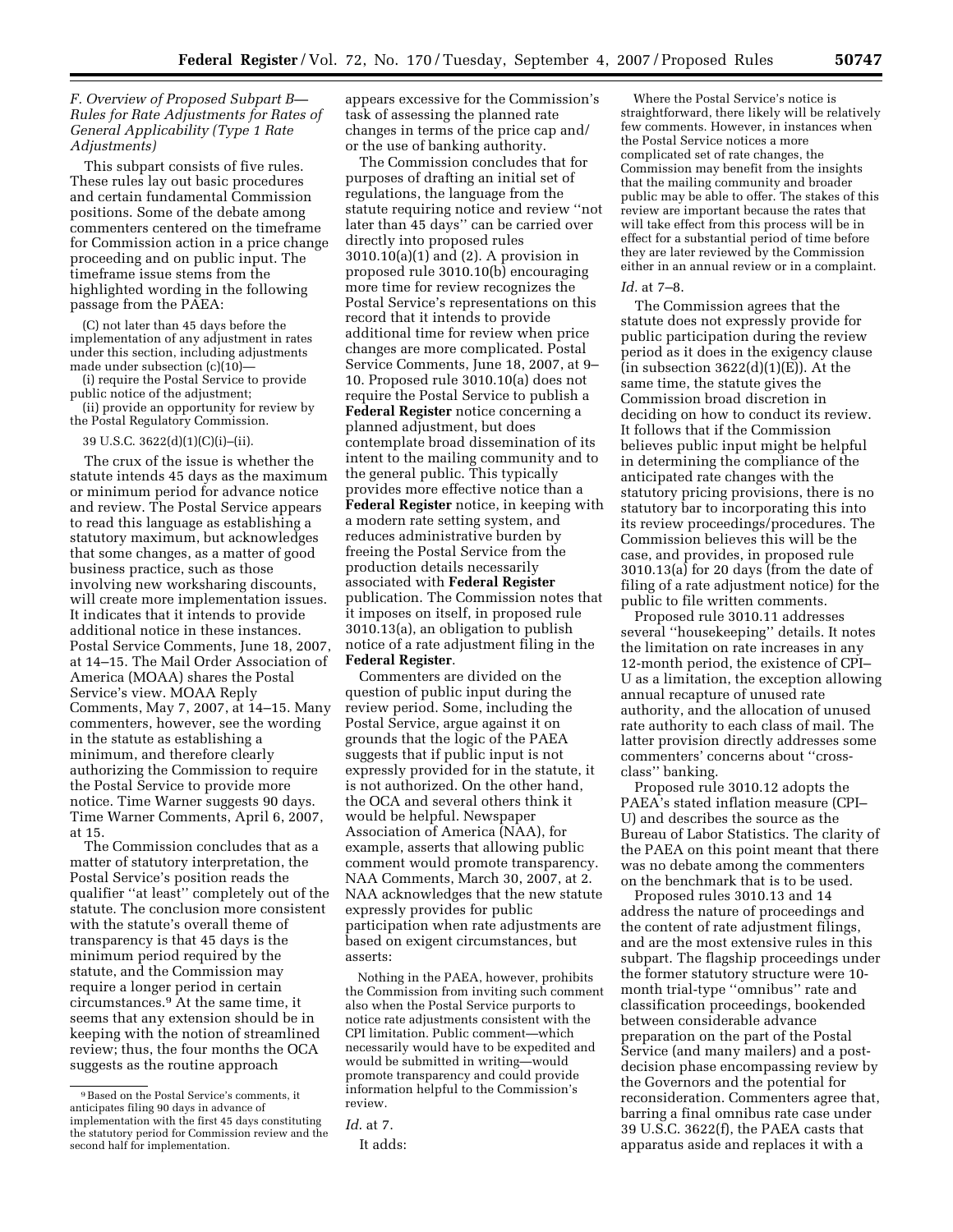### F. Overview of Proposed Subpart B—Rules for Rate Adjustments for Rates of General Applicability (Type 1 Rate Adjustments)

This subpart consists of five rules. These rules lay out basic procedures and certain fundamental Commission positions. Some of the debate among commenters centered on the timeframe for Commission action in a price change proceeding and on public input. The timeframe issue stems from the highlighted wording in the following passage from the PAEA:

> (C) not later than 45 days before the implementation of any adjustment in rates under this section, including adjustments made under subsection (c)(10)—
>
> (i) require the Postal Service to provide public notice of the adjustment;
>
> (ii) provide an opportunity for review by the Postal Regulatory Commission.
>
> 39 U.S.C. 3622(d)(1)(C)(i)–(ii).

The crux of the issue is whether the statute intends 45 days as the maximum or minimum period for advance notice and review. The Postal Service appears to read this language as establishing a statutory maximum, but acknowledges that some changes, as a matter of good business practice, such as those involving new worksharing discounts, will create more implementation issues. It indicates that it intends to provide additional notice in these instances. Postal Service Comments, June 18, 2007, at 14–15. The Mail Order Association of America (MOAA) shares the Postal Service's view. MOAA Reply Comments, May 7, 2007, at 14–15. Many commenters, however, see the wording in the statute as establishing a minimum, and therefore clearly authorizing the Commission to require the Postal Service to provide more notice. Time Warner suggests 90 days. Time Warner Comments, April 6, 2007, at 15.

The Commission concludes that as a matter of statutory interpretation, the Postal Service's position reads the qualifier "at least" completely out of the statute. The conclusion more consistent with the statute's overall theme of transparency is that 45 days is the minimum period required by the statute, and the Commission may require a longer period in certain circumstances.[9] At the same time, it seems that any extension should be in keeping with the notion of streamlined review; thus, the four months the OCA suggests as the routine approach appears excessive for the Commission's task of assessing the planned rate changes in terms of the price cap and/or the use of banking authority.

The Commission concludes that for purposes of drafting an initial set of regulations, the language from the statute requiring notice and review "not later than 45 days" can be carried over directly into proposed rules 3010.10(a)(1) and (2). A provision in proposed rule 3010.10(b) encouraging more time for review recognizes the Postal Service's representations on this record that it intends to provide additional time for review when price changes are more complicated. Postal Service Comments, June 18, 2007, at 9–10. Proposed rule 3010.10(a) does not require the Postal Service to publish a **Federal Register** notice concerning a planned adjustment, but does contemplate broad dissemination of its intent to the mailing community and to the general public. This typically provides more effective notice than a **Federal Register** notice, in keeping with a modern rate setting system, and reduces administrative burden by freeing the Postal Service from the production details necessarily associated with **Federal Register** publication. The Commission notes that it imposes on itself, in proposed rule 3010.13(a), an obligation to publish notice of a rate adjustment filing in the **Federal Register**.

Commenters are divided on the question of public input during the review period. Some, including the Postal Service, argue against it on grounds that the logic of the PAEA suggests that if public input is not expressly provided for in the statute, it is not authorized. On the other hand, the OCA and several others think it would be helpful. Newspaper Association of America (NAA), for example, asserts that allowing public comment would promote transparency. NAA Comments, March 30, 2007, at 2. NAA acknowledges that the new statute expressly provides for public participation when rate adjustments are based on exigent circumstances, but asserts:

> Nothing in the PAEA, however, prohibits the Commission from inviting such comment also when the Postal Service purports to notice rate adjustments consistent with the CPI limitation. Public comment—which necessarily would have to be expedited and would be submitted in writing—would promote transparency and could provide information helpful to the Commission's review.

*Id.* at 7.

It adds:

> Where the Postal Service's notice is straightforward, there likely will be relatively few comments. However, in instances when the Postal Service notices a more complicated set of rate changes, the Commission may benefit from the insights that the mailing community and broader public may be able to offer. The stakes of this review are important because the rates that will take effect from this process will be in effect for a substantial period of time before they are later reviewed by the Commission either in an annual review or in a complaint.

*Id.* at 7–8.

The Commission agrees that the statute does not expressly provide for public participation during the review period as it does in the exigency clause (in subsection 3622(d)(1)(E)). At the same time, the statute gives the Commission broad discretion in deciding on how to conduct its review. It follows that if the Commission believes public input might be helpful in determining the compliance of the anticipated rate changes with the statutory pricing provisions, there is no statutory bar to incorporating this into its review proceedings/procedures. The Commission believes this will be the case, and provides, in proposed rule 3010.13(a) for 20 days (from the date of filing of a rate adjustment notice) for the public to file written comments.

Proposed rule 3010.11 addresses several "housekeeping" details. It notes the limitation on rate increases in any 12-month period, the existence of CPI–U as a limitation, the exception allowing annual recapture of unused rate authority, and the allocation of unused rate authority to each class of mail. The latter provision directly addresses some commenters' concerns about "cross-class" banking.

Proposed rule 3010.12 adopts the PAEA's stated inflation measure (CPI–U) and describes the source as the Bureau of Labor Statistics. The clarity of the PAEA on this point meant that there was no debate among the commenters on the benchmark that is to be used.

Proposed rules 3010.13 and 14 address the nature of proceedings and the content of rate adjustment filings, and are the most extensive rules in this subpart. The flagship proceedings under the former statutory structure were 10-month trial-type "omnibus" rate and classification proceedings, bookended between considerable advance preparation on the part of the Postal Service (and many mailers) and a post-decision phase encompassing review by the Governors and the potential for reconsideration. Commenters agree that, barring a final omnibus rate case under 39 U.S.C. 3622(f), the PAEA casts that apparatus aside and replaces it with a

[9] Based on the Postal Service's comments, it anticipates filing 90 days in advance of implementation with the first 45 days constituting the statutory period for Commission review and the second half for implementation.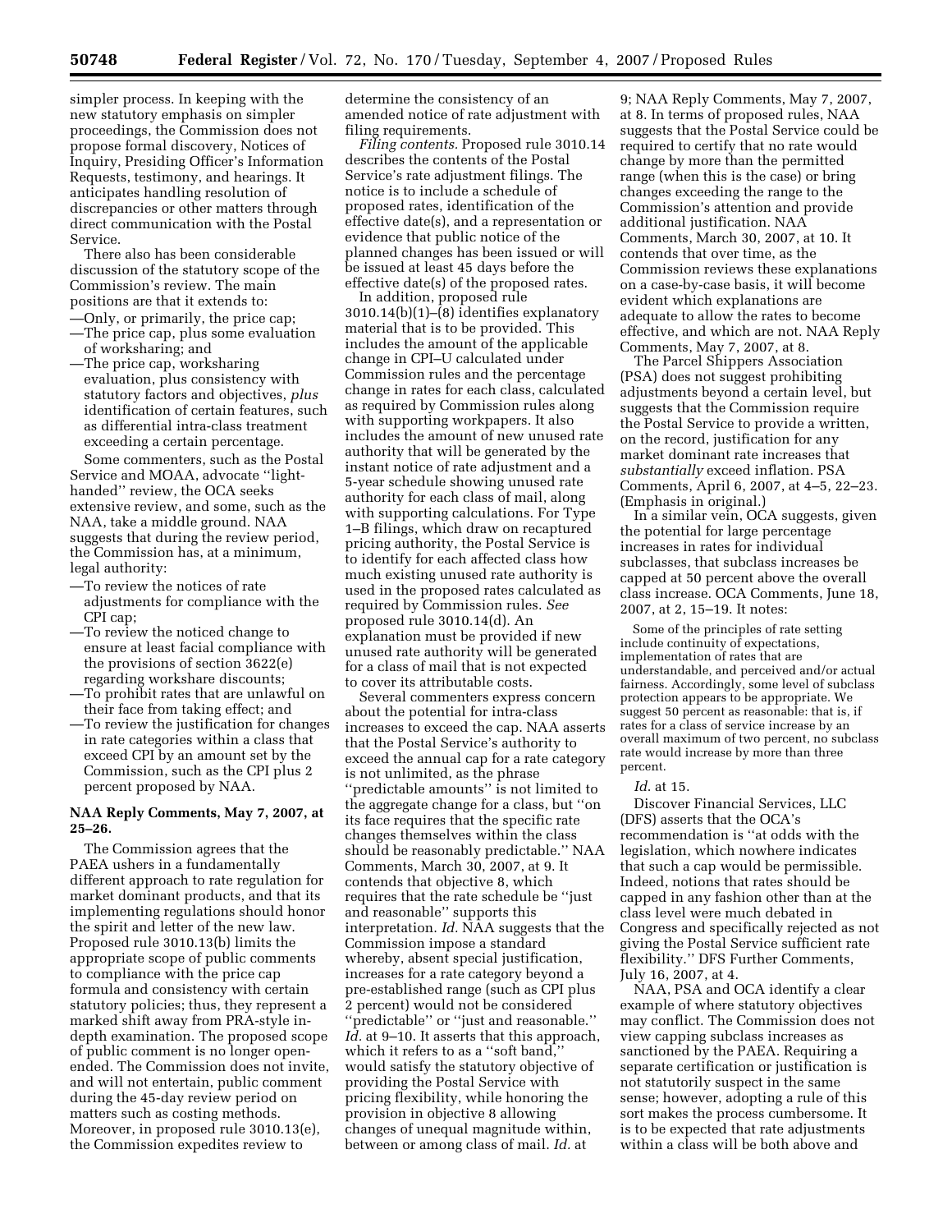simpler process. In keeping with the new statutory emphasis on simpler proceedings, the Commission does not propose formal discovery, Notices of Inquiry, Presiding Officer's Information Requests, testimony, and hearings. It anticipates handling resolution of discrepancies or other matters through direct communication with the Postal Service.

There also has been considerable discussion of the statutory scope of the Commission's review. The main positions are that it extends to:

—Only, or primarily, the price cap;
—The price cap, plus some evaluation of worksharing; and
—The price cap, worksharing evaluation, plus consistency with statutory factors and objectives, *plus* identification of certain features, such as differential intra-class treatment exceeding a certain percentage.

Some commenters, such as the Postal Service and MOAA, advocate ''light-handed'' review, the OCA seeks extensive review, and some, such as the NAA, take a middle ground. NAA suggests that during the review period, the Commission has, at a minimum, legal authority:

—To review the notices of rate adjustments for compliance with the CPI cap;
—To review the noticed change to ensure at least facial compliance with the provisions of section 3622(e) regarding workshare discounts;
—To prohibit rates that are unlawful on their face from taking effect; and
—To review the justification for changes in rate categories within a class that exceed CPI by an amount set by the Commission, such as the CPI plus 2 percent proposed by NAA.

**NAA Reply Comments, May 7, 2007, at 25–26.**

The Commission agrees that the PAEA ushers in a fundamentally different approach to rate regulation for market dominant products, and that its implementing regulations should honor the spirit and letter of the new law. Proposed rule 3010.13(b) limits the appropriate scope of public comments to compliance with the price cap formula and consistency with certain statutory policies; thus, they represent a marked shift away from PRA-style in-depth examination. The proposed scope of public comment is no longer open-ended. The Commission does not invite, and will not entertain, public comment during the 45-day review period on matters such as costing methods. Moreover, in proposed rule 3010.13(e), the Commission expedites review to determine the consistency of an amended notice of rate adjustment with filing requirements.

*Filing contents.* Proposed rule 3010.14 describes the contents of the Postal Service's rate adjustment filings. The notice is to include a schedule of proposed rates, identification of the effective date(s), and a representation or evidence that public notice of the planned changes has been issued or will be issued at least 45 days before the effective date(s) of the proposed rates.

In addition, proposed rule 3010.14(b)(1)–(8) identifies explanatory material that is to be provided. This includes the amount of the applicable change in CPI–U calculated under Commission rules and the percentage change in rates for each class, calculated as required by Commission rules along with supporting workpapers. It also includes the amount of new unused rate authority that will be generated by the instant notice of rate adjustment and a 5-year schedule showing unused rate authority for each class of mail, along with supporting calculations. For Type 1–B filings, which draw on recaptured pricing authority, the Postal Service is to identify for each affected class how much existing unused rate authority is used in the proposed rates calculated as required by Commission rules. *See* proposed rule 3010.14(d). An explanation must be provided if new unused rate authority will be generated for a class of mail that is not expected to cover its attributable costs.

Several commenters express concern about the potential for intra-class increases to exceed the cap. NAA asserts that the Postal Service's authority to exceed the annual cap for a rate category is not unlimited, as the phrase ''predictable amounts'' is not limited to the aggregate change for a class, but ''on its face requires that the specific rate changes themselves within the class should be reasonably predictable.'' NAA Comments, March 30, 2007, at 9. It contends that objective 8, which requires that the rate schedule be ''just and reasonable'' supports this interpretation. *Id.* NAA suggests that the Commission impose a standard whereby, absent special justification, increases for a rate category beyond a pre-established range (such as CPI plus 2 percent) would not be considered ''predictable'' or ''just and reasonable.'' *Id.* at 9–10. It asserts that this approach, which it refers to as a ''soft band,'' would satisfy the statutory objective of providing the Postal Service with pricing flexibility, while honoring the provision in objective 8 allowing changes of unequal magnitude within, between or among class of mail. *Id.* at 9; NAA Reply Comments, May 7, 2007, at 8. In terms of proposed rules, NAA suggests that the Postal Service could be required to certify that no rate would change by more than the permitted range (when this is the case) or bring changes exceeding the range to the Commission's attention and provide additional justification. NAA Comments, March 30, 2007, at 10. It contends that over time, as the Commission reviews these explanations on a case-by-case basis, it will become evident which explanations are adequate to allow the rates to become effective, and which are not. NAA Reply Comments, May 7, 2007, at 8.

The Parcel Shippers Association (PSA) does not suggest prohibiting adjustments beyond a certain level, but suggests that the Commission require the Postal Service to provide a written, on the record, justification for any market dominant rate increases that *substantially* exceed inflation. PSA Comments, April 6, 2007, at 4–5, 22–23. (Emphasis in original.)

In a similar vein, OCA suggests, given the potential for large percentage increases in rates for individual subclasses, that subclass increases be capped at 50 percent above the overall class increase. OCA Comments, June 18, 2007, at 2, 15–19. It notes:

> Some of the principles of rate setting include continuity of expectations, implementation of rates that are understandable, and perceived and/or actual fairness. Accordingly, some level of subclass protection appears to be appropriate. We suggest 50 percent as reasonable: that is, if rates for a class of service increase by an overall maximum of two percent, no subclass rate would increase by more than three percent.

*Id.* at 15.

Discover Financial Services, LLC (DFS) asserts that the OCA's recommendation is ''at odds with the legislation, which nowhere indicates that such a cap would be permissible. Indeed, notions that rates should be capped in any fashion other than at the class level were much debated in Congress and specifically rejected as not giving the Postal Service sufficient rate flexibility.'' DFS Further Comments, July 16, 2007, at 4.

NAA, PSA and OCA identify a clear example of where statutory objectives may conflict. The Commission does not view capping subclass increases as sanctioned by the PAEA. Requiring a separate certification or justification is not statutorily suspect in the same sense; however, adopting a rule of this sort makes the process cumbersome. It is to be expected that rate adjustments within a class will be both above and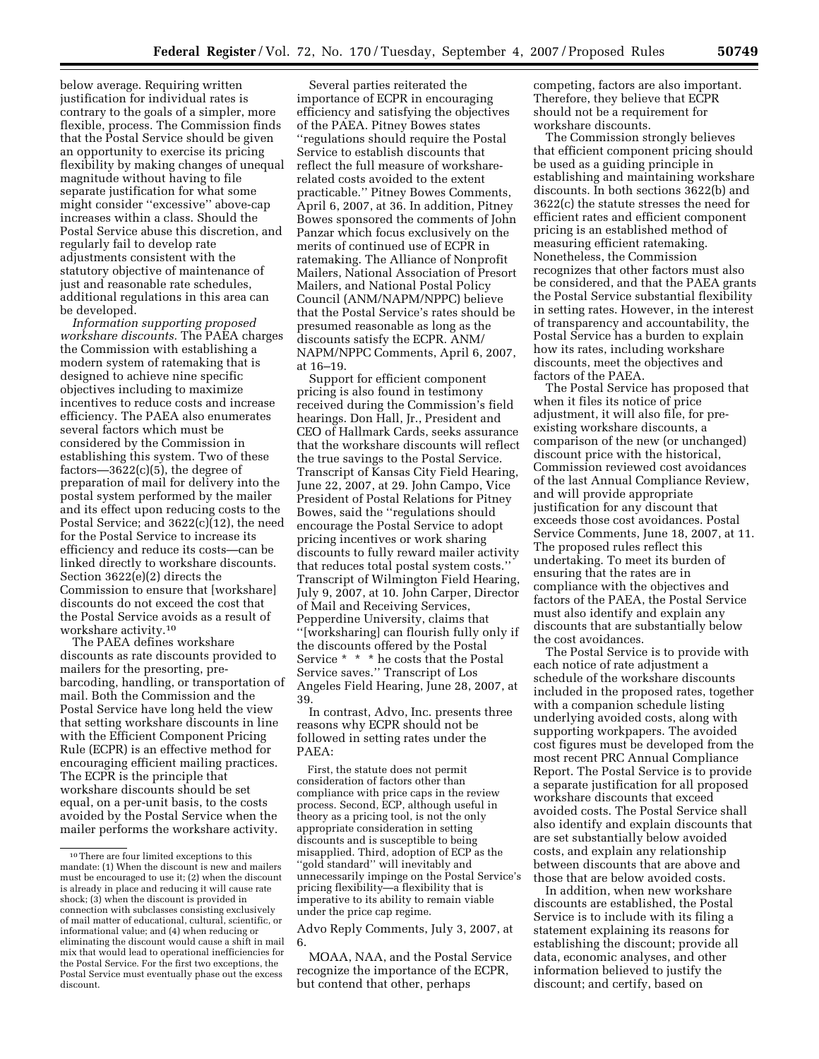below average. Requiring written justification for individual rates is contrary to the goals of a simpler, more flexible, process. The Commission finds that the Postal Service should be given an opportunity to exercise its pricing flexibility by making changes of unequal magnitude without having to file separate justification for what some might consider ''excessive'' above-cap increases within a class. Should the Postal Service abuse this discretion, and regularly fail to develop rate adjustments consistent with the statutory objective of maintenance of just and reasonable rate schedules, additional regulations in this area can be developed.

*Information supporting proposed workshare discounts.* The PAEA charges the Commission with establishing a modern system of ratemaking that is designed to achieve nine specific objectives including to maximize incentives to reduce costs and increase efficiency. The PAEA also enumerates several factors which must be considered by the Commission in establishing this system. Two of these factors—3622(c)(5), the degree of preparation of mail for delivery into the postal system performed by the mailer and its effect upon reducing costs to the Postal Service; and 3622(c)(12), the need for the Postal Service to increase its efficiency and reduce its costs—can be linked directly to workshare discounts. Section 3622(e)(2) directs the Commission to ensure that [workshare] discounts do not exceed the cost that the Postal Service avoids as a result of workshare activity.[10]

The PAEA defines workshare discounts as rate discounts provided to mailers for the presorting, pre-barcoding, handling, or transportation of mail. Both the Commission and the Postal Service have long held the view that setting workshare discounts in line with the Efficient Component Pricing Rule (ECPR) is an effective method for encouraging efficient mailing practices. The ECPR is the principle that workshare discounts should be set equal, on a per-unit basis, to the costs avoided by the Postal Service when the mailer performs the workshare activity.

Several parties reiterated the importance of ECPR in encouraging efficiency and satisfying the objectives of the PAEA. Pitney Bowes states ''regulations should require the Postal Service to establish discounts that reflect the full measure of workshare-related costs avoided to the extent practicable.'' Pitney Bowes Comments, April 6, 2007, at 36. In addition, Pitney Bowes sponsored the comments of John Panzar which focus exclusively on the merits of continued use of ECPR in ratemaking. The Alliance of Nonprofit Mailers, National Association of Presort Mailers, and National Postal Policy Council (ANM/NAPM/NPPC) believe that the Postal Service's rates should be presumed reasonable as long as the discounts satisfy the ECPR. ANM/NAPM/NPPC Comments, April 6, 2007, at 16–19.

Support for efficient component pricing is also found in testimony received during the Commission's field hearings. Don Hall, Jr., President and CEO of Hallmark Cards, seeks assurance that the workshare discounts will reflect the true savings to the Postal Service. Transcript of Kansas City Field Hearing, June 22, 2007, at 29. John Campo, Vice President of Postal Relations for Pitney Bowes, said the ''regulations should encourage the Postal Service to adopt pricing incentives or work sharing discounts to fully reward mailer activity that reduces total postal system costs.'' Transcript of Wilmington Field Hearing, July 9, 2007, at 10. John Carper, Director of Mail and Receiving Services, Pepperdine University, claims that ''[worksharing] can flourish fully only if the discounts offered by the Postal Service * * * he costs that the Postal Service saves.'' Transcript of Los Angeles Field Hearing, June 28, 2007, at 39.

In contrast, Advo, Inc. presents three reasons why ECPR should not be followed in setting rates under the PAEA:

> First, the statute does not permit consideration of factors other than compliance with price caps in the review process. Second, ECP, although useful in theory as a pricing tool, is not the only appropriate consideration in setting discounts and is susceptible to being misapplied. Third, adoption of ECP as the ''gold standard'' will inevitably and unnecessarily impinge on the Postal Service's pricing flexibility—a flexibility that is imperative to its ability to remain viable under the price cap regime.

Advo Reply Comments, July 3, 2007, at 6.

MOAA, NAA, and the Postal Service recognize the importance of the ECPR, but contend that other, perhaps competing, factors are also important. Therefore, they believe that ECPR should not be a requirement for workshare discounts.

The Commission strongly believes that efficient component pricing should be used as a guiding principle in establishing and maintaining workshare discounts. In both sections 3622(b) and 3622(c) the statute stresses the need for efficient rates and efficient component pricing is an established method of measuring efficient ratemaking. Nonetheless, the Commission recognizes that other factors must also be considered, and that the PAEA grants the Postal Service substantial flexibility in setting rates. However, in the interest of transparency and accountability, the Postal Service has a burden to explain how its rates, including workshare discounts, meet the objectives and factors of the PAEA.

The Postal Service has proposed that when it files its notice of price adjustment, it will also file, for pre-existing workshare discounts, a comparison of the new (or unchanged) discount price with the historical, Commission reviewed cost avoidances of the last Annual Compliance Review, and will provide appropriate justification for any discount that exceeds those cost avoidances. Postal Service Comments, June 18, 2007, at 11. The proposed rules reflect this undertaking. To meet its burden of ensuring that the rates are in compliance with the objectives and factors of the PAEA, the Postal Service must also identify and explain any discounts that are substantially below the cost avoidances.

The Postal Service is to provide with each notice of rate adjustment a schedule of the workshare discounts included in the proposed rates, together with a companion schedule listing underlying avoided costs, along with supporting workpapers. The avoided cost figures must be developed from the most recent PRC Annual Compliance Report. The Postal Service is to provide a separate justification for all proposed workshare discounts that exceed avoided costs. The Postal Service shall also identify and explain discounts that are set substantially below avoided costs, and explain any relationship between discounts that are above and those that are below avoided costs.

In addition, when new workshare discounts are established, the Postal Service is to include with its filing a statement explaining its reasons for establishing the discount; provide all data, economic analyses, and other information believed to justify the discount; and certify, based on

[10] There are four limited exceptions to this mandate: (1) When the discount is new and mailers must be encouraged to use it; (2) when the discount is already in place and reducing it will cause rate shock; (3) when the discount is provided in connection with subclasses consisting exclusively of mail matter of educational, cultural, scientific, or informational value; and (4) when reducing or eliminating the discount would cause a shift in mail mix that would lead to operational inefficiencies for the Postal Service. For the first two exceptions, the Postal Service must eventually phase out the excess discount.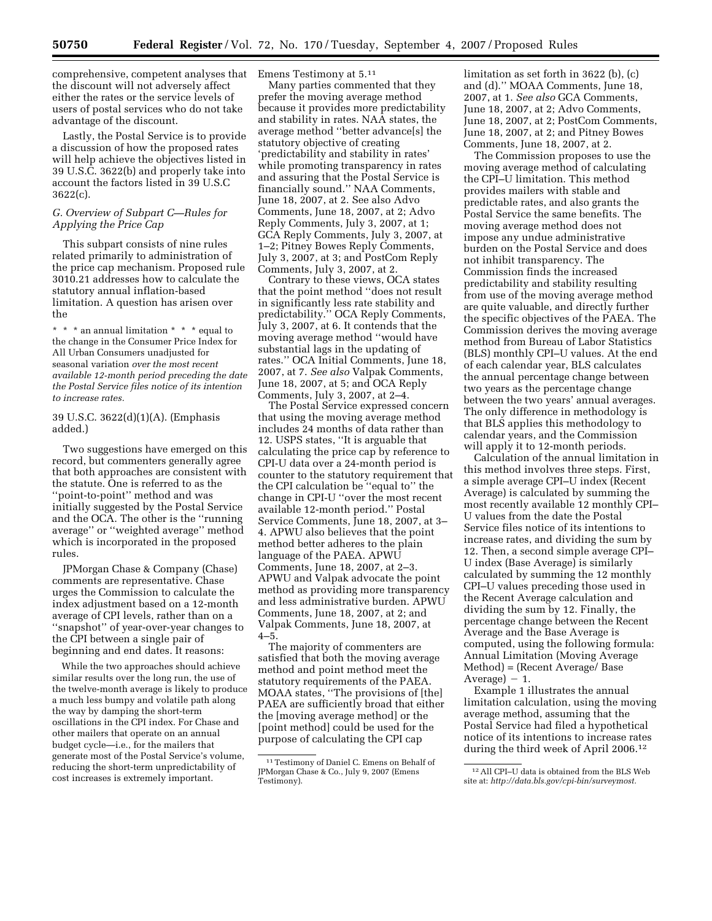comprehensive, competent analyses that the discount will not adversely affect either the rates or the service levels of users of postal services who do not take advantage of the discount.

Lastly, the Postal Service is to provide a discussion of how the proposed rates will help achieve the objectives listed in 39 U.S.C. 3622(b) and properly take into account the factors listed in 39 U.S.C 3622(c).

### *G. Overview of Subpart C—Rules for Applying the Price Cap*

This subpart consists of nine rules related primarily to administration of the price cap mechanism. Proposed rule 3010.21 addresses how to calculate the statutory annual inflation-based limitation. A question has arisen over the

> * * * an annual limitation * * * equal to the change in the Consumer Price Index for All Urban Consumers unadjusted for seasonal variation *over the most recent available 12-month period preceding the date the Postal Service files notice of its intention to increase rates.*

39 U.S.C. 3622(d)(1)(A). (Emphasis added.)

Two suggestions have emerged on this record, but commenters generally agree that both approaches are consistent with the statute. One is referred to as the ''point-to-point'' method and was initially suggested by the Postal Service and the OCA. The other is the ''running average'' or ''weighted average'' method which is incorporated in the proposed rules.

JPMorgan Chase & Company (Chase) comments are representative. Chase urges the Commission to calculate the index adjustment based on a 12-month average of CPI levels, rather than on a ''snapshot'' of year-over-year changes to the CPI between a single pair of beginning and end dates. It reasons:

> While the two approaches should achieve similar results over the long run, the use of the twelve-month average is likely to produce a much less bumpy and volatile path along the way by damping the short-term oscillations in the CPI index. For Chase and other mailers that operate on an annual budget cycle—i.e., for the mailers that generate most of the Postal Service's volume, reducing the short-term unpredictability of cost increases is extremely important.

Emens Testimony at 5.[11]

Many parties commented that they prefer the moving average method because it provides more predictability and stability in rates. NAA states, the average method ''better advance[s] the statutory objective of creating 'predictability and stability in rates' while promoting transparency in rates and assuring that the Postal Service is financially sound.'' NAA Comments, June 18, 2007, at 2. See also Advo Comments, June 18, 2007, at 2; Advo Reply Comments, July 3, 2007, at 1; GCA Reply Comments, July 3, 2007, at 1–2; Pitney Bowes Reply Comments, July 3, 2007, at 3; and PostCom Reply Comments, July 3, 2007, at 2.

Contrary to these views, OCA states that the point method ''does not result in significantly less rate stability and predictability.'' OCA Reply Comments, July 3, 2007, at 6. It contends that the moving average method ''would have substantial lags in the updating of rates.'' OCA Initial Comments, June 18, 2007, at 7. *See also* Valpak Comments, June 18, 2007, at 5; and OCA Reply Comments, July 3, 2007, at 2–4.

The Postal Service expressed concern that using the moving average method includes 24 months of data rather than 12. USPS states, ''It is arguable that calculating the price cap by reference to CPI-U data over a 24-month period is counter to the statutory requirement that the CPI calculation be ''equal to'' the change in CPI-U ''over the most recent available 12-month period.'' Postal Service Comments, June 18, 2007, at 3–4. APWU also believes that the point method better adheres to the plain language of the PAEA. APWU Comments, June 18, 2007, at 2–3. APWU and Valpak advocate the point method as providing more transparency and less administrative burden. APWU Comments, June 18, 2007, at 2; and Valpak Comments, June 18, 2007, at 4–5.

The majority of commenters are satisfied that both the moving average method and point method meet the statutory requirements of the PAEA. MOAA states, ''The provisions of [the] PAEA are sufficiently broad that either the [moving average method] or the [point method] could be used for the purpose of calculating the CPI cap limitation as set forth in 3622 (b), (c) and (d).'' MOAA Comments, June 18, 2007, at 1. *See also* GCA Comments, June 18, 2007, at 2; Advo Comments, June 18, 2007, at 2; PostCom Comments, June 18, 2007, at 2; and Pitney Bowes Comments, June 18, 2007, at 2.

The Commission proposes to use the moving average method of calculating the CPI–U limitation. This method provides mailers with stable and predictable rates, and also grants the Postal Service the same benefits. The moving average method does not impose any undue administrative burden on the Postal Service and does not inhibit transparency. The Commission finds the increased predictability and stability resulting from use of the moving average method are quite valuable, and directly further the specific objectives of the PAEA. The Commission derives the moving average method from Bureau of Labor Statistics (BLS) monthly CPI–U values. At the end of each calendar year, BLS calculates the annual percentage change between two years as the percentage change between the two years' annual averages. The only difference in methodology is that BLS applies this methodology to calendar years, and the Commission will apply it to 12-month periods.

Calculation of the annual limitation in this method involves three steps. First, a simple average CPI–U index (Recent Average) is calculated by summing the most recently available 12 monthly CPI–U values from the date the Postal Service files notice of its intentions to increase rates, and dividing the sum by 12. Then, a second simple average CPI–U index (Base Average) is similarly calculated by summing the 12 monthly CPI–U values preceding those used in the Recent Average calculation and dividing the sum by 12. Finally, the percentage change between the Recent Average and the Base Average is computed, using the following formula: Annual Limitation (Moving Average Method) = (Recent Average/ Base Average) − 1.

Example 1 illustrates the annual limitation calculation, using the moving average method, assuming that the Postal Service had filed a hypothetical notice of its intentions to increase rates during the third week of April 2006.[12]

---

[11] Testimony of Daniel C. Emens on Behalf of JPMorgan Chase & Co., July 9, 2007 (Emens Testimony).

[12] All CPI–U data is obtained from the BLS Web site at: *http://data.bls.gov/cpi-bin/surveymost.*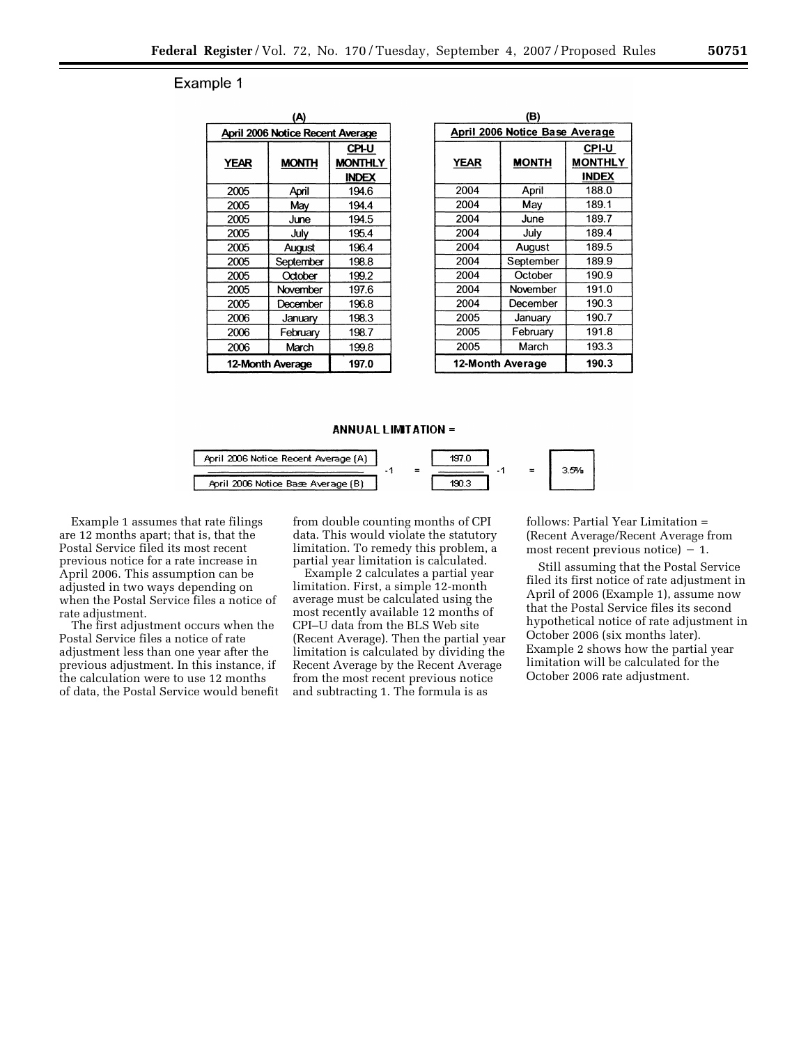## Example 1

(A)

| April 2006 Notice Recent Average | | |
|---|---|---|
| YEAR | MONTH | CPI-U MONTHLY INDEX |
| 2005 | April | 194.6 |
| 2005 | May | 194.4 |
| 2005 | June | 194.5 |
| 2005 | July | 195.4 |
| 2005 | August | 196.4 |
| 2005 | September | 198.8 |
| 2005 | October | 199.2 |
| 2005 | November | 197.6 |
| 2005 | December | 196.8 |
| 2006 | January | 198.3 |
| 2006 | February | 198.7 |
| 2006 | March | 199.8 |
| 12-Month Average | | 197.0 |

(B)

| April 2006 Notice Base Average | | |
|---|---|---|
| YEAR | MONTH | CPI-U MONTHLY INDEX |
| 2004 | April | 188.0 |
| 2004 | May | 189.1 |
| 2004 | June | 189.7 |
| 2004 | July | 189.4 |
| 2004 | August | 189.5 |
| 2004 | September | 189.9 |
| 2004 | October | 190.9 |
| 2004 | November | 191.0 |
| 2004 | December | 190.3 |
| 2005 | January | 190.7 |
| 2005 | February | 191.8 |
| 2005 | March | 193.3 |
| 12-Month Average | | 190.3 |

**ANNUAL LIMITATION =**

$$\frac{\text{April 2006 Notice Recent Average (A)}}{\text{April 2006 Notice Base Average (B)}} - 1 = \frac{197.0}{190.3} - 1 = 3.5\%$$

Example 1 assumes that rate filings are 12 months apart; that is, that the Postal Service filed its most recent previous notice for a rate increase in April 2006. This assumption can be adjusted in two ways depending on when the Postal Service files a notice of rate adjustment.

The first adjustment occurs when the Postal Service files a notice of rate adjustment less than one year after the previous adjustment. In this instance, if the calculation were to use 12 months of data, the Postal Service would benefit from double counting months of CPI data. This would violate the statutory limitation. To remedy this problem, a partial year limitation is calculated.

Example 2 calculates a partial year limitation. First, a simple 12-month average must be calculated using the most recently available 12 months of CPI–U data from the BLS Web site (Recent Average). Then the partial year limitation is calculated by dividing the Recent Average by the Recent Average from the most recent previous notice and subtracting 1. The formula is as follows: Partial Year Limitation = (Recent Average/Recent Average from most recent previous notice) − 1.

Still assuming that the Postal Service filed its first notice of rate adjustment in April of 2006 (Example 1), assume now that the Postal Service files its second hypothetical notice of rate adjustment in October 2006 (six months later). Example 2 shows how the partial year limitation will be calculated for the October 2006 rate adjustment.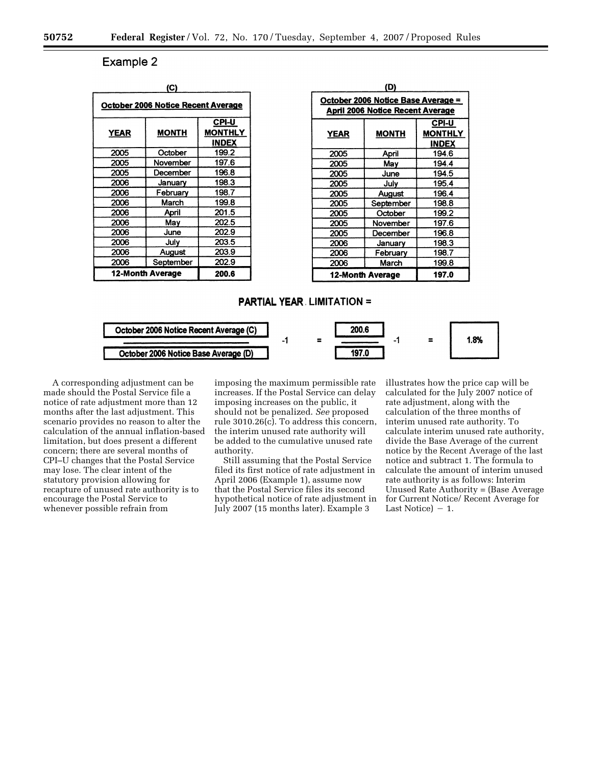Example 2

**(C)**

| October 2006 Notice Recent Average | | |
|---|---|---|
| YEAR | MONTH | CPI-U MONTHLY INDEX |
| 2005 | October | 199.2 |
| 2005 | November | 197.6 |
| 2005 | December | 196.8 |
| 2006 | January | 198.3 |
| 2006 | February | 198.7 |
| 2006 | March | 199.8 |
| 2006 | April | 201.5 |
| 2006 | May | 202.5 |
| 2006 | June | 202.9 |
| 2006 | July | 203.5 |
| 2006 | August | 203.9 |
| 2006 | September | 202.9 |
| 12-Month Average | | 200.6 |

**(D)**

| October 2006 Notice Base Average = April 2006 Notice Recent Average | | |
|---|---|---|
| YEAR | MONTH | CPI-U MONTHLY INDEX |
| 2005 | April | 194.6 |
| 2005 | May | 194.4 |
| 2005 | June | 194.5 |
| 2005 | July | 195.4 |
| 2005 | August | 196.4 |
| 2005 | September | 198.8 |
| 2005 | October | 199.2 |
| 2005 | November | 197.6 |
| 2005 | December | 196.8 |
| 2006 | January | 198.3 |
| 2006 | February | 198.7 |
| 2006 | March | 199.8 |
| 12-Month Average | | 197.0 |

**PARTIAL YEAR LIMITATION =**

$$\frac{\text{October 2006 Notice Recent Average (C)}}{\text{October 2006 Notice Base Average (D)}} - 1 = \frac{200.6}{197.0} - 1 = 1.8\%$$

A corresponding adjustment can be made should the Postal Service file a notice of rate adjustment more than 12 months after the last adjustment. This scenario provides no reason to alter the calculation of the annual inflation-based limitation, but does present a different concern; there are several months of CPI–U changes that the Postal Service may lose. The clear intent of the statutory provision allowing for recapture of unused rate authority is to encourage the Postal Service to whenever possible refrain from imposing the maximum permissible rate increases. If the Postal Service can delay imposing increases on the public, it should not be penalized. *See* proposed rule 3010.26(c). To address this concern, the interim unused rate authority will be added to the cumulative unused rate authority.

Still assuming that the Postal Service filed its first notice of rate adjustment in April 2006 (Example 1), assume now that the Postal Service files its second hypothetical notice of rate adjustment in July 2007 (15 months later). Example 3 illustrates how the price cap will be calculated for the July 2007 notice of rate adjustment, along with the calculation of the three months of interim unused rate authority. To calculate interim unused rate authority, divide the Base Average of the current notice by the Recent Average of the last notice and subtract 1. The formula to calculate the amount of interim unused rate authority is as follows: Interim Unused Rate Authority = (Base Average for Current Notice/ Recent Average for Last Notice) − 1.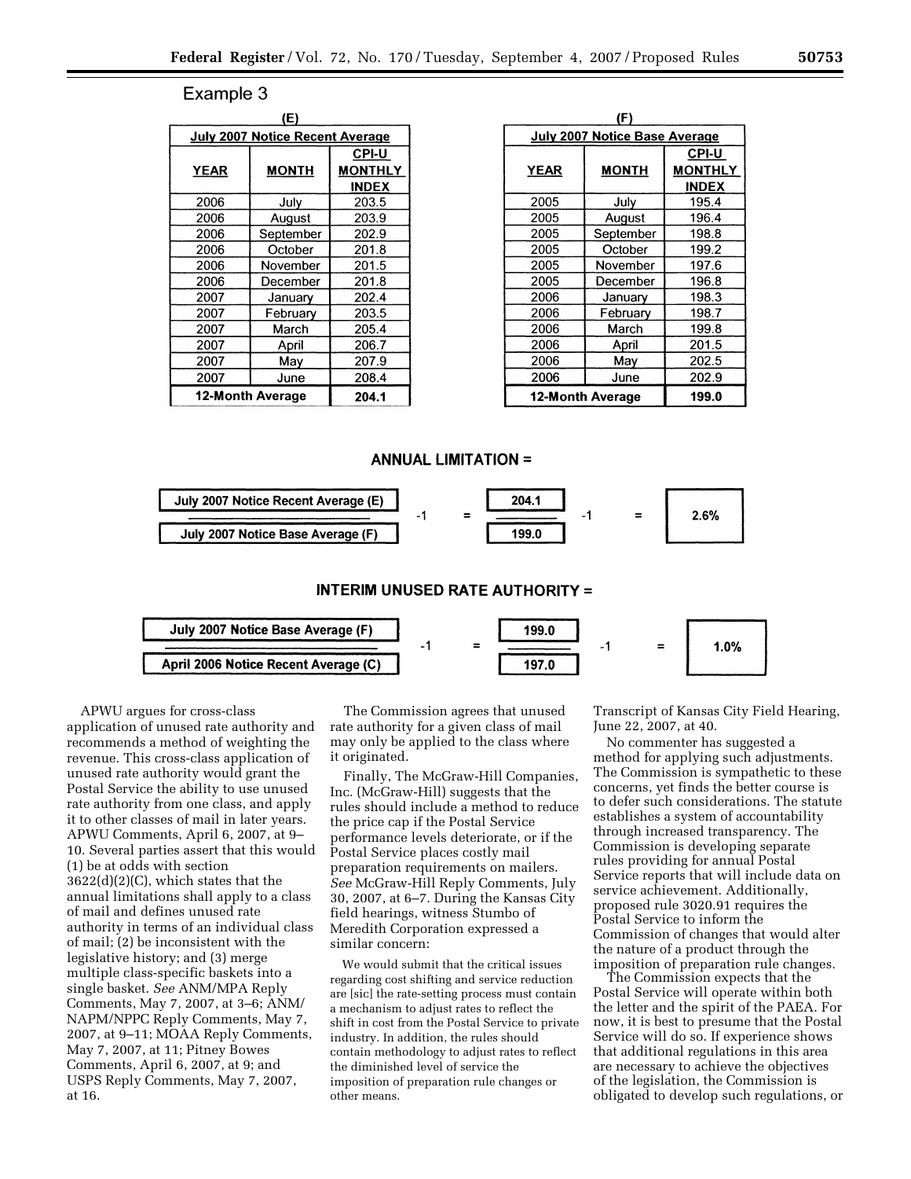Example 3

**(E)**

| July 2007 Notice Recent Average | | |
|---|---|---|
| YEAR | MONTH | CPI-U MONTHLY INDEX |
| 2006 | July | 203.5 |
| 2006 | August | 203.9 |
| 2006 | September | 202.9 |
| 2006 | October | 201.8 |
| 2006 | November | 201.5 |
| 2006 | December | 201.8 |
| 2007 | January | 202.4 |
| 2007 | February | 203.5 |
| 2007 | March | 205.4 |
| 2007 | April | 206.7 |
| 2007 | May | 207.9 |
| 2007 | June | 208.4 |
| 12-Month Average | | 204.1 |

**(F)**

| July 2007 Notice Base Average | | |
|---|---|---|
| YEAR | MONTH | CPI-U MONTHLY INDEX |
| 2005 | July | 195.4 |
| 2005 | August | 196.4 |
| 2005 | September | 198.8 |
| 2005 | October | 199.2 |
| 2005 | November | 197.6 |
| 2005 | December | 196.8 |
| 2006 | January | 198.3 |
| 2006 | February | 198.7 |
| 2006 | March | 199.8 |
| 2006 | April | 201.5 |
| 2006 | May | 202.5 |
| 2006 | June | 202.9 |
| 12-Month Average | | 199.0 |

**ANNUAL LIMITATION =**

$$\frac{\text{July 2007 Notice Recent Average (E)}}{\text{July 2007 Notice Base Average (F)}} - 1 = \frac{204.1}{199.0} - 1 = 2.6\%$$

**INTERIM UNUSED RATE AUTHORITY =**

$$\frac{\text{July 2007 Notice Base Average (F)}}{\text{April 2006 Notice Recent Average (C)}} - 1 = \frac{199.0}{197.0} - 1 = 1.0\%$$

APWU argues for cross-class application of unused rate authority and recommends a method of weighting the revenue. This cross-class application of unused rate authority would grant the Postal Service the ability to use unused rate authority from one class, and apply it to other classes of mail in later years. APWU Comments, April 6, 2007, at 9–10. Several parties assert that this would (1) be at odds with section 3622(d)(2)(C), which states that the annual limitations shall apply to a class of mail and defines unused rate authority in terms of an individual class of mail; (2) be inconsistent with the legislative history; and (3) merge multiple class-specific baskets into a single basket. *See* ANM/MPA Reply Comments, May 7, 2007, at 3–6; ANM/NAPM/NPPC Reply Comments, May 7, 2007, at 9–11; MOAA Reply Comments, May 7, 2007, at 11; Pitney Bowes Comments, April 6, 2007, at 9; and USPS Reply Comments, May 7, 2007, at 16.

The Commission agrees that unused rate authority for a given class of mail may only be applied to the class where it originated.

Finally, The McGraw-Hill Companies, Inc. (McGraw-Hill) suggests that the rules should include a method to reduce the price cap if the Postal Service performance levels deteriorate, or if the Postal Service places costly mail preparation requirements on mailers. *See* McGraw-Hill Reply Comments, July 30, 2007, at 6–7. During the Kansas City field hearings, witness Stumbo of Meredith Corporation expressed a similar concern:

> We would submit that the critical issues regarding cost shifting and service reduction are [sic] the rate-setting process must contain a mechanism to adjust rates to reflect the shift in cost from the Postal Service to private industry. In addition, the rules should contain methodology to adjust rates to reflect the diminished level of service the imposition of preparation rule changes or other means.

Transcript of Kansas City Field Hearing, June 22, 2007, at 40.

No commenter has suggested a method for applying such adjustments. The Commission is sympathetic to these concerns, yet finds the better course is to defer such considerations. The statute establishes a system of accountability through increased transparency. The Commission is developing separate rules providing for annual Postal Service reports that will include data on service achievement. Additionally, proposed rule 3020.91 requires the Postal Service to inform the Commission of changes that would alter the nature of a product through the imposition of preparation rule changes.

The Commission expects that the Postal Service will operate within both the letter and the spirit of the PAEA. For now, it is best to presume that the Postal Service will do so. If experience shows that additional regulations in this area are necessary to achieve the objectives of the legislation, the Commission is obligated to develop such regulations, or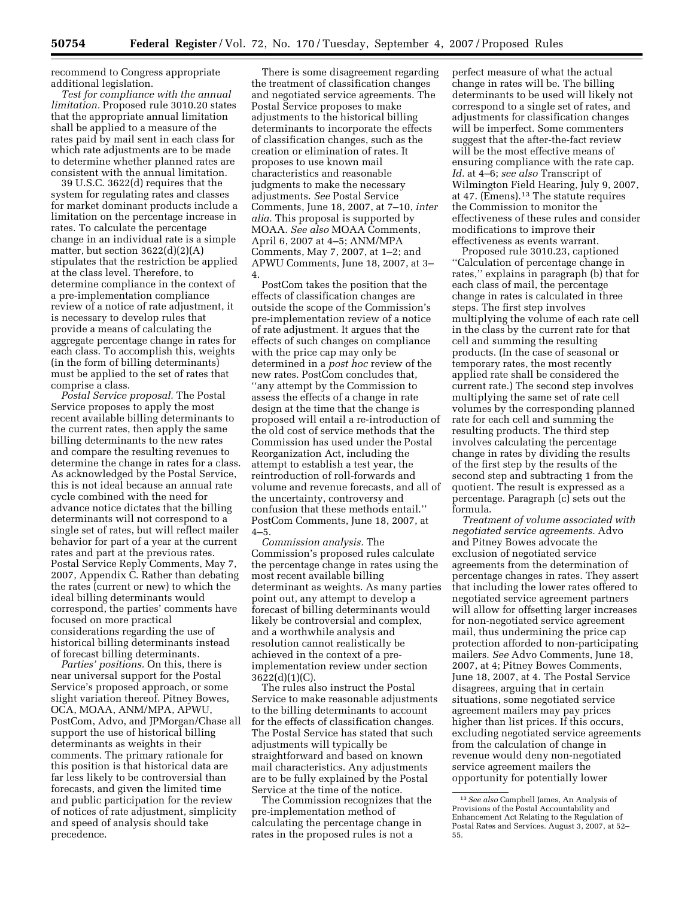recommend to Congress appropriate additional legislation.

*Test for compliance with the annual limitation.* Proposed rule 3010.20 states that the appropriate annual limitation shall be applied to a measure of the rates paid by mail sent in each class for which rate adjustments are to be made to determine whether planned rates are consistent with the annual limitation.

39 U.S.C. 3622(d) requires that the system for regulating rates and classes for market dominant products include a limitation on the percentage increase in rates. To calculate the percentage change in an individual rate is a simple matter, but section 3622(d)(2)(A) stipulates that the restriction be applied at the class level. Therefore, to determine compliance in the context of a pre-implementation compliance review of a notice of rate adjustment, it is necessary to develop rules that provide a means of calculating the aggregate percentage change in rates for each class. To accomplish this, weights (in the form of billing determinants) must be applied to the set of rates that comprise a class.

*Postal Service proposal.* The Postal Service proposes to apply the most recent available billing determinants to the current rates, then apply the same billing determinants to the new rates and compare the resulting revenues to determine the change in rates for a class. As acknowledged by the Postal Service, this is not ideal because an annual rate cycle combined with the need for advance notice dictates that the billing determinants will not correspond to a single set of rates, but will reflect mailer behavior for part of a year at the current rates and part at the previous rates. Postal Service Reply Comments, May 7, 2007, Appendix C. Rather than debating the rates (current or new) to which the ideal billing determinants would correspond, the parties' comments have focused on more practical considerations regarding the use of historical billing determinants instead of forecast billing determinants.

*Parties' positions.* On this, there is near universal support for the Postal Service's proposed approach, or some slight variation thereof. Pitney Bowes, OCA, MOAA, ANM/MPA, APWU, PostCom, Advo, and JPMorgan/Chase all support the use of historical billing determinants as weights in their comments. The primary rationale for this position is that historical data are far less likely to be controversial than forecasts, and given the limited time and public participation for the review of notices of rate adjustment, simplicity and speed of analysis should take precedence.

There is some disagreement regarding the treatment of classification changes and negotiated service agreements. The Postal Service proposes to make adjustments to the historical billing determinants to incorporate the effects of classification changes, such as the creation or elimination of rates. It proposes to use known mail characteristics and reasonable judgments to make the necessary adjustments. *See* Postal Service Comments, June 18, 2007, at 7–10, *inter alia.* This proposal is supported by MOAA. *See also* MOAA Comments, April 6, 2007 at 4–5; ANM/MPA Comments, May 7, 2007, at 1–2; and APWU Comments, June 18, 2007, at 3–4.

PostCom takes the position that the effects of classification changes are outside the scope of the Commission's pre-implementation review of a notice of rate adjustment. It argues that the effects of such changes on compliance with the price cap may only be determined in a *post hoc* review of the new rates. PostCom concludes that, ''any attempt by the Commission to assess the effects of a change in rate design at the time that the change is proposed will entail a re-introduction of the old cost of service methods that the Commission has used under the Postal Reorganization Act, including the attempt to establish a test year, the reintroduction of roll-forwards and volume and revenue forecasts, and all of the uncertainty, controversy and confusion that these methods entail.'' PostCom Comments, June 18, 2007, at 4–5.

*Commission analysis.* The Commission's proposed rules calculate the percentage change in rates using the most recent available billing determinant as weights. As many parties point out, any attempt to develop a forecast of billing determinants would likely be controversial and complex, and a worthwhile analysis and resolution cannot realistically be achieved in the context of a pre-implementation review under section 3622(d)(1)(C).

The rules also instruct the Postal Service to make reasonable adjustments to the billing determinants to account for the effects of classification changes. The Postal Service has stated that such adjustments will typically be straightforward and based on known mail characteristics. Any adjustments are to be fully explained by the Postal Service at the time of the notice.

The Commission recognizes that the pre-implementation method of calculating the percentage change in rates in the proposed rules is not a perfect measure of what the actual change in rates will be. The billing determinants to be used will likely not correspond to a single set of rates, and adjustments for classification changes will be imperfect. Some commenters suggest that the after-the-fact review will be the most effective means of ensuring compliance with the rate cap. *Id.* at 4–6; *see also* Transcript of Wilmington Field Hearing, July 9, 2007, at 47. (Emens).[13] The statute requires the Commission to monitor the effectiveness of these rules and consider modifications to improve their effectiveness as events warrant.

Proposed rule 3010.23, captioned ''Calculation of percentage change in rates,'' explains in paragraph (b) that for each class of mail, the percentage change in rates is calculated in three steps. The first step involves multiplying the volume of each rate cell in the class by the current rate for that cell and summing the resulting products. (In the case of seasonal or temporary rates, the most recently applied rate shall be considered the current rate.) The second step involves multiplying the same set of rate cell volumes by the corresponding planned rate for each cell and summing the resulting products. The third step involves calculating the percentage change in rates by dividing the results of the first step by the results of the second step and subtracting 1 from the quotient. The result is expressed as a percentage. Paragraph (c) sets out the formula.

*Treatment of volume associated with negotiated service agreements.* Advo and Pitney Bowes advocate the exclusion of negotiated service agreements from the determination of percentage changes in rates. They assert that including the lower rates offered to negotiated service agreement partners will allow for offsetting larger increases for non-negotiated service agreement mail, thus undermining the price cap protection afforded to non-participating mailers. *See* Advo Comments, June 18, 2007, at 4; Pitney Bowes Comments, June 18, 2007, at 4. The Postal Service disagrees, arguing that in certain situations, some negotiated service agreement mailers may pay prices higher than list prices. If this occurs, excluding negotiated service agreements from the calculation of change in revenue would deny non-negotiated service agreement mailers the opportunity for potentially lower

[13] *See also* Campbell James, An Analysis of Provisions of the Postal Accountability and Enhancement Act Relating to the Regulation of Postal Rates and Services. August 3, 2007, at 52–55.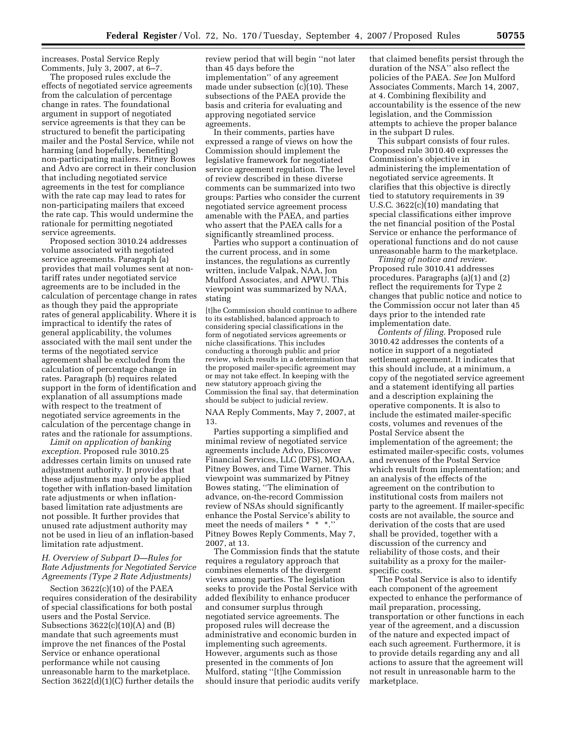increases. Postal Service Reply Comments, July 3, 2007, at 6–7.

The proposed rules exclude the effects of negotiated service agreements from the calculation of percentage change in rates. The foundational argument in support of negotiated service agreements is that they can be structured to benefit the participating mailer and the Postal Service, while not harming (and hopefully, benefiting) non-participating mailers. Pitney Bowes and Advo are correct in their conclusion that including negotiated service agreements in the test for compliance with the rate cap may lead to rates for non-participating mailers that exceed the rate cap. This would undermine the rationale for permitting negotiated service agreements.

Proposed section 3010.24 addresses volume associated with negotiated service agreements. Paragraph (a) provides that mail volumes sent at non-tariff rates under negotiated service agreements are to be included in the calculation of percentage change in rates as though they paid the appropriate rates of general applicability. Where it is impractical to identify the rates of general applicability, the volumes associated with the mail sent under the terms of the negotiated service agreement shall be excluded from the calculation of percentage change in rates. Paragraph (b) requires related support in the form of identification and explanation of all assumptions made with respect to the treatment of negotiated service agreements in the calculation of the percentage change in rates and the rationale for assumptions.

*Limit on application of banking exception.* Proposed rule 3010.25 addresses certain limits on unused rate adjustment authority. It provides that these adjustments may only be applied together with inflation-based limitation rate adjustments or when inflation-based limitation rate adjustments are not possible. It further provides that unused rate adjustment authority may not be used in lieu of an inflation-based limitation rate adjustment.

### *H. Overview of Subpart D—Rules for Rate Adjustments for Negotiated Service Agreements (Type 2 Rate Adjustments)*

Section 3622(c)(10) of the PAEA requires consideration of the desirability of special classifications for both postal users and the Postal Service. Subsections 3622(c)(10)(A) and (B) mandate that such agreements must improve the net finances of the Postal Service or enhance operational performance while not causing unreasonable harm to the marketplace. Section 3622(d)(1)(C) further details the review period that will begin ''not later than 45 days before the implementation'' of any agreement made under subsection (c)(10). These subsections of the PAEA provide the basis and criteria for evaluating and approving negotiated service agreements.

In their comments, parties have expressed a range of views on how the Commission should implement the legislative framework for negotiated service agreement regulation. The level of review described in these diverse comments can be summarized into two groups: Parties who consider the current negotiated service agreement process amenable with the PAEA, and parties who assert that the PAEA calls for a significantly streamlined process.

Parties who support a continuation of the current process, and in some instances, the regulations as currently written, include Valpak, NAA, Jon Mulford Associates, and APWU. This viewpoint was summarized by NAA, stating

> [t]he Commission should continue to adhere to its established, balanced approach to considering special classifications in the form of negotiated services agreements or niche classifications. This includes conducting a thorough public and prior review, which results in a determination that the proposed mailer-specific agreement may or may not take effect. In keeping with the new statutory approach giving the Commission the final say, that determination should be subject to judicial review.

NAA Reply Comments, May 7, 2007, at 13.

Parties supporting a simplified and minimal review of negotiated service agreements include Advo, Discover Financial Services, LLC (DFS), MOAA, Pitney Bowes, and Time Warner. This viewpoint was summarized by Pitney Bowes stating, ''The elimination of advance, on-the-record Commission review of NSAs should significantly enhance the Postal Service's ability to meet the needs of mailers * * *.'' Pitney Bowes Reply Comments, May 7, 2007, at 13.

The Commission finds that the statute requires a regulatory approach that combines elements of the divergent views among parties. The legislation seeks to provide the Postal Service with added flexibility to enhance producer and consumer surplus through negotiated service agreements. The proposed rules will decrease the administrative and economic burden in implementing such agreements. However, arguments such as those presented in the comments of Jon Mulford, stating ''[t]he Commission should insure that periodic audits verify that claimed benefits persist through the duration of the NSA'' also reflect the policies of the PAEA. *See* Jon Mulford Associates Comments, March 14, 2007, at 4. Combining flexibility and accountability is the essence of the new legislation, and the Commission attempts to achieve the proper balance in the subpart D rules.

This subpart consists of four rules. Proposed rule 3010.40 expresses the Commission's objective in administering the implementation of negotiated service agreements. It clarifies that this objective is directly tied to statutory requirements in 39 U.S.C. 3622(c)(10) mandating that special classifications either improve the net financial position of the Postal Service or enhance the performance of operational functions and do not cause unreasonable harm to the marketplace.

*Timing of notice and review.* Proposed rule 3010.41 addresses procedures. Paragraphs (a)(1) and (2) reflect the requirements for Type 2 changes that public notice and notice to the Commission occur not later than 45 days prior to the intended rate implementation date.

*Contents of filing.* Proposed rule 3010.42 addresses the contents of a notice in support of a negotiated settlement agreement. It indicates that this should include, at a minimum, a copy of the negotiated service agreement and a statement identifying all parties and a description explaining the operative components. It is also to include the estimated mailer-specific costs, volumes and revenues of the Postal Service absent the implementation of the agreement; the estimated mailer-specific costs, volumes and revenues of the Postal Service which result from implementation; and an analysis of the effects of the agreement on the contribution to institutional costs from mailers not party to the agreement. If mailer-specific costs are not available, the source and derivation of the costs that are used shall be provided, together with a discussion of the currency and reliability of those costs, and their suitability as a proxy for the mailer-specific costs.

The Postal Service is also to identify each component of the agreement expected to enhance the performance of mail preparation, processing, transportation or other functions in each year of the agreement, and a discussion of the nature and expected impact of each such agreement. Furthermore, it is to provide details regarding any and all actions to assure that the agreement will not result in unreasonable harm to the marketplace.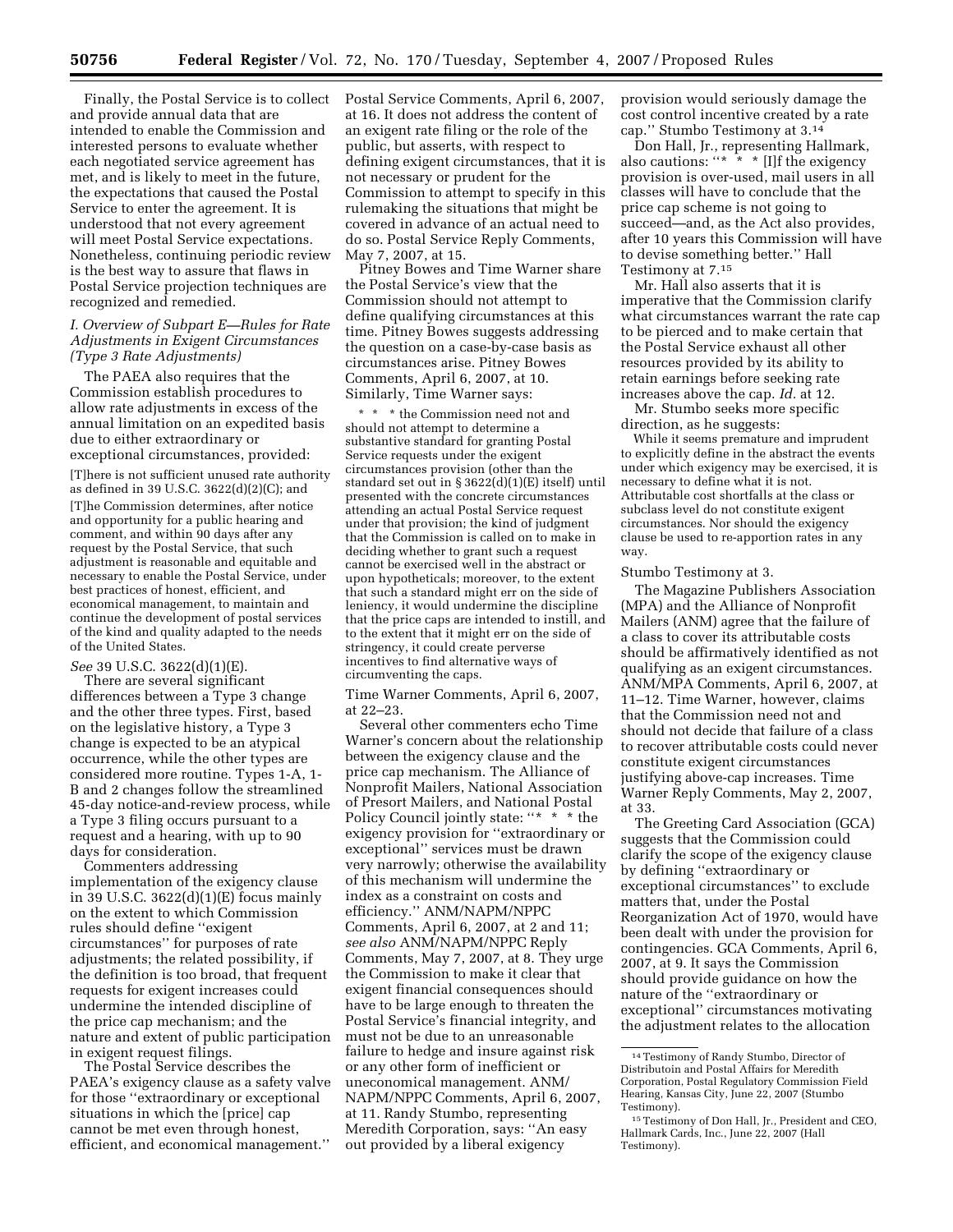Finally, the Postal Service is to collect and provide annual data that are intended to enable the Commission and interested persons to evaluate whether each negotiated service agreement has met, and is likely to meet in the future, the expectations that caused the Postal Service to enter the agreement. It is understood that not every agreement will meet Postal Service expectations. Nonetheless, continuing periodic review is the best way to assure that flaws in Postal Service projection techniques are recognized and remedied.

### *I. Overview of Subpart E—Rules for Rate Adjustments in Exigent Circumstances (Type 3 Rate Adjustments)*

The PAEA also requires that the Commission establish procedures to allow rate adjustments in excess of the annual limitation on an expedited basis due to either extraordinary or exceptional circumstances, provided:

[T]here is not sufficient unused rate authority as defined in 39 U.S.C. 3622(d)(2)(C); and

[T]he Commission determines, after notice and opportunity for a public hearing and comment, and within 90 days after any request by the Postal Service, that such adjustment is reasonable and equitable and necessary to enable the Postal Service, under best practices of honest, efficient, and economical management, to maintain and continue the development of postal services of the kind and quality adapted to the needs of the United States.

*See* 39 U.S.C. 3622(d)(1)(E).

There are several significant differences between a Type 3 change and the other three types. First, based on the legislative history, a Type 3 change is expected to be an atypical occurrence, while the other types are considered more routine. Types 1-A, 1-B and 2 changes follow the streamlined 45-day notice-and-review process, while a Type 3 filing occurs pursuant to a request and a hearing, with up to 90 days for consideration.

Commenters addressing implementation of the exigency clause in 39 U.S.C. 3622(d)(1)(E) focus mainly on the extent to which Commission rules should define ''exigent circumstances'' for purposes of rate adjustments; the related possibility, if the definition is too broad, that frequent requests for exigent increases could undermine the intended discipline of the price cap mechanism; and the nature and extent of public participation in exigent request filings.

The Postal Service describes the PAEA's exigency clause as a safety valve for those ''extraordinary or exceptional situations in which the [price] cap cannot be met even through honest, efficient, and economical management.'' Postal Service Comments, April 6, 2007, at 16. It does not address the content of an exigent rate filing or the role of the public, but asserts, with respect to defining exigent circumstances, that it is not necessary or prudent for the Commission to attempt to specify in this rulemaking the situations that might be covered in advance of an actual need to do so. Postal Service Reply Comments, May 7, 2007, at 15.

Pitney Bowes and Time Warner share the Postal Service's view that the Commission should not attempt to define qualifying circumstances at this time. Pitney Bowes suggests addressing the question on a case-by-case basis as circumstances arise. Pitney Bowes Comments, April 6, 2007, at 10. Similarly, Time Warner says:

* * * the Commission need not and should not attempt to determine a substantive standard for granting Postal Service requests under the exigent circumstances provision (other than the standard set out in § 3622(d)(1)(E) itself) until presented with the concrete circumstances attending an actual Postal Service request under that provision; the kind of judgment that the Commission is called on to make in deciding whether to grant such a request cannot be exercised well in the abstract or upon hypotheticals; moreover, to the extent that such a standard might err on the side of leniency, it would undermine the discipline that the price caps are intended to instill, and to the extent that it might err on the side of stringency, it could create perverse incentives to find alternative ways of circumventing the caps.

Time Warner Comments, April 6, 2007, at 22–23.

Several other commenters echo Time Warner's concern about the relationship between the exigency clause and the price cap mechanism. The Alliance of Nonprofit Mailers, National Association of Presort Mailers, and National Postal Policy Council jointly state: ''* * * the exigency provision for ''extraordinary or exceptional'' services must be drawn very narrowly; otherwise the availability of this mechanism will undermine the index as a constraint on costs and efficiency.'' ANM/NAPM/NPPC Comments, April 6, 2007, at 2 and 11; *see also* ANM/NAPM/NPPC Reply Comments, May 7, 2007, at 8. They urge the Commission to make it clear that exigent financial consequences should have to be large enough to threaten the Postal Service's financial integrity, and must not be due to an unreasonable failure to hedge and insure against risk or any other form of inefficient or uneconomical management. ANM/NAPM/NPPC Comments, April 6, 2007, at 11. Randy Stumbo, representing Meredith Corporation, says: ''An easy out provided by a liberal exigency provision would seriously damage the cost control incentive created by a rate cap.'' Stumbo Testimony at 3.[14]

Don Hall, Jr., representing Hallmark, also cautions: ''* * * [I]f the exigency provision is over-used, mail users in all classes will have to conclude that the price cap scheme is not going to succeed—and, as the Act also provides, after 10 years this Commission will have to devise something better.'' Hall Testimony at 7.[15]

Mr. Hall also asserts that it is imperative that the Commission clarify what circumstances warrant the rate cap to be pierced and to make certain that the Postal Service exhaust all other resources provided by its ability to retain earnings before seeking rate increases above the cap. *Id.* at 12.

Mr. Stumbo seeks more specific direction, as he suggests:

While it seems premature and imprudent to explicitly define in the abstract the events under which exigency may be exercised, it is necessary to define what it is not. Attributable cost shortfalls at the class or subclass level do not constitute exigent circumstances. Nor should the exigency clause be used to re-apportion rates in any way.

Stumbo Testimony at 3.

The Magazine Publishers Association (MPA) and the Alliance of Nonprofit Mailers (ANM) agree that the failure of a class to cover its attributable costs should be affirmatively identified as not qualifying as an exigent circumstances. ANM/MPA Comments, April 6, 2007, at 11–12. Time Warner, however, claims that the Commission need not and should not decide that failure of a class to recover attributable costs could never constitute exigent circumstances justifying above-cap increases. Time Warner Reply Comments, May 2, 2007, at 33.

The Greeting Card Association (GCA) suggests that the Commission could clarify the scope of the exigency clause by defining ''extraordinary or exceptional circumstances'' to exclude matters that, under the Postal Reorganization Act of 1970, would have been dealt with under the provision for contingencies. GCA Comments, April 6, 2007, at 9. It says the Commission should provide guidance on how the nature of the ''extraordinary or exceptional'' circumstances motivating the adjustment relates to the allocation

[14] Testimony of Randy Stumbo, Director of Distributoin and Postal Affairs for Meredith Corporation, Postal Regulatory Commission Field Hearing, Kansas City, June 22, 2007 (Stumbo Testimony).

[15] Testimony of Don Hall, Jr., President and CEO, Hallmark Cards, Inc., June 22, 2007 (Hall Testimony).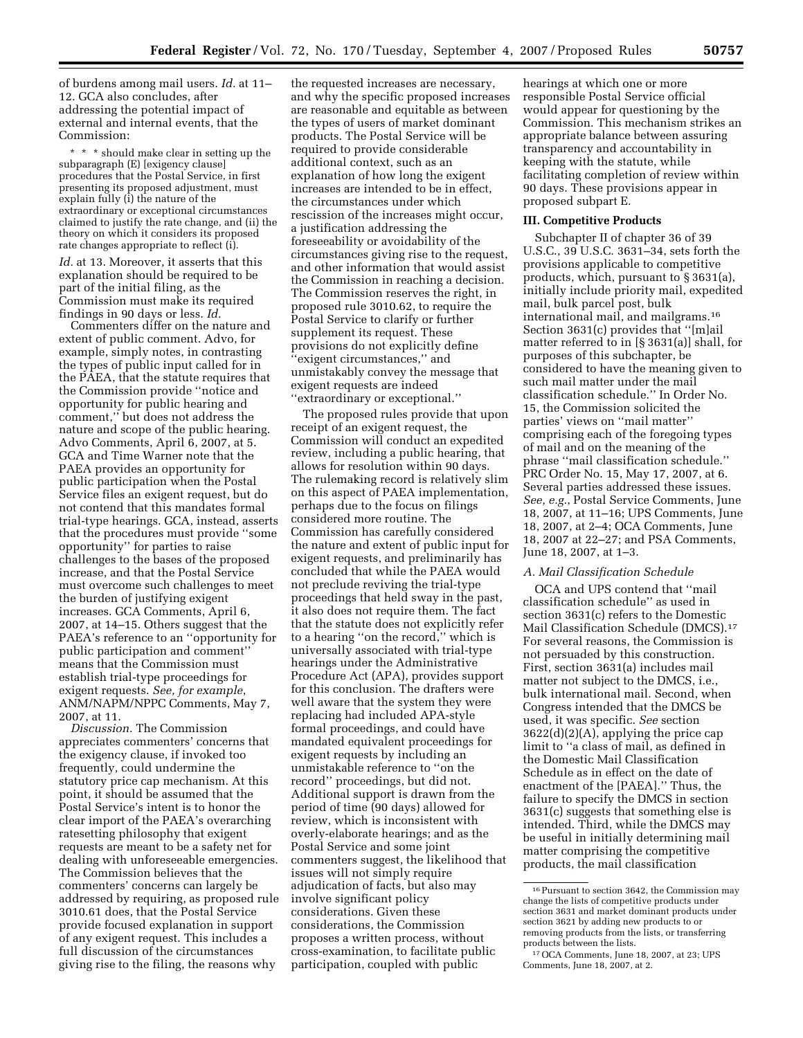of burdens among mail users. *Id.* at 11–12. GCA also concludes, after addressing the potential impact of external and internal events, that the Commission:

> * * * should make clear in setting up the subparagraph (E) [exigency clause] procedures that the Postal Service, in first presenting its proposed adjustment, must explain fully (i) the nature of the extraordinary or exceptional circumstances claimed to justify the rate change, and (ii) the theory on which it considers its proposed rate changes appropriate to reflect (i).

*Id.* at 13. Moreover, it asserts that this explanation should be required to be part of the initial filing, as the Commission must make its required findings in 90 days or less. *Id.*

Commenters differ on the nature and extent of public comment. Advo, for example, simply notes, in contrasting the types of public input called for in the PAEA, that the statute requires that the Commission provide ''notice and opportunity for public hearing and comment,'' but does not address the nature and scope of the public hearing. Advo Comments, April 6, 2007, at 5. GCA and Time Warner note that the PAEA provides an opportunity for public participation when the Postal Service files an exigent request, but do not contend that this mandates formal trial-type hearings. GCA, instead, asserts that the procedures must provide ''some opportunity'' for parties to raise challenges to the bases of the proposed increase, and that the Postal Service must overcome such challenges to meet the burden of justifying exigent increases. GCA Comments, April 6, 2007, at 14–15. Others suggest that the PAEA's reference to an ''opportunity for public participation and comment'' means that the Commission must establish trial-type proceedings for exigent requests. *See, for example*, ANM/NAPM/NPPC Comments, May 7, 2007, at 11.

*Discussion.* The Commission appreciates commenters' concerns that the exigency clause, if invoked too frequently, could undermine the statutory price cap mechanism. At this point, it should be assumed that the Postal Service's intent is to honor the clear import of the PAEA's overarching ratesetting philosophy that exigent requests are meant to be a safety net for dealing with unforeseeable emergencies. The Commission believes that the commenters' concerns can largely be addressed by requiring, as proposed rule 3010.61 does, that the Postal Service provide focused explanation in support of any exigent request. This includes a full discussion of the circumstances giving rise to the filing, the reasons why the requested increases are necessary, and why the specific proposed increases are reasonable and equitable as between the types of users of market dominant products. The Postal Service will be required to provide considerable additional context, such as an explanation of how long the exigent increases are intended to be in effect, the circumstances under which rescission of the increases might occur, a justification addressing the foreseeability or avoidability of the circumstances giving rise to the request, and other information that would assist the Commission in reaching a decision. The Commission reserves the right, in proposed rule 3010.62, to require the Postal Service to clarify or further supplement its request. These provisions do not explicitly define ''exigent circumstances,'' and unmistakably convey the message that exigent requests are indeed ''extraordinary or exceptional.''

The proposed rules provide that upon receipt of an exigent request, the Commission will conduct an expedited review, including a public hearing, that allows for resolution within 90 days. The rulemaking record is relatively slim on this aspect of PAEA implementation, perhaps due to the focus on filings considered more routine. The Commission has carefully considered the nature and extent of public input for exigent requests, and preliminarily has concluded that while the PAEA would not preclude reviving the trial-type proceedings that held sway in the past, it also does not require them. The fact that the statute does not explicitly refer to a hearing ''on the record,'' which is universally associated with trial-type hearings under the Administrative Procedure Act (APA), provides support for this conclusion. The drafters were well aware that the system they were replacing had included APA-style formal proceedings, and could have mandated equivalent proceedings for exigent requests by including an unmistakable reference to ''on the record'' proceedings, but did not. Additional support is drawn from the period of time (90 days) allowed for review, which is inconsistent with overly-elaborate hearings; and as the Postal Service and some joint commenters suggest, the likelihood that issues will not simply require adjudication of facts, but also may involve significant policy considerations. Given these considerations, the Commission proposes a written process, without cross-examination, to facilitate public participation, coupled with public hearings at which one or more responsible Postal Service official would appear for questioning by the Commission. This mechanism strikes an appropriate balance between assuring transparency and accountability in keeping with the statute, while facilitating completion of review within 90 days. These provisions appear in proposed subpart E.

## III. Competitive Products

Subchapter II of chapter 36 of 39 U.S.C., 39 U.S.C. 3631–34, sets forth the provisions applicable to competitive products, which, pursuant to § 3631(a), initially include priority mail, expedited mail, bulk parcel post, bulk international mail, and mailgrams.[16] Section 3631(c) provides that ''[m]ail matter referred to in [§ 3631(a)] shall, for purposes of this subchapter, be considered to have the meaning given to such mail matter under the mail classification schedule.'' In Order No. 15, the Commission solicited the parties' views on ''mail matter'' comprising each of the foregoing types of mail and on the meaning of the phrase ''mail classification schedule.'' PRC Order No. 15, May 17, 2007, at 6. Several parties addressed these issues. *See, e.g.*, Postal Service Comments, June 18, 2007, at 11–16; UPS Comments, June 18, 2007, at 2–4; OCA Comments, June 18, 2007 at 22–27; and PSA Comments, June 18, 2007, at 1–3.

### *A. Mail Classification Schedule*

OCA and UPS contend that ''mail classification schedule'' as used in section 3631(c) refers to the Domestic Mail Classification Schedule (DMCS).[17] For several reasons, the Commission is not persuaded by this construction. First, section 3631(a) includes mail matter not subject to the DMCS, i.e., bulk international mail. Second, when Congress intended that the DMCS be used, it was specific. *See* section 3622(d)(2)(A), applying the price cap limit to ''a class of mail, as defined in the Domestic Mail Classification Schedule as in effect on the date of enactment of the [PAEA].'' Thus, the failure to specify the DMCS in section 3631(c) suggests that something else is intended. Third, while the DMCS may be useful in initially determining mail matter comprising the competitive products, the mail classification

[16] Pursuant to section 3642, the Commission may change the lists of competitive products under section 3631 and market dominant products under section 3621 by adding new products to or removing products from the lists, or transferring products between the lists.

[17] OCA Comments, June 18, 2007, at 23; UPS Comments, June 18, 2007, at 2.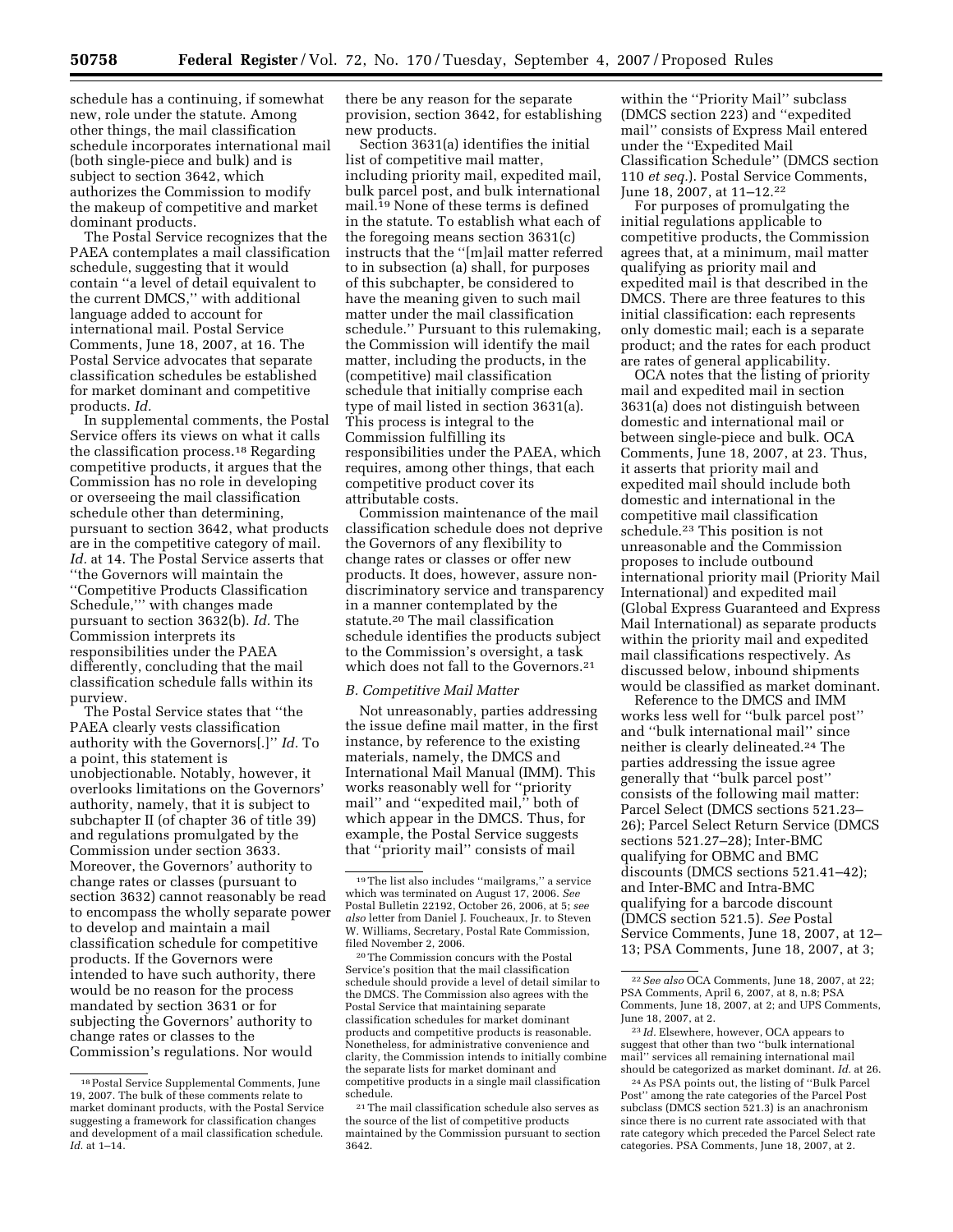schedule has a continuing, if somewhat new, role under the statute. Among other things, the mail classification schedule incorporates international mail (both single-piece and bulk) and is subject to section 3642, which authorizes the Commission to modify the makeup of competitive and market dominant products.

The Postal Service recognizes that the PAEA contemplates a mail classification schedule, suggesting that it would contain ''a level of detail equivalent to the current DMCS,'' with additional language added to account for international mail. Postal Service Comments, June 18, 2007, at 16. The Postal Service advocates that separate classification schedules be established for market dominant and competitive products. *Id.*

In supplemental comments, the Postal Service offers its views on what it calls the classification process.[18] Regarding competitive products, it argues that the Commission has no role in developing or overseeing the mail classification schedule other than determining, pursuant to section 3642, what products are in the competitive category of mail. *Id.* at 14. The Postal Service asserts that ''the Governors will maintain the ''Competitive Products Classification Schedule,''' with changes made pursuant to section 3632(b). *Id.* The Commission interprets its responsibilities under the PAEA differently, concluding that the mail classification schedule falls within its purview.

The Postal Service states that ''the PAEA clearly vests classification authority with the Governors[.]'' *Id.* To a point, this statement is unobjectionable. Notably, however, it overlooks limitations on the Governors' authority, namely, that it is subject to subchapter II (of chapter 36 of title 39) and regulations promulgated by the Commission under section 3633. Moreover, the Governors' authority to change rates or classes (pursuant to section 3632) cannot reasonably be read to encompass the wholly separate power to develop and maintain a mail classification schedule for competitive products. If the Governors were intended to have such authority, there would be no reason for the process mandated by section 3631 or for subjecting the Governors' authority to change rates or classes to the Commission's regulations. Nor would there be any reason for the separate provision, section 3642, for establishing new products.

Section 3631(a) identifies the initial list of competitive mail matter, including priority mail, expedited mail, bulk parcel post, and bulk international mail.[19] None of these terms is defined in the statute. To establish what each of the foregoing means section 3631(c) instructs that the ''[m]ail matter referred to in subsection (a) shall, for purposes of this subchapter, be considered to have the meaning given to such mail matter under the mail classification schedule.'' Pursuant to this rulemaking, the Commission will identify the mail matter, including the products, in the (competitive) mail classification schedule that initially comprise each type of mail listed in section 3631(a). This process is integral to the Commission fulfilling its responsibilities under the PAEA, which requires, among other things, that each competitive product cover its attributable costs.

Commission maintenance of the mail classification schedule does not deprive the Governors of any flexibility to change rates or classes or offer new products. It does, however, assure non-discriminatory service and transparency in a manner contemplated by the statute.[20] The mail classification schedule identifies the products subject to the Commission's oversight, a task which does not fall to the Governors.[21]

### *B. Competitive Mail Matter*

Not unreasonably, parties addressing the issue define mail matter, in the first instance, by reference to the existing materials, namely, the DMCS and International Mail Manual (IMM). This works reasonably well for ''priority mail'' and ''expedited mail,'' both of which appear in the DMCS. Thus, for example, the Postal Service suggests that ''priority mail'' consists of mail within the ''Priority Mail'' subclass (DMCS section 223) and ''expedited mail'' consists of Express Mail entered under the ''Expedited Mail Classification Schedule'' (DMCS section 110 *et seq.*). Postal Service Comments, June 18, 2007, at 11–12.[22]

For purposes of promulgating the initial regulations applicable to competitive products, the Commission agrees that, at a minimum, mail matter qualifying as priority mail and expedited mail is that described in the DMCS. There are three features to this initial classification: each represents only domestic mail; each is a separate product; and the rates for each product are rates of general applicability.

OCA notes that the listing of priority mail and expedited mail in section 3631(a) does not distinguish between domestic and international mail or between single-piece and bulk. OCA Comments, June 18, 2007, at 23. Thus, it asserts that priority mail and expedited mail should include both domestic and international in the competitive mail classification schedule.[23] This position is not unreasonable and the Commission proposes to include outbound international priority mail (Priority Mail International) and expedited mail (Global Express Guaranteed and Express Mail International) as separate products within the priority mail and expedited mail classifications respectively. As discussed below, inbound shipments would be classified as market dominant.

Reference to the DMCS and IMM works less well for ''bulk parcel post'' and ''bulk international mail'' since neither is clearly delineated.[24] The parties addressing the issue agree generally that ''bulk parcel post'' consists of the following mail matter: Parcel Select (DMCS sections 521.23–26); Parcel Select Return Service (DMCS sections 521.27–28); Inter-BMC qualifying for OBMC and BMC discounts (DMCS sections 521.41–42); and Inter-BMC and Intra-BMC qualifying for a barcode discount (DMCS section 521.5). *See* Postal Service Comments, June 18, 2007, at 12–13; PSA Comments, June 18, 2007, at 3;

---

[18] Postal Service Supplemental Comments, June 19, 2007. The bulk of these comments relate to market dominant products, with the Postal Service suggesting a framework for classification changes and development of a mail classification schedule. *Id.* at 1–14.

[19] The list also includes ''mailgrams,'' a service which was terminated on August 17, 2006. *See* Postal Bulletin 22192, October 26, 2006, at 5; *see also* letter from Daniel J. Foucheaux, Jr. to Steven W. Williams, Secretary, Postal Rate Commission, filed November 2, 2006.

[20] The Commission concurs with the Postal Service's position that the mail classification schedule should provide a level of detail similar to the DMCS. The Commission also agrees with the Postal Service that maintaining separate classification schedules for market dominant products and competitive products is reasonable. Nonetheless, for administrative convenience and clarity, the Commission intends to initially combine the separate lists for market dominant and competitive products in a single mail classification schedule.

[21] The mail classification schedule also serves as the source of the list of competitive products maintained by the Commission pursuant to section 3642.

[22] *See also* OCA Comments, June 18, 2007, at 22; PSA Comments, April 6, 2007, at 8, n.8; PSA Comments, June 18, 2007, at 2; and UPS Comments, June 18, 2007, at 2.

[23] *Id.* Elsewhere, however, OCA appears to suggest that other than two ''bulk international mail'' services all remaining international mail should be categorized as market dominant. *Id.* at 26.

[24] As PSA points out, the listing of ''Bulk Parcel Post'' among the rate categories of the Parcel Post subclass (DMCS section 521.3) is an anachronism since there is no current rate associated with that rate category which preceded the Parcel Select rate categories. PSA Comments, June 18, 2007, at 2.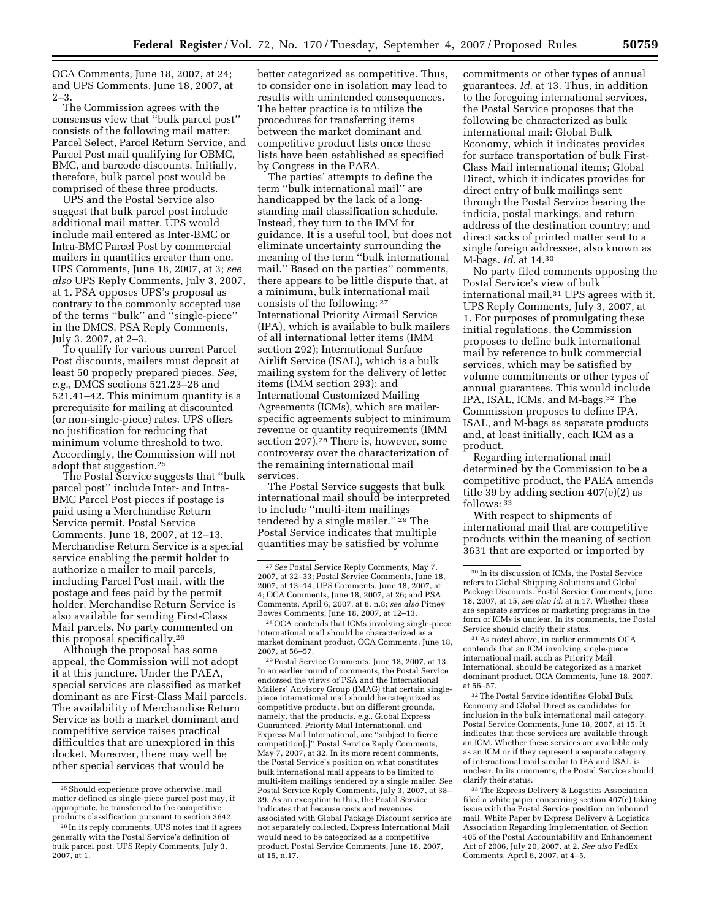OCA Comments, June 18, 2007, at 24; and UPS Comments, June 18, 2007, at 2–3.

The Commission agrees with the consensus view that ''bulk parcel post'' consists of the following mail matter: Parcel Select, Parcel Return Service, and Parcel Post mail qualifying for OBMC, BMC, and barcode discounts. Initially, therefore, bulk parcel post would be comprised of these three products.

UPS and the Postal Service also suggest that bulk parcel post include additional mail matter. UPS would include mail entered as Inter-BMC or Intra-BMC Parcel Post by commercial mailers in quantities greater than one. UPS Comments, June 18, 2007, at 3; *see also* UPS Reply Comments, July 3, 2007, at 1. PSA opposes UPS's proposal as contrary to the commonly accepted use of the terms ''bulk'' and ''single-piece'' in the DMCS. PSA Reply Comments, July 3, 2007, at 2–3.

To qualify for various current Parcel Post discounts, mailers must deposit at least 50 properly prepared pieces. *See, e.g.*, DMCS sections 521.23–26 and 521.41–42. This minimum quantity is a prerequisite for mailing at discounted (or non-single-piece) rates. UPS offers no justification for reducing that minimum volume threshold to two. Accordingly, the Commission will not adopt that suggestion.[25]

The Postal Service suggests that ''bulk parcel post'' include Inter- and Intra-BMC Parcel Post pieces if postage is paid using a Merchandise Return Service permit. Postal Service Comments, June 18, 2007, at 12–13. Merchandise Return Service is a special service enabling the permit holder to authorize a mailer to mail parcels, including Parcel Post mail, with the postage and fees paid by the permit holder. Merchandise Return Service is also available for sending First-Class Mail parcels. No party commented on this proposal specifically.[26]

Although the proposal has some appeal, the Commission will not adopt it at this juncture. Under the PAEA, special services are classified as market dominant as are First-Class Mail parcels. The availability of Merchandise Return Service as both a market dominant and competitive service raises practical difficulties that are unexplored in this docket. Moreover, there may well be other special services that would be better categorized as competitive. Thus, to consider one in isolation may lead to results with unintended consequences. The better practice is to utilize the procedures for transferring items between the market dominant and competitive product lists once these lists have been established as specified by Congress in the PAEA.

The parties' attempts to define the term ''bulk international mail'' are handicapped by the lack of a long-standing mail classification schedule. Instead, they turn to the IMM for guidance. It is a useful tool, but does not eliminate uncertainty surrounding the meaning of the term ''bulk international mail.'' Based on the parties'' comments, there appears to be little dispute that, at a minimum, bulk international mail consists of the following: [27] International Priority Airmail Service (IPA), which is available to bulk mailers of all international letter items (IMM section 292); International Surface Airlift Service (ISAL), which is a bulk mailing system for the delivery of letter items (IMM section 293); and International Customized Mailing Agreements (ICMs), which are mailer-specific agreements subject to minimum revenue or quantity requirements (IMM section 297).[28] There is, however, some controversy over the characterization of the remaining international mail services.

The Postal Service suggests that bulk international mail should be interpreted to include ''multi-item mailings tendered by a single mailer.'' [29] The Postal Service indicates that multiple quantities may be satisfied by volume commitments or other types of annual guarantees. *Id.* at 13. Thus, in addition to the foregoing international services, the Postal Service proposes that the following be characterized as bulk international mail: Global Bulk Economy, which it indicates provides for surface transportation of bulk First-Class Mail international items; Global Direct, which it indicates provides for direct entry of bulk mailings sent through the Postal Service bearing the indicia, postal markings, and return address of the destination country; and direct sacks of printed matter sent to a single foreign addressee, also known as M-bags. *Id.* at 14.[30]

No party filed comments opposing the Postal Service's view of bulk international mail.[31] UPS agrees with it. UPS Reply Comments, July 3, 2007, at 1. For purposes of promulgating these initial regulations, the Commission proposes to define bulk international mail by reference to bulk commercial services, which may be satisfied by volume commitments or other types of annual guarantees. This would include IPA, ISAL, ICMs, and M-bags.[32] The Commission proposes to define IPA, ISAL, and M-bags as separate products and, at least initially, each ICM as a product.

Regarding international mail determined by the Commission to be a competitive product, the PAEA amends title 39 by adding section 407(e)(2) as follows: [33]

With respect to shipments of international mail that are competitive products within the meaning of section 3631 that are exported or imported by

---

[25] Should experience prove otherwise, mail matter defined as single-piece parcel post may, if appropriate, be transferred to the competitive products classification pursuant to section 3642.

[26] In its reply comments, UPS notes that it agrees generally with the Postal Service's definition of bulk parcel post. UPS Reply Comments, July 3, 2007, at 1.

[27] *See* Postal Service Reply Comments, May 7, 2007, at 32–33; Postal Service Comments, June 18, 2007, at 13–14; UPS Comments, June 18, 2007, at 4; OCA Comments, June 18, 2007, at 26; and PSA Comments, April 6, 2007, at 8, n.8; *see also* Pitney Bowes Comments, June 18, 2007, at 12–13.

[28] OCA contends that ICMs involving single-piece international mail should be characterized as a market dominant product. OCA Comments, June 18, 2007, at 56–57.

[29] Postal Service Comments, June 18, 2007, at 13. In an earlier round of comments, the Postal Service endorsed the views of PSA and the International Mailers' Advisory Group (IMAG) that certain single-piece international mail should be categorized as competitive products, but on different grounds, namely, that the products, *e.g.*, Global Express Guaranteed, Priority Mail International, and Express Mail International, are ''subject to fierce competition[.]'' Postal Service Reply Comments, May 7, 2007, at 32. In its more recent comments, the Postal Service's position on what constitutes bulk international mail appears to be limited to multi-item mailings tendered by a single mailer. See Postal Service Reply Comments, July 3, 2007, at 38–39. As an exception to this, the Postal Service indicates that because costs and revenues associated with Global Package Discount service are not separately collected, Express International Mail would need to be categorized as a competitive product. Postal Service Comments, June 18, 2007, at 15, n.17.

[30] In its discussion of ICMs, the Postal Service refers to Global Shipping Solutions and Global Package Discounts. Postal Service Comments, June 18, 2007, at 15, *see also id.* at n.17. Whether these are separate services or marketing programs in the form of ICMs is unclear. In its comments, the Postal Service should clarify their status.

[31] As noted above, in earlier comments OCA contends that an ICM involving single-piece international mail, such as Priority Mail International, should be categorized as a market dominant product. OCA Comments, June 18, 2007, at 56–57.

[32] The Postal Service identifies Global Bulk Economy and Global Direct as candidates for inclusion in the bulk international mail category. Postal Service Comments, June 18, 2007, at 15. It indicates that these services are available through an ICM. Whether these services are available only as an ICM or if they represent a separate category of international mail similar to IPA and ISAL is unclear. In its comments, the Postal Service should clarify their status.

[33] The Express Delivery & Logistics Association filed a white paper concerning section 407(e) taking issue with the Postal Service position on inbound mail. White Paper by Express Delivery & Logistics Association Regarding Implementation of Section 405 of the Postal Accountability and Enhancement Act of 2006, July 20, 2007, at 2. *See also* FedEx Comments, April 6, 2007, at 4–5.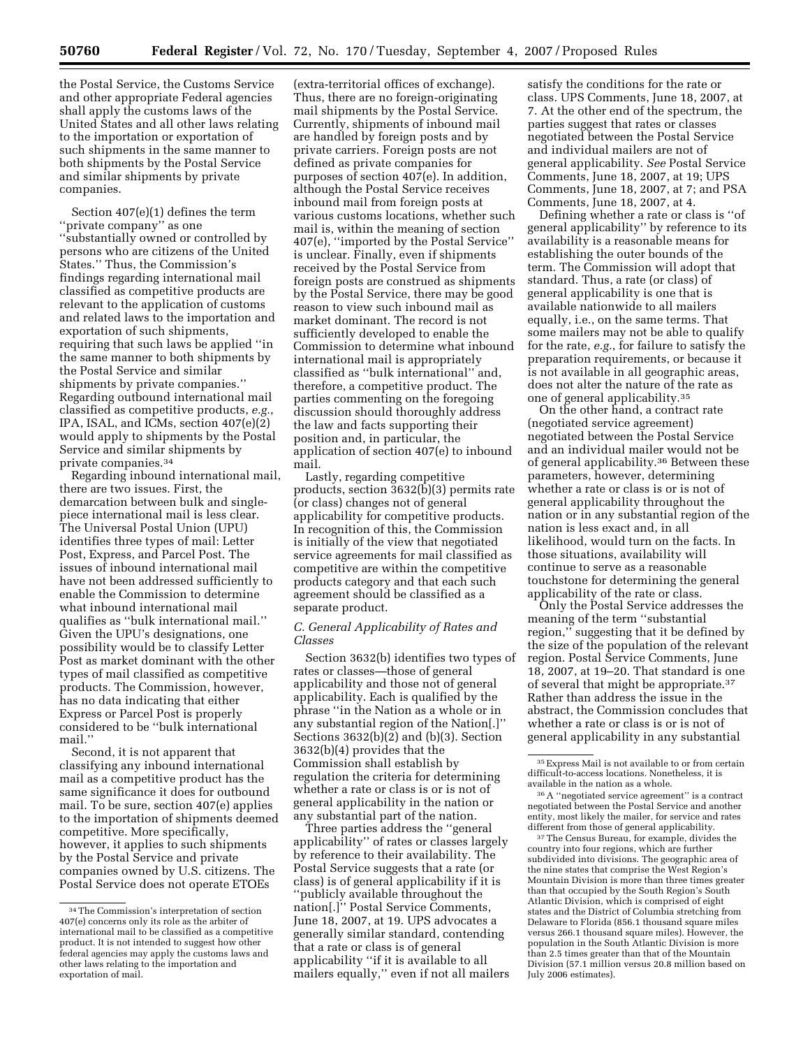the Postal Service, the Customs Service and other appropriate Federal agencies shall apply the customs laws of the United States and all other laws relating to the importation or exportation of such shipments in the same manner to both shipments by the Postal Service and similar shipments by private companies.

Section 407(e)(1) defines the term ''private company'' as one ''substantially owned or controlled by persons who are citizens of the United States.'' Thus, the Commission's findings regarding international mail classified as competitive products are relevant to the application of customs and related laws to the importation and exportation of such shipments, requiring that such laws be applied ''in the same manner to both shipments by the Postal Service and similar shipments by private companies.'' Regarding outbound international mail classified as competitive products, *e.g.*, IPA, ISAL, and ICMs, section 407(e)(2) would apply to shipments by the Postal Service and similar shipments by private companies.[34]

Regarding inbound international mail, there are two issues. First, the demarcation between bulk and single-piece international mail is less clear. The Universal Postal Union (UPU) identifies three types of mail: Letter Post, Express, and Parcel Post. The issues of inbound international mail have not been addressed sufficiently to enable the Commission to determine what inbound international mail qualifies as ''bulk international mail.'' Given the UPU's designations, one possibility would be to classify Letter Post as market dominant with the other types of mail classified as competitive products. The Commission, however, has no data indicating that either Express or Parcel Post is properly considered to be ''bulk international mail.''

Second, it is not apparent that classifying any inbound international mail as a competitive product has the same significance it does for outbound mail. To be sure, section 407(e) applies to the importation of shipments deemed competitive. More specifically, however, it applies to such shipments by the Postal Service and private companies owned by U.S. citizens. The Postal Service does not operate ETOEs (extra-territorial offices of exchange). Thus, there are no foreign-originating mail shipments by the Postal Service. Currently, shipments of inbound mail are handled by foreign posts and by private carriers. Foreign posts are not defined as private companies for purposes of section 407(e). In addition, although the Postal Service receives inbound mail from foreign posts at various customs locations, whether such mail is, within the meaning of section 407(e), ''imported by the Postal Service'' is unclear. Finally, even if shipments received by the Postal Service from foreign posts are construed as shipments by the Postal Service, there may be good reason to view such inbound mail as market dominant. The record is not sufficiently developed to enable the Commission to determine what inbound international mail is appropriately classified as ''bulk international'' and, therefore, a competitive product. The parties commenting on the foregoing discussion should thoroughly address the law and facts supporting their position and, in particular, the application of section 407(e) to inbound mail.

Lastly, regarding competitive products, section 3632(b)(3) permits rate (or class) changes not of general applicability for competitive products. In recognition of this, the Commission is initially of the view that negotiated service agreements for mail classified as competitive are within the competitive products category and that each such agreement should be classified as a separate product.

### *C. General Applicability of Rates and Classes*

Section 3632(b) identifies two types of rates or classes—those of general applicability and those not of general applicability. Each is qualified by the phrase ''in the Nation as a whole or in any substantial region of the Nation[.]'' Sections 3632(b)(2) and (b)(3). Section 3632(b)(4) provides that the Commission shall establish by regulation the criteria for determining whether a rate or class is or is not of general applicability in the nation or any substantial part of the nation.

Three parties address the ''general applicability'' of rates or classes largely by reference to their availability. The Postal Service suggests that a rate (or class) is of general applicability if it is ''publicly available throughout the nation[.]'' Postal Service Comments, June 18, 2007, at 19. UPS advocates a generally similar standard, contending that a rate or class is of general applicability ''if it is available to all mailers equally,'' even if not all mailers satisfy the conditions for the rate or class. UPS Comments, June 18, 2007, at 7. At the other end of the spectrum, the parties suggest that rates or classes negotiated between the Postal Service and individual mailers are not of general applicability. *See* Postal Service Comments, June 18, 2007, at 19; UPS Comments, June 18, 2007, at 7; and PSA Comments, June 18, 2007, at 4.

Defining whether a rate or class is ''of general applicability'' by reference to its availability is a reasonable means for establishing the outer bounds of the term. The Commission will adopt that standard. Thus, a rate (or class) of general applicability is one that is available nationwide to all mailers equally, i.e., on the same terms. That some mailers may not be able to qualify for the rate, *e.g.*, for failure to satisfy the preparation requirements, or because it is not available in all geographic areas, does not alter the nature of the rate as one of general applicability.[35]

On the other hand, a contract rate (negotiated service agreement) negotiated between the Postal Service and an individual mailer would not be of general applicability.[36] Between these parameters, however, determining whether a rate or class is or is not of general applicability throughout the nation or in any substantial region of the nation is less exact and, in all likelihood, would turn on the facts. In those situations, availability will continue to serve as a reasonable touchstone for determining the general applicability of the rate or class.

Only the Postal Service addresses the meaning of the term ''substantial region,'' suggesting that it be defined by the size of the population of the relevant region. Postal Service Comments, June 18, 2007, at 19–20. That standard is one of several that might be appropriate.[37] Rather than address the issue in the abstract, the Commission concludes that whether a rate or class is or is not of general applicability in any substantial

---

[34] The Commission's interpretation of section 407(e) concerns only its role as the arbiter of international mail to be classified as a competitive product. It is not intended to suggest how other federal agencies may apply the customs laws and other laws relating to the importation and exportation of mail.

[35] Express Mail is not available to or from certain difficult-to-access locations. Nonetheless, it is available in the nation as a whole.

[36] A ''negotiated service agreement'' is a contract negotiated between the Postal Service and another entity, most likely the mailer, for service and rates different from those of general applicability.

[37] The Census Bureau, for example, divides the country into four regions, which are further subdivided into divisions. The geographic area of the nine states that comprise the West Region's Mountain Division is more than three times greater than that occupied by the South Region's South Atlantic Division, which is comprised of eight states and the District of Columbia stretching from Delaware to Florida (856.1 thousand square miles versus 266.1 thousand square miles). However, the population in the South Atlantic Division is more than 2.5 times greater than that of the Mountain Division (57.1 million versus 20.8 million based on July 2006 estimates).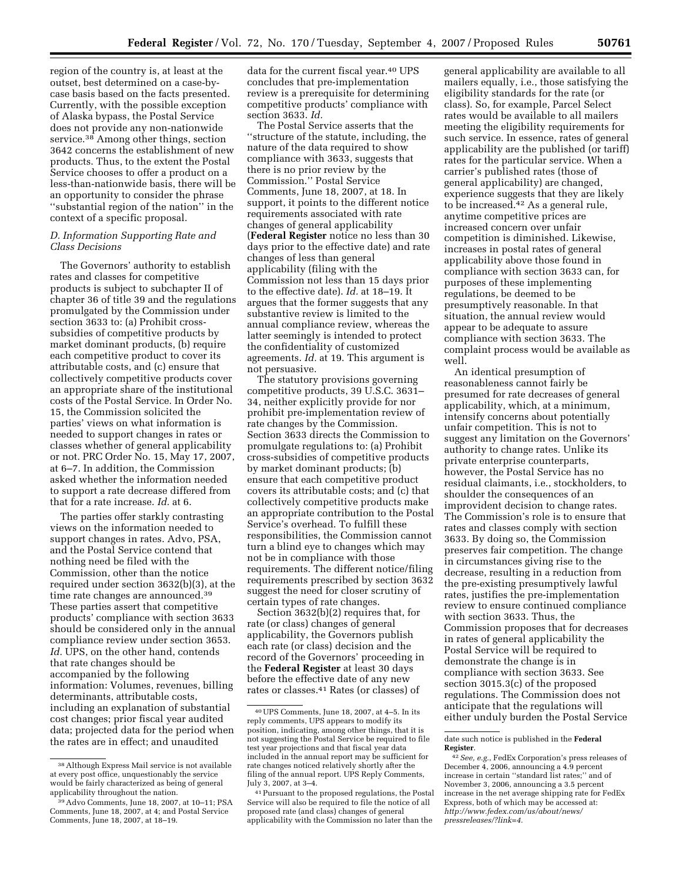region of the country is, at least at the outset, best determined on a case-by-case basis based on the facts presented. Currently, with the possible exception of Alaska bypass, the Postal Service does not provide any non-nationwide service.[38] Among other things, section 3642 concerns the establishment of new products. Thus, to the extent the Postal Service chooses to offer a product on a less-than-nationwide basis, there will be an opportunity to consider the phrase ''substantial region of the nation'' in the context of a specific proposal.

### *D. Information Supporting Rate and Class Decisions*

The Governors' authority to establish rates and classes for competitive products is subject to subchapter II of chapter 36 of title 39 and the regulations promulgated by the Commission under section 3633 to: (a) Prohibit cross-subsidies of competitive products by market dominant products, (b) require each competitive product to cover its attributable costs, and (c) ensure that collectively competitive products cover an appropriate share of the institutional costs of the Postal Service. In Order No. 15, the Commission solicited the parties' views on what information is needed to support changes in rates or classes whether of general applicability or not. PRC Order No. 15, May 17, 2007, at 6–7. In addition, the Commission asked whether the information needed to support a rate decrease differed from that for a rate increase. *Id.* at 6.

The parties offer starkly contrasting views on the information needed to support changes in rates. Advo, PSA, and the Postal Service contend that nothing need be filed with the Commission, other than the notice required under section 3632(b)(3), at the time rate changes are announced.[39] These parties assert that competitive products' compliance with section 3633 should be considered only in the annual compliance review under section 3653. *Id.* UPS, on the other hand, contends that rate changes should be accompanied by the following information: Volumes, revenues, billing determinants, attributable costs, including an explanation of substantial cost changes; prior fiscal year audited data; projected data for the period when the rates are in effect; and unaudited data for the current fiscal year.[40] UPS concludes that pre-implementation review is a prerequisite for determining competitive products' compliance with section 3633. *Id.*

The Postal Service asserts that the ''structure of the statute, including, the nature of the data required to show compliance with 3633, suggests that there is no prior review by the Commission.'' Postal Service Comments, June 18, 2007, at 18. In support, it points to the different notice requirements associated with rate changes of general applicability (**Federal Register** notice no less than 30 days prior to the effective date) and rate changes of less than general applicability (filing with the Commission not less than 15 days prior to the effective date). *Id.* at 18–19. It argues that the former suggests that any substantive review is limited to the annual compliance review, whereas the latter seemingly is intended to protect the confidentiality of customized agreements. *Id.* at 19. This argument is not persuasive.

The statutory provisions governing competitive products, 39 U.S.C. 3631–34, neither explicitly provide for nor prohibit pre-implementation review of rate changes by the Commission. Section 3633 directs the Commission to promulgate regulations to: (a) Prohibit cross-subsidies of competitive products by market dominant products; (b) ensure that each competitive product covers its attributable costs; and (c) that collectively competitive products make an appropriate contribution to the Postal Service's overhead. To fulfill these responsibilities, the Commission cannot turn a blind eye to changes which may not be in compliance with those requirements. The different notice/filing requirements prescribed by section 3632 suggest the need for closer scrutiny of certain types of rate changes.

Section 3632(b)(2) requires that, for rate (or class) changes of general applicability, the Governors publish each rate (or class) decision and the record of the Governors' proceeding in the **Federal Register** at least 30 days before the effective date of any new rates or classes.[41] Rates (or classes) of general applicability are available to all mailers equally, i.e., those satisfying the eligibility standards for the rate (or class). So, for example, Parcel Select rates would be available to all mailers meeting the eligibility requirements for such service. In essence, rates of general applicability are the published (or tariff) rates for the particular service. When a carrier's published rates (those of general applicability) are changed, experience suggests that they are likely to be increased.[42] As a general rule, anytime competitive prices are increased concern over unfair competition is diminished. Likewise, increases in postal rates of general applicability above those found in compliance with section 3633 can, for purposes of these implementing regulations, be deemed to be presumptively reasonable. In that situation, the annual review would appear to be adequate to assure compliance with section 3633. The complaint process would be available as well.

An identical presumption of reasonableness cannot fairly be presumed for rate decreases of general applicability, which, at a minimum, intensify concerns about potentially unfair competition. This is not to suggest any limitation on the Governors' authority to change rates. Unlike its private enterprise counterparts, however, the Postal Service has no residual claimants, i.e., stockholders, to shoulder the consequences of an improvident decision to change rates. The Commission's role is to ensure that rates and classes comply with section 3633. By doing so, the Commission preserves fair competition. The change in circumstances giving rise to the decrease, resulting in a reduction from the pre-existing presumptively lawful rates, justifies the pre-implementation review to ensure continued compliance with section 3633. Thus, the Commission proposes that for decreases in rates of general applicability the Postal Service will be required to demonstrate the change is in compliance with section 3633. See section 3015.3(c) of the proposed regulations. The Commission does not anticipate that the regulations will either unduly burden the Postal Service

---

[38] Although Express Mail service is not available at every post office, unquestionably the service would be fairly characterized as being of general applicability throughout the nation.

[39] Advo Comments, June 18, 2007, at 10–11; PSA Comments, June 18, 2007, at 4; and Postal Service Comments, June 18, 2007, at 18–19.

[40] UPS Comments, June 18, 2007, at 4–5. In its reply comments, UPS appears to modify its position, indicating, among other things, that it is not suggesting the Postal Service be required to file test year projections and that fiscal year data included in the annual report may be sufficient for rate changes noticed relatively shortly after the filing of the annual report. UPS Reply Comments, July 3, 2007, at 3–4.

[41] Pursuant to the proposed regulations, the Postal Service will also be required to file the notice of all proposed rate (and class) changes of general applicability with the Commission no later than the date such notice is published in the **Federal Register**.

[42] *See, e.g.*, FedEx Corporation's press releases of December 4, 2006, announcing a 4.9 percent increase in certain ''standard list rates;'' and of November 3, 2006, announcing a 3.5 percent increase in the net average shipping rate for FedEx Express, both of which may be accessed at: *http://www.fedex.com/us/about/news/pressreleases/?link=4*.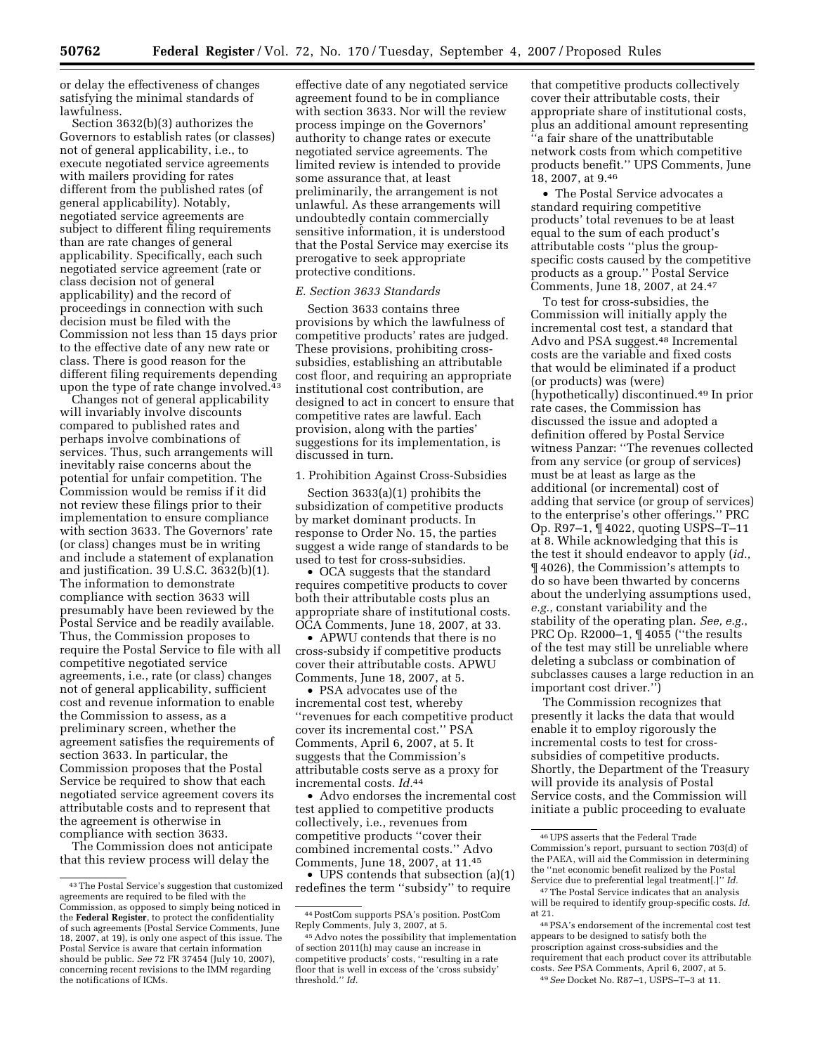or delay the effectiveness of changes satisfying the minimal standards of lawfulness.

Section 3632(b)(3) authorizes the Governors to establish rates (or classes) not of general applicability, i.e., to execute negotiated service agreements with mailers providing for rates different from the published rates (of general applicability). Notably, negotiated service agreements are subject to different filing requirements than are rate changes of general applicability. Specifically, each such negotiated service agreement (rate or class decision not of general applicability) and the record of proceedings in connection with such decision must be filed with the Commission not less than 15 days prior to the effective date of any new rate or class. There is good reason for the different filing requirements depending upon the type of rate change involved.[43]

Changes not of general applicability will invariably involve discounts compared to published rates and perhaps involve combinations of services. Thus, such arrangements will inevitably raise concerns about the potential for unfair competition. The Commission would be remiss if it did not review these filings prior to their implementation to ensure compliance with section 3633. The Governors' rate (or class) changes must be in writing and include a statement of explanation and justification. 39 U.S.C. 3632(b)(1). The information to demonstrate compliance with section 3633 will presumably have been reviewed by the Postal Service and be readily available. Thus, the Commission proposes to require the Postal Service to file with all competitive negotiated service agreements, i.e., rate (or class) changes not of general applicability, sufficient cost and revenue information to enable the Commission to assess, as a preliminary screen, whether the agreement satisfies the requirements of section 3633. In particular, the Commission proposes that the Postal Service be required to show that each negotiated service agreement covers its attributable costs and to represent that the agreement is otherwise in compliance with section 3633.

The Commission does not anticipate that this review process will delay the effective date of any negotiated service agreement found to be in compliance with section 3633. Nor will the review process impinge on the Governors' authority to change rates or execute negotiated service agreements. The limited review is intended to provide some assurance that, at least preliminarily, the arrangement is not unlawful. As these arrangements will undoubtedly contain commercially sensitive information, it is understood that the Postal Service may exercise its prerogative to seek appropriate protective conditions.

### *E. Section 3633 Standards*

Section 3633 contains three provisions by which the lawfulness of competitive products' rates are judged. These provisions, prohibiting cross-subsidies, establishing an attributable cost floor, and requiring an appropriate institutional cost contribution, are designed to act in concert to ensure that competitive rates are lawful. Each provision, along with the parties' suggestions for its implementation, is discussed in turn.

#### 1. Prohibition Against Cross-Subsidies

Section 3633(a)(1) prohibits the subsidization of competitive products by market dominant products. In response to Order No. 15, the parties suggest a wide range of standards to be used to test for cross-subsidies.

- OCA suggests that the standard requires competitive products to cover both their attributable costs plus an appropriate share of institutional costs. OCA Comments, June 18, 2007, at 33.
- APWU contends that there is no cross-subsidy if competitive products cover their attributable costs. APWU Comments, June 18, 2007, at 5.
- PSA advocates use of the incremental cost test, whereby "revenues for each competitive product cover its incremental cost." PSA Comments, April 6, 2007, at 5. It suggests that the Commission's attributable costs serve as a proxy for incremental costs. *Id.*[44]
- Advo endorses the incremental cost test applied to competitive products collectively, i.e., revenues from competitive products "cover their combined incremental costs." Advo Comments, June 18, 2007, at 11.[45]
- UPS contends that subsection (a)(1) redefines the term "subsidy" to require that competitive products collectively cover their attributable costs, their appropriate share of institutional costs, plus an additional amount representing "a fair share of the unattributable network costs from which competitive products benefit." UPS Comments, June 18, 2007, at 9.[46]
- The Postal Service advocates a standard requiring competitive products' total revenues to be at least equal to the sum of each product's attributable costs "plus the group-specific costs caused by the competitive products as a group." Postal Service Comments, June 18, 2007, at 24.[47]

To test for cross-subsidies, the Commission will initially apply the incremental cost test, a standard that Advo and PSA suggest.[48] Incremental costs are the variable and fixed costs that would be eliminated if a product (or products) was (were) (hypothetically) discontinued.[49] In prior rate cases, the Commission has discussed the issue and adopted a definition offered by Postal Service witness Panzar: "The revenues collected from any service (or group of services) must be at least as large as the additional (or incremental) cost of adding that service (or group of services) to the enterprise's other offerings." PRC Op. R97–1, ¶ 4022, quoting USPS–T–11 at 8. While acknowledging that this is the test it should endeavor to apply (*id.,* ¶ 4026), the Commission's attempts to do so have been thwarted by concerns about the underlying assumptions used, *e.g.*, constant variability and the stability of the operating plan. *See, e.g.*, PRC Op. R2000–1, ¶ 4055 ("the results of the test may still be unreliable where deleting a subclass or combination of subclasses causes a large reduction in an important cost driver.")

The Commission recognizes that presently it lacks the data that would enable it to employ rigorously the incremental costs to test for cross-subsidies of competitive products. Shortly, the Department of the Treasury will provide its analysis of Postal Service costs, and the Commission will initiate a public proceeding to evaluate

---

[43] The Postal Service's suggestion that customized agreements are required to be filed with the Commission, as opposed to simply being noticed in the **Federal Register**, to protect the confidentiality of such agreements (Postal Service Comments, June 18, 2007, at 19), is only one aspect of this issue. The Postal Service is aware that certain information should be public. *See* 72 FR 37454 (July 10, 2007), concerning recent revisions to the IMM regarding the notifications of ICMs.

[44] PostCom supports PSA's position. PostCom Reply Comments, July 3, 2007, at 5.

[45] Advo notes the possibility that implementation of section 2011(h) may cause an increase in competitive products' costs, "resulting in a rate floor that is well in excess of the 'cross subsidy' threshold." *Id.*

[46] UPS asserts that the Federal Trade Commission's report, pursuant to section 703(d) of the PAEA, will aid the Commission in determining the "net economic benefit realized by the Postal Service due to preferential legal treatment[.]" *Id.*

[47] The Postal Service indicates that an analysis will be required to identify group-specific costs. *Id.* at 21.

[48] PSA's endorsement of the incremental cost test appears to be designed to satisfy both the proscription against cross-subsidies and the requirement that each product cover its attributable costs. *See* PSA Comments, April 6, 2007, at 5.

[49] *See* Docket No. R87–1, USPS–T–3 at 11.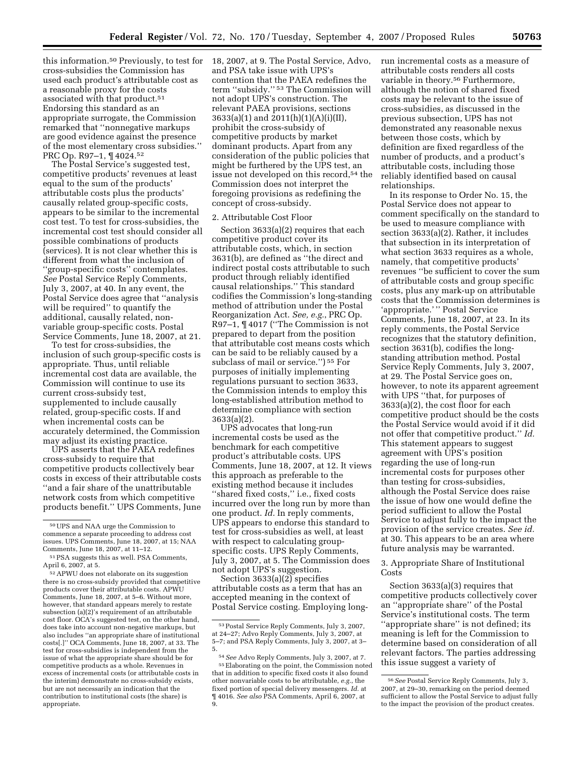this information.[50] Previously, to test for cross-subsidies the Commission has used each product's attributable cost as a reasonable proxy for the costs associated with that product.[51] Endorsing this standard as an appropriate surrogate, the Commission remarked that ''nonnegative markups are good evidence against the presence of the most elementary cross subsidies.'' PRC Op. R97–1, ¶ 4024.[52]

The Postal Service's suggested test, competitive products' revenues at least equal to the sum of the products' attributable costs plus the products' causally related group-specific costs, appears to be similar to the incremental cost test. To test for cross-subsidies, the incremental cost test should consider all possible combinations of products (services). It is not clear whether this is different from what the inclusion of ''group-specific costs'' contemplates. *See* Postal Service Reply Comments, July 3, 2007, at 40. In any event, the Postal Service does agree that ''analysis will be required'' to quantify the additional, causally related, non-variable group-specific costs. Postal Service Comments, June 18, 2007, at 21.

To test for cross-subsidies, the inclusion of such group-specific costs is appropriate. Thus, until reliable incremental cost data are available, the Commission will continue to use its current cross-subsidy test, supplemented to include causally related, group-specific costs. If and when incremental costs can be accurately determined, the Commission may adjust its existing practice.

UPS asserts that the PAEA redefines cross-subsidy to require that competitive products collectively bear costs in excess of their attributable costs ''and a fair share of the unattributable network costs from which competitive products benefit.'' UPS Comments, June 18, 2007, at 9. The Postal Service, Advo, and PSA take issue with UPS's contention that the PAEA redefines the term ''subsidy.''[53] The Commission will not adopt UPS's construction. The relevant PAEA provisions, sections 3633(a)(1) and 2011(h)(1)(A)(i)(II), prohibit the cross-subsidy of competitive products by market dominant products. Apart from any consideration of the public policies that might be furthered by the UPS test, an issue not developed on this record,[54] the Commission does not interpret the foregoing provisions as redefining the concept of cross-subsidy.

2. Attributable Cost Floor

Section 3633(a)(2) requires that each competitive product cover its attributable costs, which, in section 3631(b), are defined as ''the direct and indirect postal costs attributable to such product through reliably identified causal relationships.'' This standard codifies the Commission's long-standing method of attribution under the Postal Reorganization Act. *See, e.g.*, PRC Op. R97–1, ¶ 4017 (''The Commission is not prepared to depart from the position that attributable cost means costs which can be said to be reliably caused by a subclass of mail or service.'')[55] For purposes of initially implementing regulations pursuant to section 3633, the Commission intends to employ this long-established attribution method to determine compliance with section 3633(a)(2).

UPS advocates that long-run incremental costs be used as the benchmark for each competitive product's attributable costs. UPS Comments, June 18, 2007, at 12. It views this approach as preferable to the existing method because it includes ''shared fixed costs,'' i.e., fixed costs incurred over the long run by more than one product. *Id.* In reply comments, UPS appears to endorse this standard to test for cross-subsidies as well, at least with respect to calculating group-specific costs. UPS Reply Comments, July 3, 2007, at 5. The Commission does not adopt UPS's suggestion.

Section 3633(a)(2) specifies attributable costs as a term that has an accepted meaning in the context of Postal Service costing. Employing long-run incremental costs as a measure of attributable costs renders all costs variable in theory.[56] Furthermore, although the notion of shared fixed costs may be relevant to the issue of cross-subsidies, as discussed in the previous subsection, UPS has not demonstrated any reasonable nexus between those costs, which by definition are fixed regardless of the number of products, and a product's attributable costs, including those reliably identified based on causal relationships.

In its response to Order No. 15, the Postal Service does not appear to comment specifically on the standard to be used to measure compliance with section 3633(a)(2). Rather, it includes that subsection in its interpretation of what section 3633 requires as a whole, namely, that competitive products' revenues ''be sufficient to cover the sum of attributable costs and group specific costs, plus any mark-up on attributable costs that the Commission determines is 'appropriate.' '' Postal Service Comments, June 18, 2007, at 23. In its reply comments, the Postal Service recognizes that the statutory definition, section 3631(b), codifies the long-standing attribution method. Postal Service Reply Comments, July 3, 2007, at 29. The Postal Service goes on, however, to note its apparent agreement with UPS ''that, for purposes of 3633(a)(2), the cost floor for each competitive product should be the costs the Postal Service would avoid if it did not offer that competitive product.'' *Id.* This statement appears to suggest agreement with UPS's position regarding the use of long-run incremental costs for purposes other than testing for cross-subsidies, although the Postal Service does raise the issue of how one would define the period sufficient to allow the Postal Service to adjust fully to the impact the provision of the service creates. *See id.* at 30. This appears to be an area where future analysis may be warranted.

3. Appropriate Share of Institutional Costs

Section 3633(a)(3) requires that competitive products collectively cover an ''appropriate share'' of the Postal Service's institutional costs. The term ''appropriate share'' is not defined; its meaning is left for the Commission to determine based on consideration of all relevant factors. The parties addressing this issue suggest a variety of

---

[50] UPS and NAA urge the Commission to commence a separate proceeding to address cost issues. UPS Comments, June 18, 2007, at 15; NAA Comments, June 18, 2007, at 11–12.

[51] PSA suggests this as well. PSA Comments, April 6, 2007, at 5.

[52] APWU does not elaborate on its suggestion there is no cross-subsidy provided that competitive products cover their attributable costs. APWU Comments, June 18, 2007, at 5–6. Without more, however, that standard appears merely to restate subsection (a)(2)'s requirement of an attributable cost floor. OCA's suggested test, on the other hand, does take into account non-negative markups, but also includes ''an appropriate share of institutional costs[.]'' OCA Comments, June 18, 2007, at 33. The test for cross-subsidies is independent from the issue of what the appropriate share should be for competitive products as a whole. Revenues in excess of incremental costs (or attributable costs in the interim) demonstrate no cross-subsidy exists, but are not necessarily an indication that the contribution to institutional costs (the share) is appropriate.

[53] Postal Service Reply Comments, July 3, 2007, at 24–27; Advo Reply Comments, July 3, 2007, at 5–7; and PSA Reply Comments, July 3, 2007, at 3–5.

[54] *See* Advo Reply Comments, July 3, 2007, at 7.

[55] Elaborating on the point, the Commission noted that in addition to specific fixed costs it also found other nonvariable costs to be attributable, *e.g.*, the fixed portion of special delivery messengers. *Id.* at ¶ 4016. *See also* PSA Comments, April 6, 2007, at 9.

[56] *See* Postal Service Reply Comments, July 3, 2007, at 29–30, remarking on the period deemed sufficient to allow the Postal Service to adjust fully to the impact the provision of the product creates.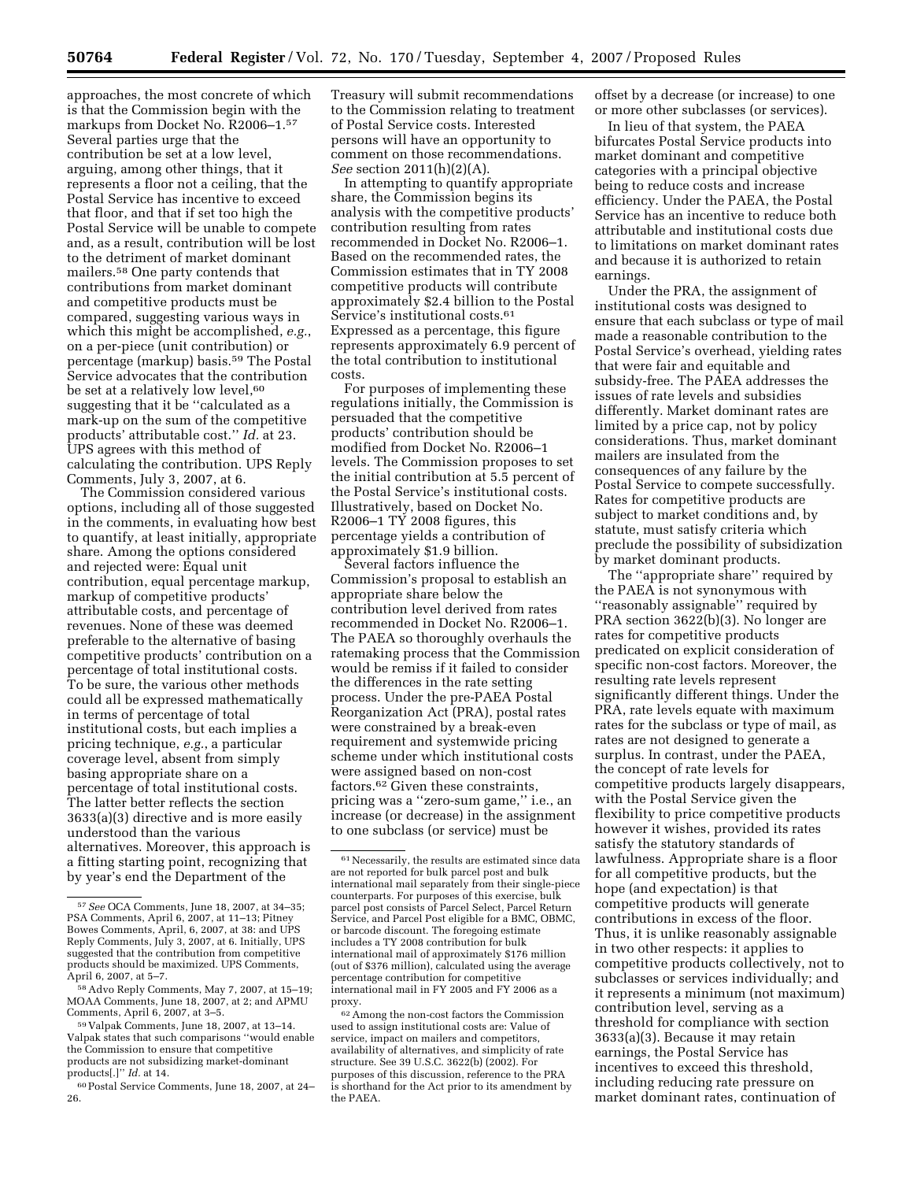approaches, the most concrete of which is that the Commission begin with the markups from Docket No. R2006–1.[57] Several parties urge that the contribution be set at a low level, arguing, among other things, that it represents a floor not a ceiling, that the Postal Service has incentive to exceed that floor, and that if set too high the Postal Service will be unable to compete and, as a result, contribution will be lost to the detriment of market dominant mailers.[58] One party contends that contributions from market dominant and competitive products must be compared, suggesting various ways in which this might be accomplished, *e.g.*, on a per-piece (unit contribution) or percentage (markup) basis.[59] The Postal Service advocates that the contribution be set at a relatively low level,[60] suggesting that it be ''calculated as a mark-up on the sum of the competitive products' attributable cost.'' *Id.* at 23. UPS agrees with this method of calculating the contribution. UPS Reply Comments, July 3, 2007, at 6.

The Commission considered various options, including all of those suggested in the comments, in evaluating how best to quantify, at least initially, appropriate share. Among the options considered and rejected were: Equal unit contribution, equal percentage markup, markup of competitive products' attributable costs, and percentage of revenues. None of these was deemed preferable to the alternative of basing competitive products' contribution on a percentage of total institutional costs. To be sure, the various other methods could all be expressed mathematically in terms of percentage of total institutional costs, but each implies a pricing technique, *e.g.*, a particular coverage level, absent from simply basing appropriate share on a percentage of total institutional costs. The latter better reflects the section 3633(a)(3) directive and is more easily understood than the various alternatives. Moreover, this approach is a fitting starting point, recognizing that by year's end the Department of the Treasury will submit recommendations to the Commission relating to treatment of Postal Service costs. Interested persons will have an opportunity to comment on those recommendations. *See* section 2011(h)(2)(A).

In attempting to quantify appropriate share, the Commission begins its analysis with the competitive products' contribution resulting from rates recommended in Docket No. R2006–1. Based on the recommended rates, the Commission estimates that in TY 2008 competitive products will contribute approximately $2.4 billion to the Postal Service's institutional costs.[61] Expressed as a percentage, this figure represents approximately 6.9 percent of the total contribution to institutional costs.

For purposes of implementing these regulations initially, the Commission is persuaded that the competitive products' contribution should be modified from Docket No. R2006–1 levels. The Commission proposes to set the initial contribution at 5.5 percent of the Postal Service's institutional costs. Illustratively, based on Docket No. R2006–1 TY 2008 figures, this percentage yields a contribution of approximately $1.9 billion.

Several factors influence the Commission's proposal to establish an appropriate share below the contribution level derived from rates recommended in Docket No. R2006–1. The PAEA so thoroughly overhauls the ratemaking process that the Commission would be remiss if it failed to consider the differences in the rate setting process. Under the pre-PAEA Postal Reorganization Act (PRA), postal rates were constrained by a break-even requirement and systemwide pricing scheme under which institutional costs were assigned based on non-cost factors.[62] Given these constraints, pricing was a ''zero-sum game,'' i.e., an increase (or decrease) in the assignment to one subclass (or service) must be offset by a decrease (or increase) to one or more other subclasses (or services).

In lieu of that system, the PAEA bifurcates Postal Service products into market dominant and competitive categories with a principal objective being to reduce costs and increase efficiency. Under the PAEA, the Postal Service has an incentive to reduce both attributable and institutional costs due to limitations on market dominant rates and because it is authorized to retain earnings.

Under the PRA, the assignment of institutional costs was designed to ensure that each subclass or type of mail made a reasonable contribution to the Postal Service's overhead, yielding rates that were fair and equitable and subsidy-free. The PAEA addresses the issues of rate levels and subsidies differently. Market dominant rates are limited by a price cap, not by policy considerations. Thus, market dominant mailers are insulated from the consequences of any failure by the Postal Service to compete successfully. Rates for competitive products are subject to market conditions and, by statute, must satisfy criteria which preclude the possibility of subsidization by market dominant products.

The ''appropriate share'' required by the PAEA is not synonymous with ''reasonably assignable'' required by PRA section 3622(b)(3). No longer are rates for competitive products predicated on explicit consideration of specific non-cost factors. Moreover, the resulting rate levels represent significantly different things. Under the PRA, rate levels equate with maximum rates for the subclass or type of mail, as rates are not designed to generate a surplus. In contrast, under the PAEA, the concept of rate levels for competitive products largely disappears, with the Postal Service given the flexibility to price competitive products however it wishes, provided its rates satisfy the statutory standards of lawfulness. Appropriate share is a floor for all competitive products, but the hope (and expectation) is that competitive products will generate contributions in excess of the floor. Thus, it is unlike reasonably assignable in two other respects: it applies to competitive products collectively, not to subclasses or services individually; and it represents a minimum (not maximum) contribution level, serving as a threshold for compliance with section 3633(a)(3). Because it may retain earnings, the Postal Service has incentives to exceed this threshold, including reducing rate pressure on market dominant rates, continuation of

---

[57] *See* OCA Comments, June 18, 2007, at 34–35; PSA Comments, April 6, 2007, at 11–13; Pitney Bowes Comments, April, 6, 2007, at 38: and UPS Reply Comments, July 3, 2007, at 6. Initially, UPS suggested that the contribution from competitive products should be maximized. UPS Comments, April 6, 2007, at 5–7.

[58] Advo Reply Comments, May 7, 2007, at 15–19; MOAA Comments, June 18, 2007, at 2; and APMU Comments, April 6, 2007, at 3–5.

[59] Valpak Comments, June 18, 2007, at 13–14. Valpak states that such comparisons ''would enable the Commission to ensure that competitive products are not subsidizing market-dominant products[.]'' *Id.* at 14.

[60] Postal Service Comments, June 18, 2007, at 24–26.

[61] Necessarily, the results are estimated since data are not reported for bulk parcel post and bulk international mail separately from their single-piece counterparts. For purposes of this exercise, bulk parcel post consists of Parcel Select, Parcel Return Service, and Parcel Post eligible for a BMC, OBMC, or barcode discount. The foregoing estimate includes a TY 2008 contribution for bulk international mail of approximately $176 million (out of $376 million), calculated using the average percentage contribution for competitive international mail in FY 2005 and FY 2006 as a proxy.

[62] Among the non-cost factors the Commission used to assign institutional costs are: Value of service, impact on mailers and competitors, availability of alternatives, and simplicity of rate structure. See 39 U.S.C. 3622(b) (2002). For purposes of this discussion, reference to the PRA is shorthand for the Act prior to its amendment by the PAEA.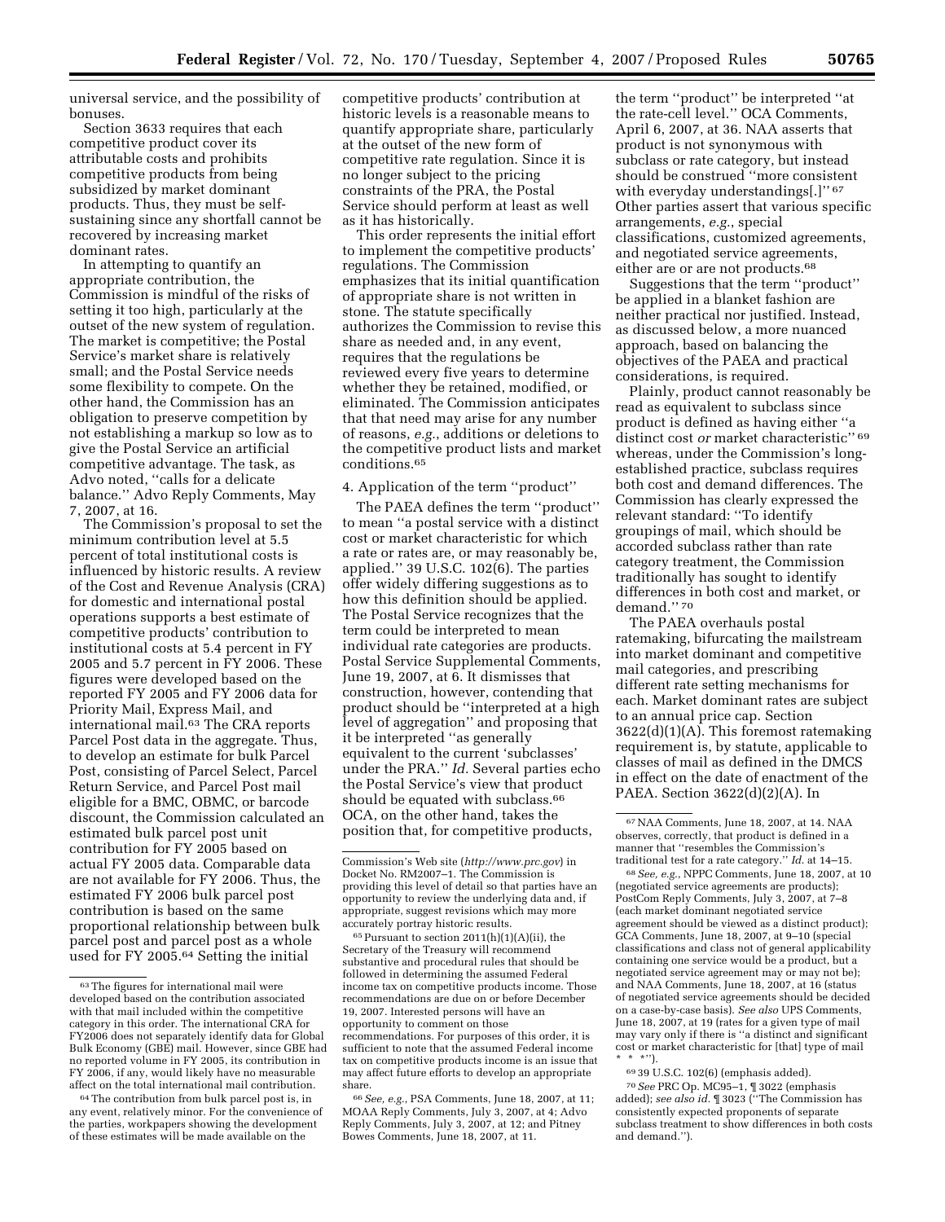universal service, and the possibility of bonuses.

Section 3633 requires that each competitive product cover its attributable costs and prohibits competitive products from being subsidized by market dominant products. Thus, they must be self-sustaining since any shortfall cannot be recovered by increasing market dominant rates.

In attempting to quantify an appropriate contribution, the Commission is mindful of the risks of setting it too high, particularly at the outset of the new system of regulation. The market is competitive; the Postal Service's market share is relatively small; and the Postal Service needs some flexibility to compete. On the other hand, the Commission has an obligation to preserve competition by not establishing a markup so low as to give the Postal Service an artificial competitive advantage. The task, as Advo noted, ''calls for a delicate balance.'' Advo Reply Comments, May 7, 2007, at 16.

The Commission's proposal to set the minimum contribution level at 5.5 percent of total institutional costs is influenced by historic results. A review of the Cost and Revenue Analysis (CRA) for domestic and international postal operations supports a best estimate of competitive products' contribution to institutional costs at 5.4 percent in FY 2005 and 5.7 percent in FY 2006. These figures were developed based on the reported FY 2005 and FY 2006 data for Priority Mail, Express Mail, and international mail.[63] The CRA reports Parcel Post data in the aggregate. Thus, to develop an estimate for bulk Parcel Post, consisting of Parcel Select, Parcel Return Service, and Parcel Post mail eligible for a BMC, OBMC, or barcode discount, the Commission calculated an estimated bulk parcel post unit contribution for FY 2005 based on actual FY 2005 data. Comparable data are not available for FY 2006. Thus, the estimated FY 2006 bulk parcel post contribution is based on the same proportional relationship between bulk parcel post and parcel post as a whole used for FY 2005.[64] Setting the initial competitive products' contribution at historic levels is a reasonable means to quantify appropriate share, particularly at the outset of the new form of competitive rate regulation. Since it is no longer subject to the pricing constraints of the PRA, the Postal Service should perform at least as well as it has historically.

This order represents the initial effort to implement the competitive products' regulations. The Commission emphasizes that its initial quantification of appropriate share is not written in stone. The statute specifically authorizes the Commission to revise this share as needed and, in any event, requires that the regulations be reviewed every five years to determine whether they be retained, modified, or eliminated. The Commission anticipates that that need may arise for any number of reasons, *e.g.*, additions or deletions to the competitive product lists and market conditions.[65]

4. Application of the term ''product''

The PAEA defines the term ''product'' to mean ''a postal service with a distinct cost or market characteristic for which a rate or rates are, or may reasonably be, applied.'' 39 U.S.C. 102(6). The parties offer widely differing suggestions as to how this definition should be applied. The Postal Service recognizes that the term could be interpreted to mean individual rate categories are products. Postal Service Supplemental Comments, June 19, 2007, at 6. It dismisses that construction, however, contending that product should be ''interpreted at a high level of aggregation'' and proposing that it be interpreted ''as generally equivalent to the current 'subclasses' under the PRA.'' *Id.* Several parties echo the Postal Service's view that product should be equated with subclass.[66] OCA, on the other hand, takes the position that, for competitive products, the term ''product'' be interpreted ''at the rate-cell level.'' OCA Comments, April 6, 2007, at 36. NAA asserts that product is not synonymous with subclass or rate category, but instead should be construed ''more consistent with everyday understandings[.]'' [67] Other parties assert that various specific arrangements, *e.g.*, special classifications, customized agreements, and negotiated service agreements, either are or are not products.[68]

Suggestions that the term ''product'' be applied in a blanket fashion are neither practical nor justified. Instead, as discussed below, a more nuanced approach, based on balancing the objectives of the PAEA and practical considerations, is required.

Plainly, product cannot reasonably be read as equivalent to subclass since product is defined as having either ''a distinct cost *or* market characteristic'' [69] whereas, under the Commission's long-established practice, subclass requires both cost and demand differences. The Commission has clearly expressed the relevant standard: ''To identify groupings of mail, which should be accorded subclass rather than rate category treatment, the Commission traditionally has sought to identify differences in both cost and market, or demand.'' [70]

The PAEA overhauls postal ratemaking, bifurcating the mailstream into market dominant and competitive mail categories, and prescribing different rate setting mechanisms for each. Market dominant rates are subject to an annual price cap. Section 3622(d)(1)(A). This foremost ratemaking requirement is, by statute, applicable to classes of mail as defined in the DMCS in effect on the date of enactment of the PAEA. Section 3622(d)(2)(A). In

[63] The figures for international mail were developed based on the contribution associated with that mail included within the competitive category in this order. The international CRA for FY2006 does not separately identify data for Global Bulk Economy (GBE) mail. However, since GBE had no reported volume in FY 2005, its contribution in FY 2006, if any, would likely have no measurable affect on the total international mail contribution.

[64] The contribution from bulk parcel post is, in any event, relatively minor. For the convenience of the parties, workpapers showing the development of these estimates will be made available on the Commission's Web site (*http://www.prc.gov*) in Docket No. RM2007–1. The Commission is providing this level of detail so that parties have an opportunity to review the underlying data and, if appropriate, suggest revisions which may more accurately portray historic results.

[65] Pursuant to section 2011(h)(1)(A)(ii), the Secretary of the Treasury will recommend substantive and procedural rules that should be followed in determining the assumed Federal income tax on competitive products income. Those recommendations are due on or before December 19, 2007. Interested persons will have an opportunity to comment on those recommendations. For purposes of this order, it is sufficient to note that the assumed Federal income tax on competitive products income is an issue that may affect future efforts to develop an appropriate share.

[66] *See, e.g.*, PSA Comments, June 18, 2007, at 11; MOAA Reply Comments, July 3, 2007, at 4; Advo Reply Comments, July 3, 2007, at 12; and Pitney Bowes Comments, June 18, 2007, at 11.

[67] NAA Comments, June 18, 2007, at 14. NAA observes, correctly, that product is defined in a manner that ''resembles the Commission's traditional test for a rate category.'' *Id.* at 14–15.

[68] *See, e.g.*, NPPC Comments, June 18, 2007, at 10 (negotiated service agreements are products); PostCom Reply Comments, July 3, 2007, at 7–8 (each market dominant negotiated service agreement should be viewed as a distinct product); GCA Comments, June 18, 2007, at 9–10 (special classifications and class not of general applicability containing one service would be a product, but a negotiated service agreement may or may not be); and NAA Comments, June 18, 2007, at 16 (status of negotiated service agreements should be decided on a case-by-case basis). *See also* UPS Comments, June 18, 2007, at 19 (rates for a given type of mail may vary only if there is ''a distinct and significant cost or market characteristic for [that] type of mail * * *'').

[69] 39 U.S.C. 102(6) (emphasis added).

[70] *See* PRC Op. MC95–1, ¶ 3022 (emphasis added); *see also id.* ¶ 3023 (''The Commission has consistently expected proponents of separate subclass treatment to show differences in both costs and demand.'').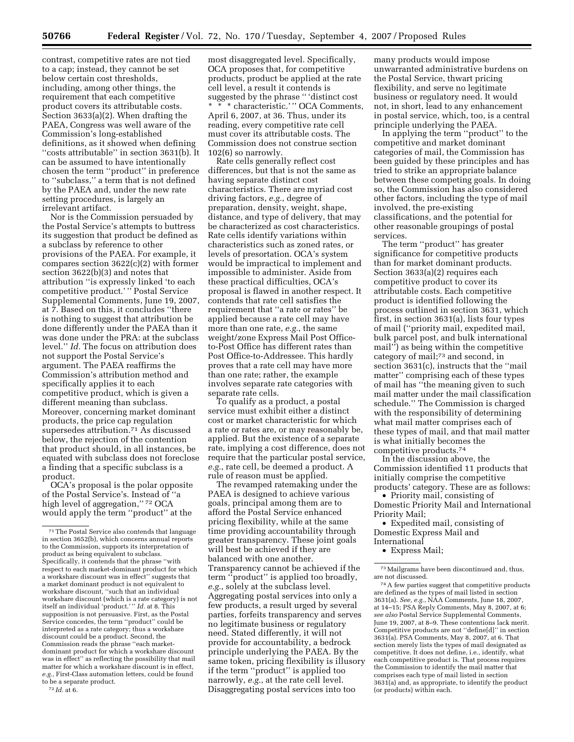contrast, competitive rates are not tied to a cap; instead, they cannot be set below certain cost thresholds, including, among other things, the requirement that each competitive product covers its attributable costs. Section 3633(a)(2). When drafting the PAEA, Congress was well aware of the Commission's long-established definitions, as it showed when defining ''costs attributable'' in section 3631(b). It can be assumed to have intentionally chosen the term ''product'' in preference to ''subclass,'' a term that is not defined by the PAEA and, under the new rate setting procedures, is largely an irrelevant artifact.

Nor is the Commission persuaded by the Postal Service's attempts to buttress its suggestion that product be defined as a subclass by reference to other provisions of the PAEA. For example, it compares section 3622(c)(2) with former section 3622(b)(3) and notes that attribution ''is expressly linked 'to each competitive product.' '' Postal Service Supplemental Comments, June 19, 2007, at 7. Based on this, it concludes ''there is nothing to suggest that attribution be done differently under the PAEA than it was done under the PRA: at the subclass level.'' *Id.* The focus on attribution does not support the Postal Service's argument. The PAEA reaffirms the Commission's attribution method and specifically applies it to each competitive product, which is given a different meaning than subclass. Moreover, concerning market dominant products, the price cap regulation supersedes attribution.[71] As discussed below, the rejection of the contention that product should, in all instances, be equated with subclass does not foreclose a finding that a specific subclass is a product.

OCA's proposal is the polar opposite of the Postal Service's. Instead of ''a high level of aggregation,'' [72] OCA would apply the term ''product'' at the most disaggregated level. Specifically, OCA proposes that, for competitive products, product be applied at the rate cell level, a result it contends is suggested by the phrase '' 'distinct cost * * * characteristic.' '' OCA Comments, April 6, 2007, at 36. Thus, under its reading, every competitive rate cell must cover its attributable costs. The Commission does not construe section 102(6) so narrowly.

Rate cells generally reflect cost differences, but that is not the same as having separate distinct cost characteristics. There are myriad cost driving factors, *e.g.*, degree of preparation, density, weight, shape, distance, and type of delivery, that may be characterized as cost characteristics. Rate cells identify variations within characteristics such as zoned rates, or levels of presortation. OCA's system would be impractical to implement and impossible to administer. Aside from these practical difficulties, OCA's proposal is flawed in another respect. It contends that rate cell satisfies the requirement that ''a rate or rates'' be applied because a rate cell may have more than one rate, *e.g.*, the same weight/zone Express Mail Post Office-to-Post Office has different rates than Post Office-to-Addressee. This hardly proves that a rate cell may have more than one rate; rather, the example involves separate rate categories with separate rate cells.

To qualify as a product, a postal service must exhibit either a distinct cost or market characteristic for which a rate or rates are, or may reasonably be, applied. But the existence of a separate rate, implying a cost difference, does not require that the particular postal service, *e.g.*, rate cell, be deemed a product. A rule of reason must be applied.

The revamped ratemaking under the PAEA is designed to achieve various goals, principal among them are to afford the Postal Service enhanced pricing flexibility, while at the same time providing accountability through greater transparency. These joint goals will best be achieved if they are balanced with one another. Transparency cannot be achieved if the term ''product'' is applied too broadly, *e.g.*, solely at the subclass level. Aggregating postal services into only a few products, a result urged by several parties, forfeits transparency and serves no legitimate business or regulatory need. Stated differently, it will not provide for accountability, a bedrock principle underlying the PAEA. By the same token, pricing flexibility is illusory if the term ''product'' is applied too narrowly, *e.g.*, at the rate cell level. Disaggregating postal services into too many products would impose unwarranted administrative burdens on the Postal Service, thwart pricing flexibility, and serve no legitimate business or regulatory need. It would not, in short, lead to any enhancement in postal service, which, too, is a central principle underlying the PAEA.

In applying the term ''product'' to the competitive and market dominant categories of mail, the Commission has been guided by these principles and has tried to strike an appropriate balance between these competing goals. In doing so, the Commission has also considered other factors, including the type of mail involved, the pre-existing classifications, and the potential for other reasonable groupings of postal services.

The term ''product'' has greater significance for competitive products than for market dominant products. Section 3633(a)(2) requires each competitive product to cover its attributable costs. Each competitive product is identified following the process outlined in section 3631, which first, in section 3631(a), lists four types of mail (''priority mail, expedited mail, bulk parcel post, and bulk international mail'') as being within the competitive category of mail;[73] and second, in section 3631(c), instructs that the ''mail matter'' comprising each of these types of mail has ''the meaning given to such mail matter under the mail classification schedule.'' The Commission is charged with the responsibility of determining what mail matter comprises each of these types of mail, and that mail matter is what initially becomes the competitive products.[74]

In the discussion above, the Commission identified 11 products that initially comprise the competitive products' category. These are as follows:

- Priority mail, consisting of Domestic Priority Mail and International Priority Mail;
- Expedited mail, consisting of Domestic Express Mail and International
- Express Mail;

---

[71] The Postal Service also contends that language in section 3652(b), which concerns annual reports to the Commission, supports its interpretation of product as being equivalent to subclass. Specifically, it contends that the phrase ''with respect to each market-dominant product for which a workshare discount was in effect'' suggests that a market dominant product is not equivalent to workshare discount, ''such that an individual workshare discount (which is a rate category) is not itself an individual 'product.' '' *Id.* at 8. This supposition is not persuasive. First, as the Postal Service concedes, the term ''product'' could be interpreted as a rate category; thus a workshare discount could be a product. Second, the Commission reads the phrase ''each market-dominant product for which a workshare discount was in effect'' as reflecting the possibility that mail matter for which a workshare discount is in effect, *e.g.*, First-Class automation letters, could be found to be a separate product.

[72] *Id.* at 6.

[73] Mailgrams have been discontinued and, thus, are not discussed.

[74] A few parties suggest that competitive products are defined as the types of mail listed in section 3631(a). *See, e.g.*, NAA Comments, June 18, 2007, at 14–15; PSA Reply Comments, May 8, 2007, at 6; *see also* Postal Service Supplemental Comments, June 19, 2007, at 8–9. These contentions lack merit. Competitive products are not ''define[d]'' in section 3631(a). PSA Comments, May 8, 2007, at 6. That section merely lists the types of mail designated as competitive. It does not define, i.e., identify, what each competitive product is. That process requires the Commission to identify the mail matter that comprises each type of mail listed in section 3631(a) and, as appropriate, to identify the product (or products) within each.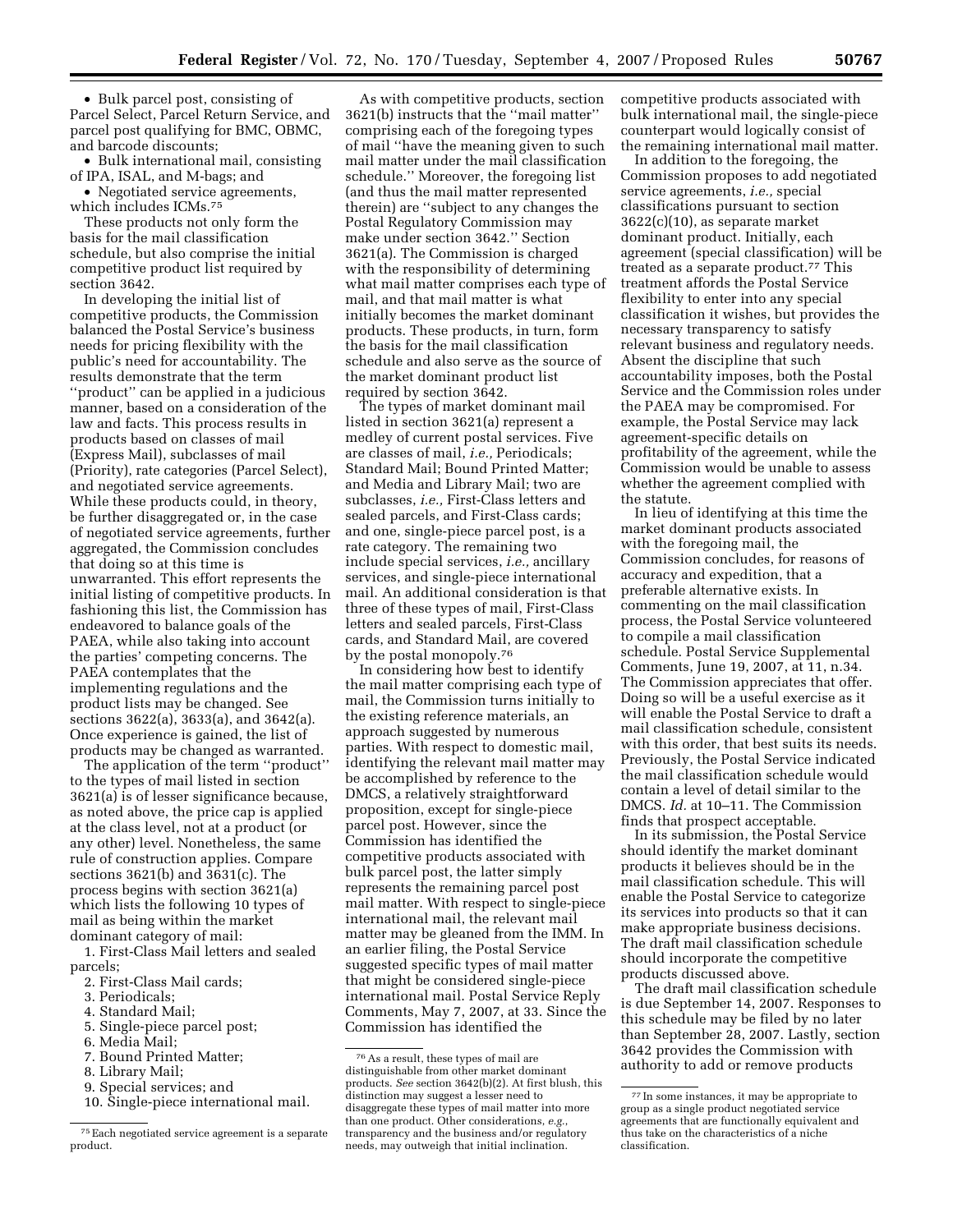- Bulk parcel post, consisting of Parcel Select, Parcel Return Service, and parcel post qualifying for BMC, OBMC, and barcode discounts;
- Bulk international mail, consisting of IPA, ISAL, and M-bags; and
- Negotiated service agreements, which includes ICMs.[75]

These products not only form the basis for the mail classification schedule, but also comprise the initial competitive product list required by section 3642.

In developing the initial list of competitive products, the Commission balanced the Postal Service's business needs for pricing flexibility with the public's need for accountability. The results demonstrate that the term ''product'' can be applied in a judicious manner, based on a consideration of the law and facts. This process results in products based on classes of mail (Express Mail), subclasses of mail (Priority), rate categories (Parcel Select), and negotiated service agreements. While these products could, in theory, be further disaggregated or, in the case of negotiated service agreements, further aggregated, the Commission concludes that doing so at this time is unwarranted. This effort represents the initial listing of competitive products. In fashioning this list, the Commission has endeavored to balance goals of the PAEA, while also taking into account the parties' competing concerns. The PAEA contemplates that the implementing regulations and the product lists may be changed. See sections 3622(a), 3633(a), and 3642(a). Once experience is gained, the list of products may be changed as warranted.

The application of the term ''product'' to the types of mail listed in section 3621(a) is of lesser significance because, as noted above, the price cap is applied at the class level, not at a product (or any other) level. Nonetheless, the same rule of construction applies. Compare sections 3621(b) and 3631(c). The process begins with section 3621(a) which lists the following 10 types of mail as being within the market dominant category of mail:

1. First-Class Mail letters and sealed parcels;
2. First-Class Mail cards;
3. Periodicals;
4. Standard Mail;
5. Single-piece parcel post;
6. Media Mail;
7. Bound Printed Matter;
8. Library Mail;
9. Special services; and
10. Single-piece international mail.

As with competitive products, section 3621(b) instructs that the ''mail matter'' comprising each of the foregoing types of mail ''have the meaning given to such mail matter under the mail classification schedule.'' Moreover, the foregoing list (and thus the mail matter represented therein) are ''subject to any changes the Postal Regulatory Commission may make under section 3642.'' Section 3621(a). The Commission is charged with the responsibility of determining what mail matter comprises each type of mail, and that mail matter is what initially becomes the market dominant products. These products, in turn, form the basis for the mail classification schedule and also serve as the source of the market dominant product list required by section 3642.

The types of market dominant mail listed in section 3621(a) represent a medley of current postal services. Five are classes of mail, *i.e.,* Periodicals; Standard Mail; Bound Printed Matter; and Media and Library Mail; two are subclasses, *i.e.,* First-Class letters and sealed parcels, and First-Class cards; and one, single-piece parcel post, is a rate category. The remaining two include special services, *i.e.,* ancillary services, and single-piece international mail. An additional consideration is that three of these types of mail, First-Class letters and sealed parcels, First-Class cards, and Standard Mail, are covered by the postal monopoly.[76]

In considering how best to identify the mail matter comprising each type of mail, the Commission turns initially to the existing reference materials, an approach suggested by numerous parties. With respect to domestic mail, identifying the relevant mail matter may be accomplished by reference to the DMCS, a relatively straightforward proposition, except for single-piece parcel post. However, since the Commission has identified the competitive products associated with bulk parcel post, the latter simply represents the remaining parcel post mail matter. With respect to single-piece international mail, the relevant mail matter may be gleaned from the IMM. In an earlier filing, the Postal Service suggested specific types of mail matter that might be considered single-piece international mail. Postal Service Reply Comments, May 7, 2007, at 33. Since the Commission has identified the competitive products associated with bulk international mail, the single-piece counterpart would logically consist of the remaining international mail matter.

In addition to the foregoing, the Commission proposes to add negotiated service agreements, *i.e.,* special classifications pursuant to section 3622(c)(10), as separate market dominant product. Initially, each agreement (special classification) will be treated as a separate product.[77] This treatment affords the Postal Service flexibility to enter into any special classification it wishes, but provides the necessary transparency to satisfy relevant business and regulatory needs. Absent the discipline that such accountability imposes, both the Postal Service and the Commission roles under the PAEA may be compromised. For example, the Postal Service may lack agreement-specific details on profitability of the agreement, while the Commission would be unable to assess whether the agreement complied with the statute.

In lieu of identifying at this time the market dominant products associated with the foregoing mail, the Commission concludes, for reasons of accuracy and expedition, that a preferable alternative exists. In commenting on the mail classification process, the Postal Service volunteered to compile a mail classification schedule. Postal Service Supplemental Comments, June 19, 2007, at 11, n.34. The Commission appreciates that offer. Doing so will be a useful exercise as it will enable the Postal Service to draft a mail classification schedule, consistent with this order, that best suits its needs. Previously, the Postal Service indicated the mail classification schedule would contain a level of detail similar to the DMCS. *Id.* at 10–11. The Commission finds that prospect acceptable.

In its submission, the Postal Service should identify the market dominant products it believes should be in the mail classification schedule. This will enable the Postal Service to categorize its services into products so that it can make appropriate business decisions. The draft mail classification schedule should incorporate the competitive products discussed above.

The draft mail classification schedule is due September 14, 2007. Responses to this schedule may be filed by no later than September 28, 2007. Lastly, section 3642 provides the Commission with authority to add or remove products

[75] Each negotiated service agreement is a separate product.

[76] As a result, these types of mail are distinguishable from other market dominant products. *See* section 3642(b)(2). At first blush, this distinction may suggest a lesser need to disaggregate these types of mail matter into more than one product. Other considerations, *e.g.*, transparency and the business and/or regulatory needs, may outweigh that initial inclination.

[77] In some instances, it may be appropriate to group as a single product negotiated service agreements that are functionally equivalent and thus take on the characteristics of a niche classification.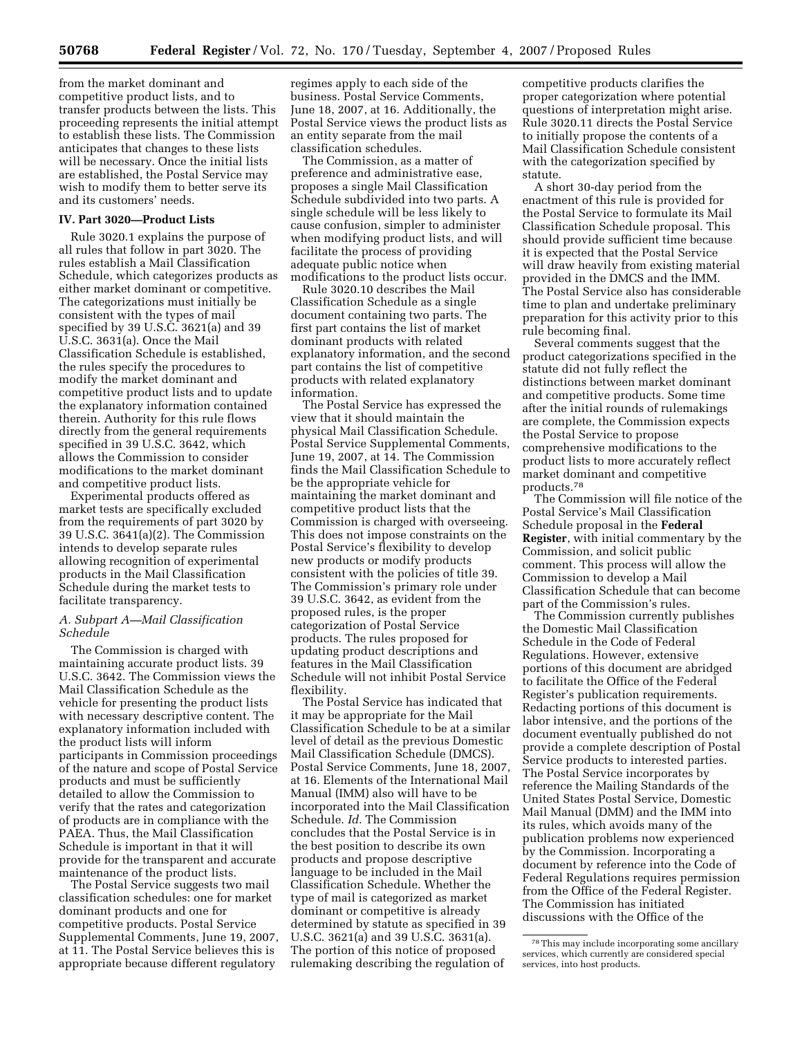from the market dominant and competitive product lists, and to transfer products between the lists. This proceeding represents the initial attempt to establish these lists. The Commission anticipates that changes to these lists will be necessary. Once the initial lists are established, the Postal Service may wish to modify them to better serve its and its customers' needs.

## IV. Part 3020—Product Lists

Rule 3020.1 explains the purpose of all rules that follow in part 3020. The rules establish a Mail Classification Schedule, which categorizes products as either market dominant or competitive. The categorizations must initially be consistent with the types of mail specified by 39 U.S.C. 3621(a) and 39 U.S.C. 3631(a). Once the Mail Classification Schedule is established, the rules specify the procedures to modify the market dominant and competitive product lists and to update the explanatory information contained therein. Authority for this rule flows directly from the general requirements specified in 39 U.S.C. 3642, which allows the Commission to consider modifications to the market dominant and competitive product lists.

Experimental products offered as market tests are specifically excluded from the requirements of part 3020 by 39 U.S.C. 3641(a)(2). The Commission intends to develop separate rules allowing recognition of experimental products in the Mail Classification Schedule during the market tests to facilitate transparency.

### *A. Subpart A—Mail Classification Schedule*

The Commission is charged with maintaining accurate product lists. 39 U.S.C. 3642. The Commission views the Mail Classification Schedule as the vehicle for presenting the product lists with necessary descriptive content. The explanatory information included with the product lists will inform participants in Commission proceedings of the nature and scope of Postal Service products and must be sufficiently detailed to allow the Commission to verify that the rates and categorization of products are in compliance with the PAEA. Thus, the Mail Classification Schedule is important in that it will provide for the transparent and accurate maintenance of the product lists.

The Postal Service suggests two mail classification schedules: one for market dominant products and one for competitive products. Postal Service Supplemental Comments, June 19, 2007, at 11. The Postal Service believes this is appropriate because different regulatory regimes apply to each side of the business. Postal Service Comments, June 18, 2007, at 16. Additionally, the Postal Service views the product lists as an entity separate from the mail classification schedules.

The Commission, as a matter of preference and administrative ease, proposes a single Mail Classification Schedule subdivided into two parts. A single schedule will be less likely to cause confusion, simpler to administer when modifying product lists, and will facilitate the process of providing adequate public notice when modifications to the product lists occur.

Rule 3020.10 describes the Mail Classification Schedule as a single document containing two parts. The first part contains the list of market dominant products with related explanatory information, and the second part contains the list of competitive products with related explanatory information.

The Postal Service has expressed the view that it should maintain the physical Mail Classification Schedule. Postal Service Supplemental Comments, June 19, 2007, at 14. The Commission finds the Mail Classification Schedule to be the appropriate vehicle for maintaining the market dominant and competitive product lists that the Commission is charged with overseeing. This does not impose constraints on the Postal Service's flexibility to develop new products or modify products consistent with the policies of title 39. The Commission's primary role under 39 U.S.C. 3642, as evident from the proposed rules, is the proper categorization of Postal Service products. The rules proposed for updating product descriptions and features in the Mail Classification Schedule will not inhibit Postal Service flexibility.

The Postal Service has indicated that it may be appropriate for the Mail Classification Schedule to be at a similar level of detail as the previous Domestic Mail Classification Schedule (DMCS). Postal Service Comments, June 18, 2007, at 16. Elements of the International Mail Manual (IMM) also will have to be incorporated into the Mail Classification Schedule. *Id.* The Commission concludes that the Postal Service is in the best position to describe its own products and propose descriptive language to be included in the Mail Classification Schedule. Whether the type of mail is categorized as market dominant or competitive is already determined by statute as specified in 39 U.S.C. 3621(a) and 39 U.S.C. 3631(a). The portion of this notice of proposed rulemaking describing the regulation of competitive products clarifies the proper categorization where potential questions of interpretation might arise. Rule 3020.11 directs the Postal Service to initially propose the contents of a Mail Classification Schedule consistent with the categorization specified by statute.

A short 30-day period from the enactment of this rule is provided for the Postal Service to formulate its Mail Classification Schedule proposal. This should provide sufficient time because it is expected that the Postal Service will draw heavily from existing material provided in the DMCS and the IMM. The Postal Service also has considerable time to plan and undertake preliminary preparation for this activity prior to this rule becoming final.

Several comments suggest that the product categorizations specified in the statute did not fully reflect the distinctions between market dominant and competitive products. Some time after the initial rounds of rulemakings are complete, the Commission expects the Postal Service to propose comprehensive modifications to the product lists to more accurately reflect market dominant and competitive products.[78]

The Commission will file notice of the Postal Service's Mail Classification Schedule proposal in the **Federal Register**, with initial commentary by the Commission, and solicit public comment. This process will allow the Commission to develop a Mail Classification Schedule that can become part of the Commission's rules.

The Commission currently publishes the Domestic Mail Classification Schedule in the Code of Federal Regulations. However, extensive portions of this document are abridged to facilitate the Office of the Federal Register's publication requirements. Redacting portions of this document is labor intensive, and the portions of the document eventually published do not provide a complete description of Postal Service products to interested parties. The Postal Service incorporates by reference the Mailing Standards of the United States Postal Service, Domestic Mail Manual (DMM) and the IMM into its rules, which avoids many of the publication problems now experienced by the Commission. Incorporating a document by reference into the Code of Federal Regulations requires permission from the Office of the Federal Register. The Commission has initiated discussions with the Office of the

[78] This may include incorporating some ancillary services, which currently are considered special services, into host products.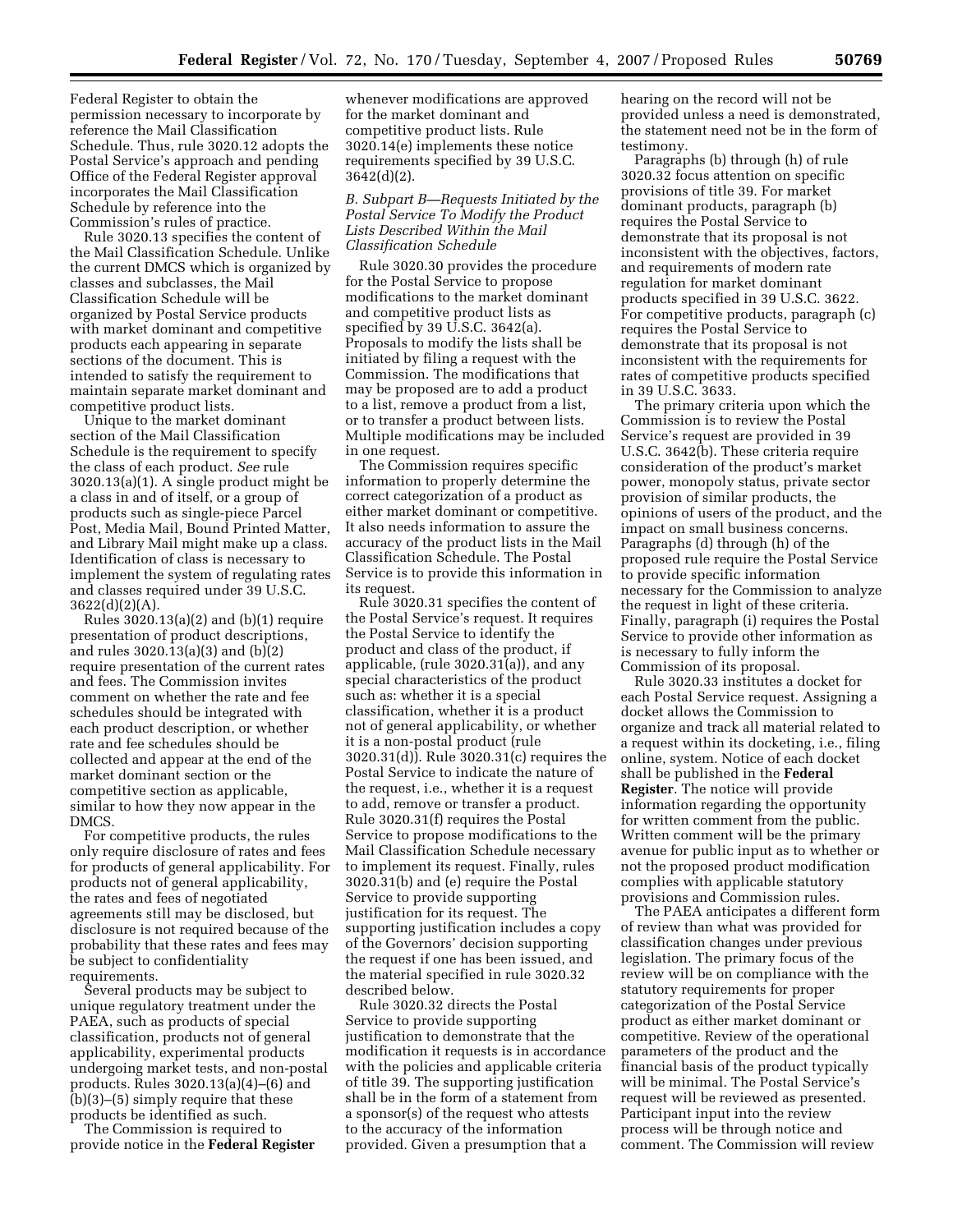Federal Register to obtain the permission necessary to incorporate by reference the Mail Classification Schedule. Thus, rule 3020.12 adopts the Postal Service's approach and pending Office of the Federal Register approval incorporates the Mail Classification Schedule by reference into the Commission's rules of practice.

Rule 3020.13 specifies the content of the Mail Classification Schedule. Unlike the current DMCS which is organized by classes and subclasses, the Mail Classification Schedule will be organized by Postal Service products with market dominant and competitive products each appearing in separate sections of the document. This is intended to satisfy the requirement to maintain separate market dominant and competitive product lists.

Unique to the market dominant section of the Mail Classification Schedule is the requirement to specify the class of each product. *See* rule 3020.13(a)(1). A single product might be a class in and of itself, or a group of products such as single-piece Parcel Post, Media Mail, Bound Printed Matter, and Library Mail might make up a class. Identification of class is necessary to implement the system of regulating rates and classes required under 39 U.S.C. 3622(d)(2)(A).

Rules 3020.13(a)(2) and (b)(1) require presentation of product descriptions, and rules 3020.13(a)(3) and (b)(2) require presentation of the current rates and fees. The Commission invites comment on whether the rate and fee schedules should be integrated with each product description, or whether rate and fee schedules should be collected and appear at the end of the market dominant section or the competitive section as applicable, similar to how they now appear in the DMCS.

For competitive products, the rules only require disclosure of rates and fees for products of general applicability. For products not of general applicability, the rates and fees of negotiated agreements still may be disclosed, but disclosure is not required because of the probability that these rates and fees may be subject to confidentiality requirements.

Several products may be subject to unique regulatory treatment under the PAEA, such as products of special classification, products not of general applicability, experimental products undergoing market tests, and non-postal products. Rules 3020.13(a)(4)–(6) and (b)(3)–(5) simply require that these products be identified as such.

The Commission is required to provide notice in the **Federal Register** whenever modifications are approved for the market dominant and competitive product lists. Rule 3020.14(e) implements these notice requirements specified by 39 U.S.C. 3642(d)(2).

### *B. Subpart B—Requests Initiated by the Postal Service To Modify the Product Lists Described Within the Mail Classification Schedule*

Rule 3020.30 provides the procedure for the Postal Service to propose modifications to the market dominant and competitive product lists as specified by 39 U.S.C. 3642(a). Proposals to modify the lists shall be initiated by filing a request with the Commission. The modifications that may be proposed are to add a product to a list, remove a product from a list, or to transfer a product between lists. Multiple modifications may be included in one request.

The Commission requires specific information to properly determine the correct categorization of a product as either market dominant or competitive. It also needs information to assure the accuracy of the product lists in the Mail Classification Schedule. The Postal Service is to provide this information in its request.

Rule 3020.31 specifies the content of the Postal Service's request. It requires the Postal Service to identify the product and class of the product, if applicable, (rule 3020.31(a)), and any special characteristics of the product such as: whether it is a special classification, whether it is a product not of general applicability, or whether it is a non-postal product (rule 3020.31(d)). Rule 3020.31(c) requires the Postal Service to indicate the nature of the request, i.e., whether it is a request to add, remove or transfer a product. Rule 3020.31(f) requires the Postal Service to propose modifications to the Mail Classification Schedule necessary to implement its request. Finally, rules 3020.31(b) and (e) require the Postal Service to provide supporting justification for its request. The supporting justification includes a copy of the Governors' decision supporting the request if one has been issued, and the material specified in rule 3020.32 described below.

Rule 3020.32 directs the Postal Service to provide supporting justification to demonstrate that the modification it requests is in accordance with the policies and applicable criteria of title 39. The supporting justification shall be in the form of a statement from a sponsor(s) of the request who attests to the accuracy of the information provided. Given a presumption that a hearing on the record will not be provided unless a need is demonstrated, the statement need not be in the form of testimony.

Paragraphs (b) through (h) of rule 3020.32 focus attention on specific provisions of title 39. For market dominant products, paragraph (b) requires the Postal Service to demonstrate that its proposal is not inconsistent with the objectives, factors, and requirements of modern rate regulation for market dominant products specified in 39 U.S.C. 3622. For competitive products, paragraph (c) requires the Postal Service to demonstrate that its proposal is not inconsistent with the requirements for rates of competitive products specified in 39 U.S.C. 3633.

The primary criteria upon which the Commission is to review the Postal Service's request are provided in 39 U.S.C. 3642(b). These criteria require consideration of the product's market power, monopoly status, private sector provision of similar products, the opinions of users of the product, and the impact on small business concerns. Paragraphs (d) through (h) of the proposed rule require the Postal Service to provide specific information necessary for the Commission to analyze the request in light of these criteria. Finally, paragraph (i) requires the Postal Service to provide other information as is necessary to fully inform the Commission of its proposal.

Rule 3020.33 institutes a docket for each Postal Service request. Assigning a docket allows the Commission to organize and track all material related to a request within its docketing, i.e., filing online, system. Notice of each docket shall be published in the **Federal Register**. The notice will provide information regarding the opportunity for written comment from the public. Written comment will be the primary avenue for public input as to whether or not the proposed product modification complies with applicable statutory provisions and Commission rules.

The PAEA anticipates a different form of review than what was provided for classification changes under previous legislation. The primary focus of the review will be on compliance with the statutory requirements for proper categorization of the Postal Service product as either market dominant or competitive. Review of the operational parameters of the product and the financial basis of the product typically will be minimal. The Postal Service's request will be reviewed as presented. Participant input into the review process will be through notice and comment. The Commission will review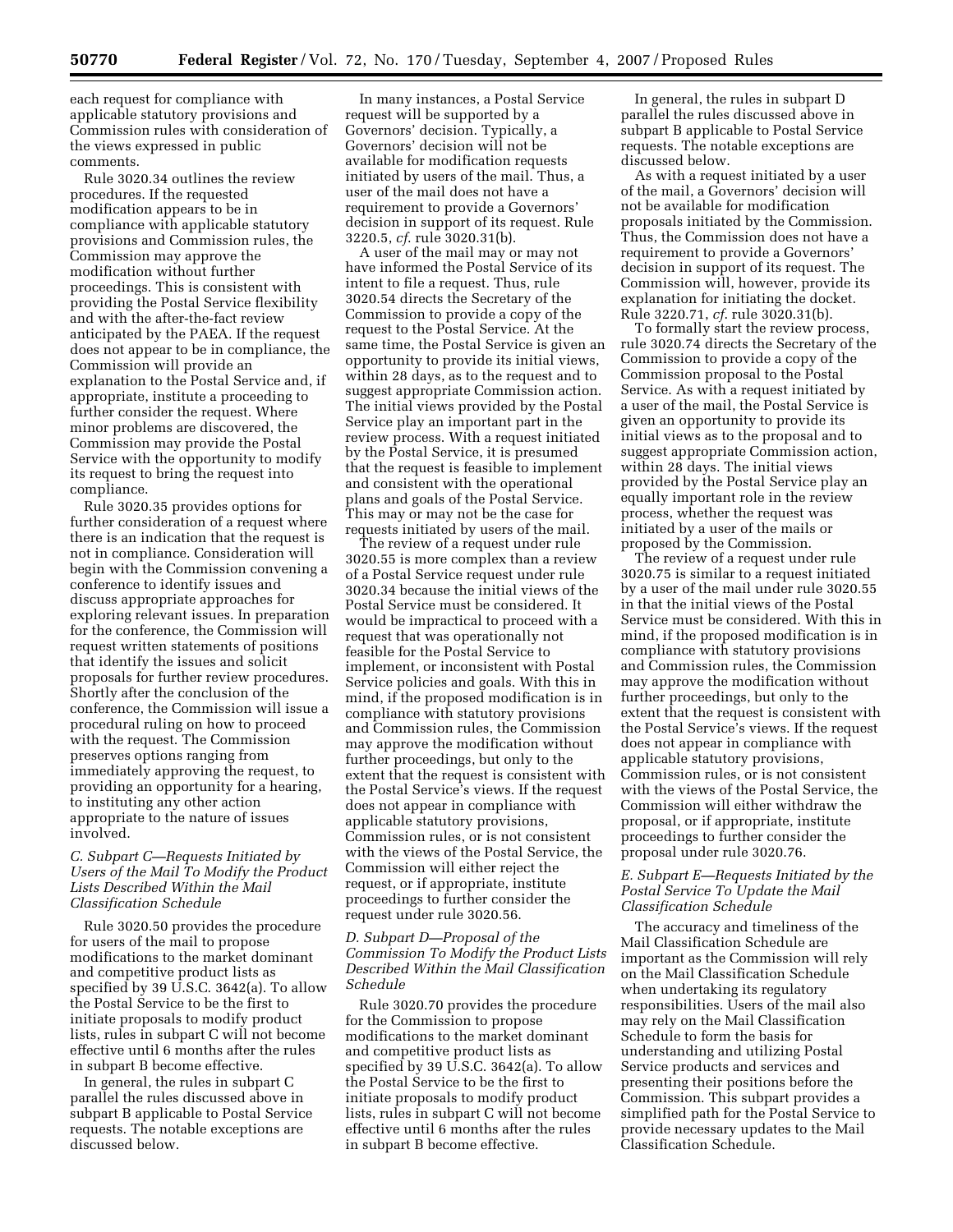each request for compliance with applicable statutory provisions and Commission rules with consideration of the views expressed in public comments.

Rule 3020.34 outlines the review procedures. If the requested modification appears to be in compliance with applicable statutory provisions and Commission rules, the Commission may approve the modification without further proceedings. This is consistent with providing the Postal Service flexibility and with the after-the-fact review anticipated by the PAEA. If the request does not appear to be in compliance, the Commission will provide an explanation to the Postal Service and, if appropriate, institute a proceeding to further consider the request. Where minor problems are discovered, the Commission may provide the Postal Service with the opportunity to modify its request to bring the request into compliance.

Rule 3020.35 provides options for further consideration of a request where there is an indication that the request is not in compliance. Consideration will begin with the Commission convening a conference to identify issues and discuss appropriate approaches for exploring relevant issues. In preparation for the conference, the Commission will request written statements of positions that identify the issues and solicit proposals for further review procedures. Shortly after the conclusion of the conference, the Commission will issue a procedural ruling on how to proceed with the request. The Commission preserves options ranging from immediately approving the request, to providing an opportunity for a hearing, to instituting any other action appropriate to the nature of issues involved.

### *C. Subpart C—Requests Initiated by Users of the Mail To Modify the Product Lists Described Within the Mail Classification Schedule*

Rule 3020.50 provides the procedure for users of the mail to propose modifications to the market dominant and competitive product lists as specified by 39 U.S.C. 3642(a). To allow the Postal Service to be the first to initiate proposals to modify product lists, rules in subpart C will not become effective until 6 months after the rules in subpart B become effective.

In general, the rules in subpart C parallel the rules discussed above in subpart B applicable to Postal Service requests. The notable exceptions are discussed below.

In many instances, a Postal Service request will be supported by a Governors' decision. Typically, a Governors' decision will not be available for modification requests initiated by users of the mail. Thus, a user of the mail does not have a requirement to provide a Governors' decision in support of its request. Rule 3220.5, *cf.* rule 3020.31(b).

A user of the mail may or may not have informed the Postal Service of its intent to file a request. Thus, rule 3020.54 directs the Secretary of the Commission to provide a copy of the request to the Postal Service. At the same time, the Postal Service is given an opportunity to provide its initial views, within 28 days, as to the request and to suggest appropriate Commission action. The initial views provided by the Postal Service play an important part in the review process. With a request initiated by the Postal Service, it is presumed that the request is feasible to implement and consistent with the operational plans and goals of the Postal Service. This may or may not be the case for requests initiated by users of the mail.

The review of a request under rule 3020.55 is more complex than a review of a Postal Service request under rule 3020.34 because the initial views of the Postal Service must be considered. It would be impractical to proceed with a request that was operationally not feasible for the Postal Service to implement, or inconsistent with Postal Service policies and goals. With this in mind, if the proposed modification is in compliance with statutory provisions and Commission rules, the Commission may approve the modification without further proceedings, but only to the extent that the request is consistent with the Postal Service's views. If the request does not appear in compliance with applicable statutory provisions, Commission rules, or is not consistent with the views of the Postal Service, the Commission will either reject the request, or if appropriate, institute proceedings to further consider the request under rule 3020.56.

### *D. Subpart D—Proposal of the Commission To Modify the Product Lists Described Within the Mail Classification Schedule*

Rule 3020.70 provides the procedure for the Commission to propose modifications to the market dominant and competitive product lists as specified by 39 U.S.C. 3642(a). To allow the Postal Service to be the first to initiate proposals to modify product lists, rules in subpart C will not become effective until 6 months after the rules in subpart B become effective.

In general, the rules in subpart D parallel the rules discussed above in subpart B applicable to Postal Service requests. The notable exceptions are discussed below.

As with a request initiated by a user of the mail, a Governors' decision will not be available for modification proposals initiated by the Commission. Thus, the Commission does not have a requirement to provide a Governors' decision in support of its request. The Commission will, however, provide its explanation for initiating the docket. Rule 3220.71, *cf.* rule 3020.31(b).

To formally start the review process, rule 3020.74 directs the Secretary of the Commission to provide a copy of the Commission proposal to the Postal Service. As with a request initiated by a user of the mail, the Postal Service is given an opportunity to provide its initial views as to the proposal and to suggest appropriate Commission action, within 28 days. The initial views provided by the Postal Service play an equally important role in the review process, whether the request was initiated by a user of the mails or proposed by the Commission.

The review of a request under rule 3020.75 is similar to a request initiated by a user of the mail under rule 3020.55 in that the initial views of the Postal Service must be considered. With this in mind, if the proposed modification is in compliance with statutory provisions and Commission rules, the Commission may approve the modification without further proceedings, but only to the extent that the request is consistent with the Postal Service's views. If the request does not appear in compliance with applicable statutory provisions, Commission rules, or is not consistent with the views of the Postal Service, the Commission will either withdraw the proposal, or if appropriate, institute proceedings to further consider the proposal under rule 3020.76.

### *E. Subpart E—Requests Initiated by the Postal Service To Update the Mail Classification Schedule*

The accuracy and timeliness of the Mail Classification Schedule are important as the Commission will rely on the Mail Classification Schedule when undertaking its regulatory responsibilities. Users of the mail also may rely on the Mail Classification Schedule to form the basis for understanding and utilizing Postal Service products and services and presenting their positions before the Commission. This subpart provides a simplified path for the Postal Service to provide necessary updates to the Mail Classification Schedule.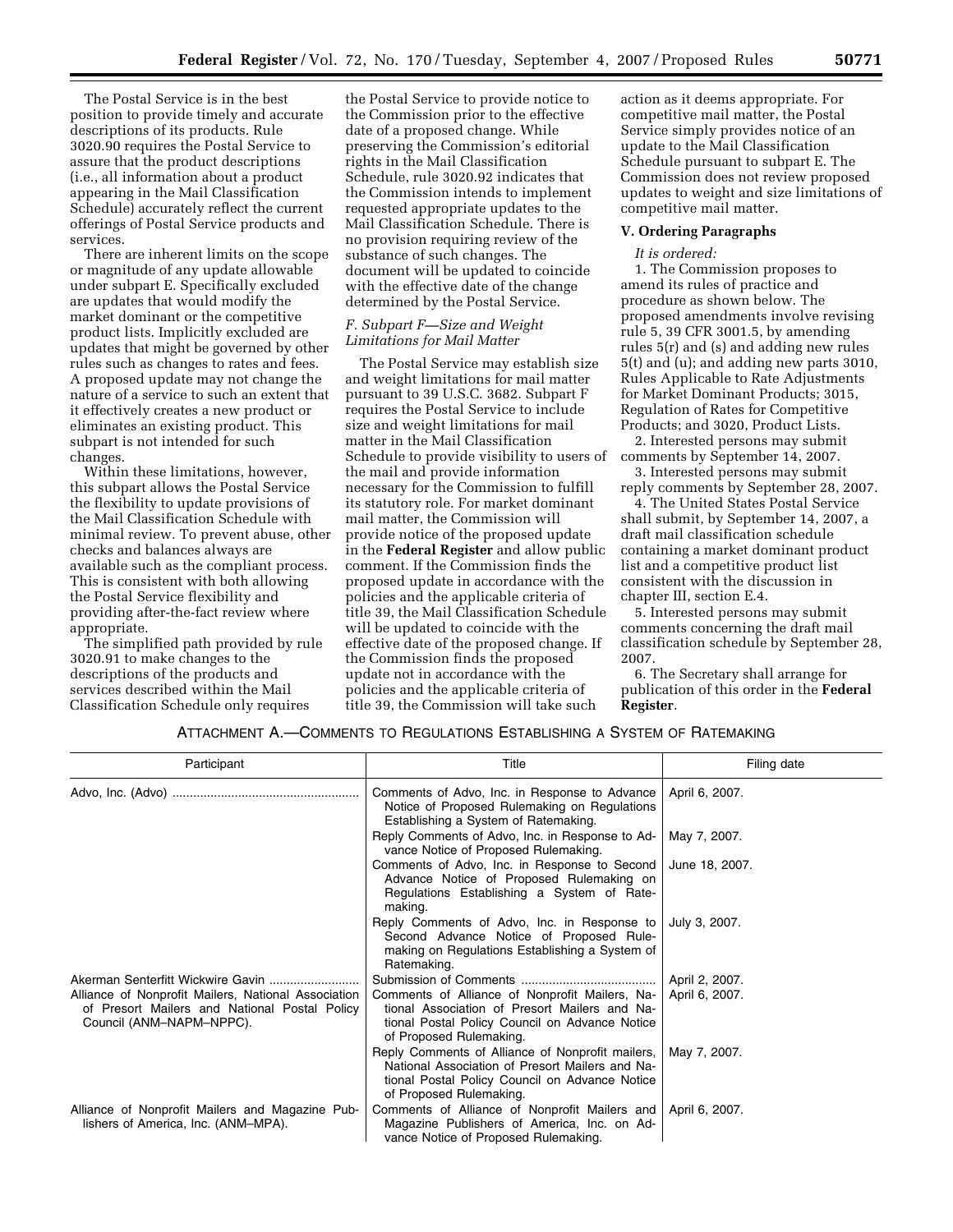The Postal Service is in the best position to provide timely and accurate descriptions of its products. Rule 3020.90 requires the Postal Service to assure that the product descriptions (i.e., all information about a product appearing in the Mail Classification Schedule) accurately reflect the current offerings of Postal Service products and services.

There are inherent limits on the scope or magnitude of any update allowable under subpart E. Specifically excluded are updates that would modify the market dominant or the competitive product lists. Implicitly excluded are updates that might be governed by other rules such as changes to rates and fees. A proposed update may not change the nature of a service to such an extent that it effectively creates a new product or eliminates an existing product. This subpart is not intended for such changes.

Within these limitations, however, this subpart allows the Postal Service the flexibility to update provisions of the Mail Classification Schedule with minimal review. To prevent abuse, other checks and balances always are available such as the compliant process. This is consistent with both allowing the Postal Service flexibility and providing after-the-fact review where appropriate.

The simplified path provided by rule 3020.91 to make changes to the descriptions of the products and services described within the Mail Classification Schedule only requires the Postal Service to provide notice to the Commission prior to the effective date of a proposed change. While preserving the Commission's editorial rights in the Mail Classification Schedule, rule 3020.92 indicates that the Commission intends to implement requested appropriate updates to the Mail Classification Schedule. There is no provision requiring review of the substance of such changes. The document will be updated to coincide with the effective date of the change determined by the Postal Service.

### *F. Subpart F—Size and Weight Limitations for Mail Matter*

The Postal Service may establish size and weight limitations for mail matter pursuant to 39 U.S.C. 3682. Subpart F requires the Postal Service to include size and weight limitations for mail matter in the Mail Classification Schedule to provide visibility to users of the mail and provide information necessary for the Commission to fulfill its statutory role. For market dominant mail matter, the Commission will provide notice of the proposed update in the **Federal Register** and allow public comment. If the Commission finds the proposed update in accordance with the policies and the applicable criteria of title 39, the Mail Classification Schedule will be updated to coincide with the effective date of the proposed change. If the Commission finds the proposed update not in accordance with the policies and the applicable criteria of title 39, the Commission will take such action as it deems appropriate. For competitive mail matter, the Postal Service simply provides notice of an update to the Mail Classification Schedule pursuant to subpart E. The Commission does not review proposed updates to weight and size limitations of competitive mail matter.

## V. Ordering Paragraphs

*It is ordered:*

1. The Commission proposes to amend its rules of practice and procedure as shown below. The proposed amendments involve revising rule 5, 39 CFR 3001.5, by amending rules 5(r) and (s) and adding new rules 5(t) and (u); and adding new parts 3010, Rules Applicable to Rate Adjustments for Market Dominant Products; 3015, Regulation of Rates for Competitive Products; and 3020, Product Lists.

2. Interested persons may submit comments by September 14, 2007.

3. Interested persons may submit reply comments by September 28, 2007.

4. The United States Postal Service shall submit, by September 14, 2007, a draft mail classification schedule containing a market dominant product list and a competitive product list consistent with the discussion in chapter III, section E.4.

5. Interested persons may submit comments concerning the draft mail classification schedule by September 28, 2007.

6. The Secretary shall arrange for publication of this order in the **Federal Register**.

ATTACHMENT A.—COMMENTS TO REGULATIONS ESTABLISHING A SYSTEM OF RATEMAKING

| Participant | Title | Filing date |
|---|---|---|
| Advo, Inc. (Advo) | Comments of Advo, Inc. in Response to Advance Notice of Proposed Rulemaking on Regulations Establishing a System of Ratemaking. | April 6, 2007. |
| | Reply Comments of Advo, Inc. in Response to Advance Notice of Proposed Rulemaking. | May 7, 2007. |
| | Comments of Advo, Inc. in Response to Second Advance Notice of Proposed Rulemaking on Regulations Establishing a System of Ratemaking. | June 18, 2007. |
| | Reply Comments of Advo, Inc. in Response to Second Advance Notice of Proposed Rulemaking on Regulations Establishing a System of Ratemaking. | July 3, 2007. |
| Akerman Senterfitt Wickwire Gavin | Submission of Comments | April 2, 2007. |
| Alliance of Nonprofit Mailers, National Association of Presort Mailers and National Postal Policy Council (ANM–NAPM–NPPC). | Comments of Alliance of Nonprofit Mailers, National Association of Presort Mailers and National Postal Policy Council on Advance Notice of Proposed Rulemaking. | April 6, 2007. |
| | Reply Comments of Alliance of Nonprofit mailers, National Association of Presort Mailers and National Postal Policy Council on Advance Notice of Proposed Rulemaking. | May 7, 2007. |
| Alliance of Nonprofit Mailers and Magazine Publishers of America, Inc. (ANM–MPA). | Comments of Alliance of Nonprofit Mailers and Magazine Publishers of America, Inc. on Advance Notice of Proposed Rulemaking. | April 6, 2007. |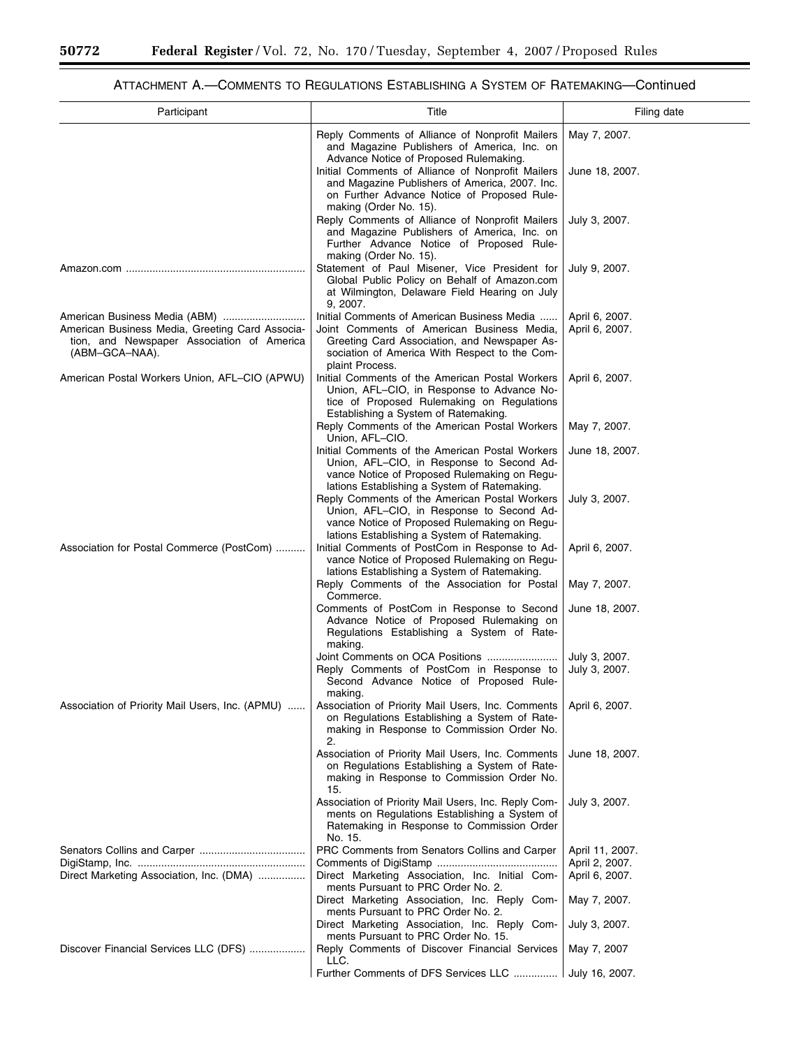## ATTACHMENT A.—COMMENTS TO REGULATIONS ESTABLISHING A SYSTEM OF RATEMAKING—Continued

| Participant | Title | Filing date |
|---|---|---|
| | Reply Comments of Alliance of Nonprofit Mailers and Magazine Publishers of America, Inc. on Advance Notice of Proposed Rulemaking. | May 7, 2007. |
| | Initial Comments of Alliance of Nonprofit Mailers and Magazine Publishers of America, 2007. Inc. on Further Advance Notice of Proposed Rulemaking (Order No. 15). | June 18, 2007. |
| | Reply Comments of Alliance of Nonprofit Mailers and Magazine Publishers of America, Inc. on Further Advance Notice of Proposed Rulemaking (Order No. 15). | July 3, 2007. |
| Amazon.com | Statement of Paul Misener, Vice President for Global Public Policy on Behalf of Amazon.com at Wilmington, Delaware Field Hearing on July 9, 2007. | July 9, 2007. |
| American Business Media (ABM) | Initial Comments of American Business Media | April 6, 2007. |
| American Business Media, Greeting Card Association, and Newspaper Association of America (ABM–GCA–NAA). | Joint Comments of American Business Media, Greeting Card Association, and Newspaper Association of America With Respect to the Complaint Process. | April 6, 2007. |
| American Postal Workers Union, AFL–CIO (APWU) | Initial Comments of the American Postal Workers Union, AFL–CIO, in Response to Advance Notice of Proposed Rulemaking on Regulations Establishing a System of Ratemaking. | April 6, 2007. |
| | Reply Comments of the American Postal Workers Union, AFL–CIO. | May 7, 2007. |
| | Initial Comments of the American Postal Workers Union, AFL–CIO, in Response to Second Advance Notice of Proposed Rulemaking on Regulations Establishing a System of Ratemaking. | June 18, 2007. |
| | Reply Comments of the American Postal Workers Union, AFL–CIO, in Response to Second Advance Notice of Proposed Rulemaking on Regulations Establishing a System of Ratemaking. | July 3, 2007. |
| Association for Postal Commerce (PostCom) | Initial Comments of PostCom in Response to Advance Notice of Proposed Rulemaking on Regulations Establishing a System of Ratemaking. | April 6, 2007. |
| | Reply Comments of the Association for Postal Commerce. | May 7, 2007. |
| | Comments of PostCom in Response to Second Advance Notice of Proposed Rulemaking on Regulations Establishing a System of Ratemaking. | June 18, 2007. |
| | Joint Comments on OCA Positions | July 3, 2007. |
| | Reply Comments of PostCom in Response to Second Advance Notice of Proposed Rulemaking. | July 3, 2007. |
| Association of Priority Mail Users, Inc. (APMU) | Association of Priority Mail Users, Inc. Comments on Regulations Establishing a System of Ratemaking in Response to Commission Order No. 2. | April 6, 2007. |
| | Association of Priority Mail Users, Inc. Comments on Regulations Establishing a System of Ratemaking in Response to Commission Order No. 15. | June 18, 2007. |
| | Association of Priority Mail Users, Inc. Reply Comments on Regulations Establishing a System of Ratemaking in Response to Commission Order No. 15. | July 3, 2007. |
| Senators Collins and Carper | PRC Comments from Senators Collins and Carper | April 11, 2007. |
| DigiStamp, Inc. | Comments of DigiStamp | April 2, 2007. |
| Direct Marketing Association, Inc. (DMA) | Direct Marketing Association, Inc. Initial Comments Pursuant to PRC Order No. 2. | April 6, 2007. |
| | Direct Marketing Association, Inc. Reply Comments Pursuant to PRC Order No. 2. | May 7, 2007. |
| | Direct Marketing Association, Inc. Reply Comments Pursuant to PRC Order No. 15. | July 3, 2007. |
| Discover Financial Services LLC (DFS) | Reply Comments of Discover Financial Services LLC. | May 7, 2007 |
| | Further Comments of DFS Services LLC | July 16, 2007. |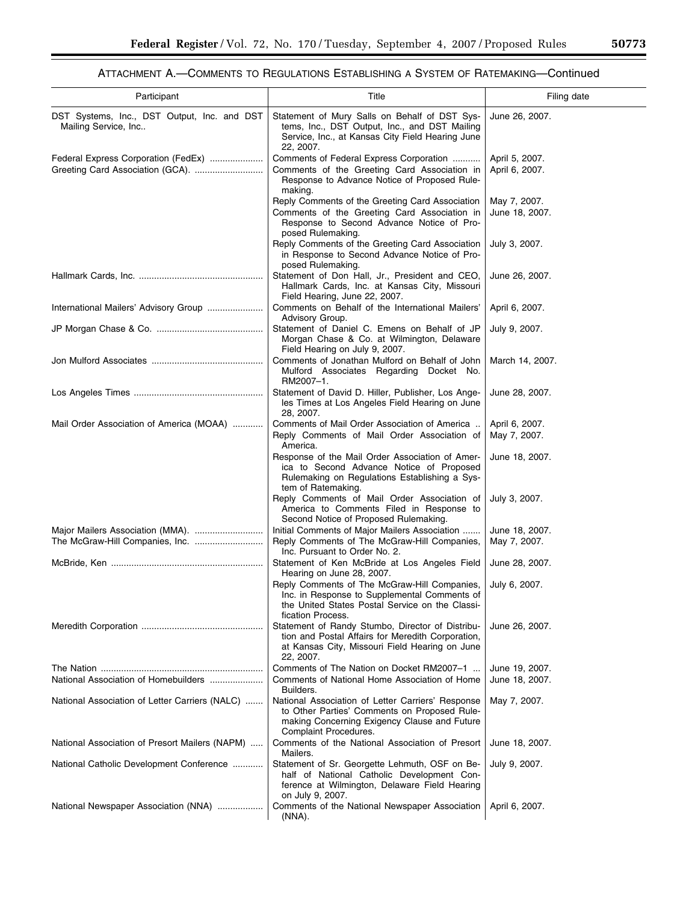## ATTACHMENT A.—COMMENTS TO REGULATIONS ESTABLISHING A SYSTEM OF RATEMAKING—Continued

| Participant | Title | Filing date |
|---|---|---|
| DST Systems, Inc., DST Output, Inc. and DST Mailing Service, Inc.. | Statement of Mury Salls on Behalf of DST Systems, Inc., DST Output, Inc., and DST Mailing Service, Inc., at Kansas City Field Hearing June 22, 2007. | June 26, 2007. |
| Federal Express Corporation (FedEx) | Comments of Federal Express Corporation | April 5, 2007. |
| Greeting Card Association (GCA). | Comments of the Greeting Card Association in Response to Advance Notice of Proposed Rulemaking. | April 6, 2007. |
| | Reply Comments of the Greeting Card Association | May 7, 2007. |
| | Comments of the Greeting Card Association in Response to Second Advance Notice of Proposed Rulemaking. | June 18, 2007. |
| | Reply Comments of the Greeting Card Association in Response to Second Advance Notice of Proposed Rulemaking. | July 3, 2007. |
| Hallmark Cards, Inc. | Statement of Don Hall, Jr., President and CEO, Hallmark Cards, Inc. at Kansas City, Missouri Field Hearing, June 22, 2007. | June 26, 2007. |
| International Mailers' Advisory Group | Comments on Behalf of the International Mailers' Advisory Group. | April 6, 2007. |
| JP Morgan Chase & Co. | Statement of Daniel C. Emens on Behalf of JP Morgan Chase & Co. at Wilmington, Delaware Field Hearing on July 9, 2007. | July 9, 2007. |
| Jon Mulford Associates | Comments of Jonathan Mulford on Behalf of John Mulford Associates Regarding Docket No. RM2007–1. | March 14, 2007. |
| Los Angeles Times | Statement of David D. Hiller, Publisher, Los Angeles Times at Los Angeles Field Hearing on June 28, 2007. | June 28, 2007. |
| Mail Order Association of America (MOAA) | Comments of Mail Order Association of America .. | April 6, 2007. |
| | Reply Comments of Mail Order Association of America. | May 7, 2007. |
| | Response of the Mail Order Association of America to Second Advance Notice of Proposed Rulemaking on Regulations Establishing a System of Ratemaking. | June 18, 2007. |
| | Reply Comments of Mail Order Association of America to Comments Filed in Response to Second Notice of Proposed Rulemaking. | July 3, 2007. |
| Major Mailers Association (MMA). | Initial Comments of Major Mailers Association | June 18, 2007. |
| The McGraw-Hill Companies, Inc. | Reply Comments of The McGraw-Hill Companies, Inc. Pursuant to Order No. 2. | May 7, 2007. |
| McBride, Ken | Statement of Ken McBride at Los Angeles Field Hearing on June 28, 2007. | June 28, 2007. |
| | Reply Comments of The McGraw-Hill Companies, Inc. in Response to Supplemental Comments of the United States Postal Service on the Classification Process. | July 6, 2007. |
| Meredith Corporation | Statement of Randy Stumbo, Director of Distribution and Postal Affairs for Meredith Corporation, at Kansas City, Missouri Field Hearing on June 22, 2007. | June 26, 2007. |
| The Nation | Comments of The Nation on Docket RM2007–1 ... | June 19, 2007. |
| National Association of Homebuilders | Comments of National Home Association of Home Builders. | June 18, 2007. |
| National Association of Letter Carriers (NALC) | National Association of Letter Carriers' Response to Other Parties' Comments on Proposed Rulemaking Concerning Exigency Clause and Future Complaint Procedures. | May 7, 2007. |
| National Association of Presort Mailers (NAPM) | Comments of the National Association of Presort Mailers. | June 18, 2007. |
| National Catholic Development Conference | Statement of Sr. Georgette Lehmuth, OSF on Behalf of National Catholic Development Conference at Wilmington, Delaware Field Hearing on July 9, 2007. | July 9, 2007. |
| National Newspaper Association (NNA) | Comments of the National Newspaper Association (NNA). | April 6, 2007. |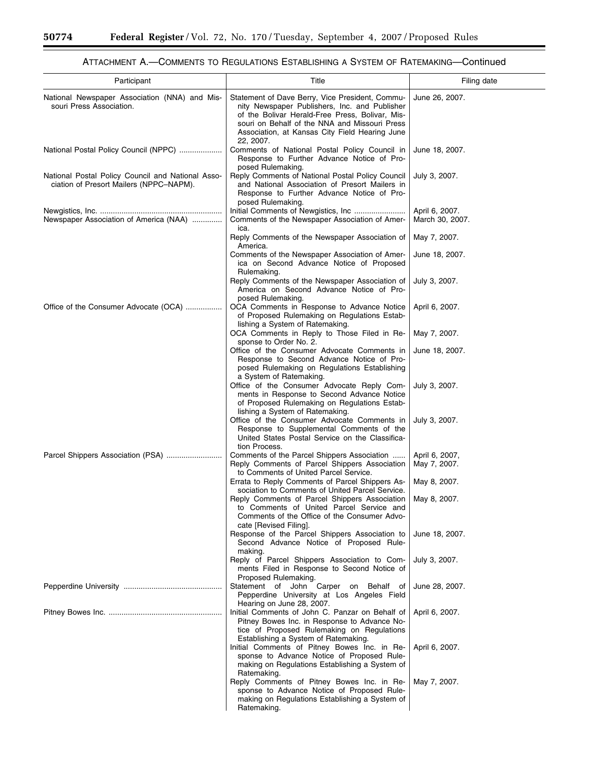## ATTACHMENT A.—COMMENTS TO REGULATIONS ESTABLISHING A SYSTEM OF RATEMAKING—Continued

| Participant | Title | Filing date |
| --- | --- | --- |
| National Newspaper Association (NNA) and Missouri Press Association. | Statement of Dave Berry, Vice President, Community Newspaper Publishers, Inc. and Publisher of the Bolivar Herald-Free Press, Bolivar, Missouri on Behalf of the NNA and Missouri Press Association, at Kansas City Field Hearing June 22, 2007. | June 26, 2007. |
| National Postal Policy Council (NPPC) | Comments of National Postal Policy Council in Response to Further Advance Notice of Proposed Rulemaking. | June 18, 2007. |
| National Postal Policy Council and National Association of Presort Mailers (NPPC–NAPM). | Reply Comments of National Postal Policy Council and National Association of Presort Mailers in Response to Further Advance Notice of Proposed Rulemaking. | July 3, 2007. |
| Newgistics, Inc. | Initial Comments of Newgistics, Inc | April 6, 2007. |
| Newspaper Association of America (NAA) | Comments of the Newspaper Association of America. | March 30, 2007. |
| | Reply Comments of the Newspaper Association of America. | May 7, 2007. |
| | Comments of the Newspaper Association of America on Second Advance Notice of Proposed Rulemaking. | June 18, 2007. |
| | Reply Comments of the Newspaper Association of America on Second Advance Notice of Proposed Rulemaking. | July 3, 2007. |
| Office of the Consumer Advocate (OCA) | OCA Comments in Response to Advance Notice of Proposed Rulemaking on Regulations Establishing a System of Ratemaking. | April 6, 2007. |
| | OCA Comments in Reply to Those Filed in Response to Order No. 2. | May 7, 2007. |
| | Office of the Consumer Advocate Comments in Response to Second Advance Notice of Proposed Rulemaking on Regulations Establishing a System of Ratemaking. | June 18, 2007. |
| | Office of the Consumer Advocate Reply Comments in Response to Second Advance Notice of Proposed Rulemaking on Regulations Establishing a System of Ratemaking. | July 3, 2007. |
| | Office of the Consumer Advocate Comments in Response to Supplemental Comments of the United States Postal Service on the Classification Process. | July 3, 2007. |
| Parcel Shippers Association (PSA) | Comments of the Parcel Shippers Association | April 6, 2007, |
| | Reply Comments of Parcel Shippers Association to Comments of United Parcel Service. | May 7, 2007. |
| | Errata to Reply Comments of Parcel Shippers Association to Comments of United Parcel Service. | May 8, 2007. |
| | Reply Comments of Parcel Shippers Association to Comments of United Parcel Service and Comments of the Office of the Consumer Advocate [Revised Filing]. | May 8, 2007. |
| | Response of the Parcel Shippers Association to Second Advance Notice of Proposed Rulemaking. | June 18, 2007. |
| | Reply of Parcel Shippers Association to Comments Filed in Response to Second Notice of Proposed Rulemaking. | July 3, 2007. |
| Pepperdine University | Statement of John Carper on Behalf of Pepperdine University at Los Angeles Field Hearing on June 28, 2007. | June 28, 2007. |
| Pitney Bowes Inc. | Initial Comments of John C. Panzar on Behalf of Pitney Bowes Inc. in Response to Advance Notice of Proposed Rulemaking on Regulations Establishing a System of Ratemaking. | April 6, 2007. |
| | Initial Comments of Pitney Bowes Inc. in Response to Advance Notice of Proposed Rulemaking on Regulations Establishing a System of Ratemaking. | April 6, 2007. |
| | Reply Comments of Pitney Bowes Inc. in Response to Advance Notice of Proposed Rulemaking on Regulations Establishing a System of Ratemaking. | May 7, 2007. |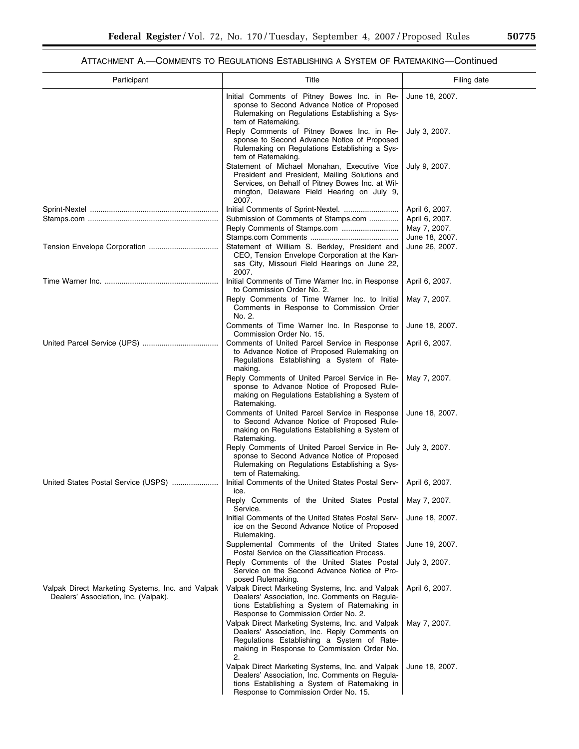ATTACHMENT A.—COMMENTS TO REGULATIONS ESTABLISHING A SYSTEM OF RATEMAKING—Continued

| Participant | Title | Filing date |
| --- | --- | --- |
| | Initial Comments of Pitney Bowes Inc. in Response to Second Advance Notice of Proposed Rulemaking on Regulations Establishing a System of Ratemaking. | June 18, 2007. |
| | Reply Comments of Pitney Bowes Inc. in Response to Second Advance Notice of Proposed Rulemaking on Regulations Establishing a System of Ratemaking. | July 3, 2007. |
| | Statement of Michael Monahan, Executive Vice President and President, Mailing Solutions and Services, on Behalf of Pitney Bowes Inc. at Wilmington, Delaware Field Hearing on July 9, 2007. | July 9, 2007. |
| Sprint-Nextel | Initial Comments of Sprint-Nextel. | April 6, 2007. |
| Stamps.com | Submission of Comments of Stamps.com | April 6, 2007. |
| | Reply Comments of Stamps.com | May 7, 2007. |
| | Stamps.com Comments | June 18, 2007. |
| Tension Envelope Corporation | Statement of William S. Berkley, President and CEO, Tension Envelope Corporation at the Kansas City, Missouri Field Hearings on June 22, 2007. | June 26, 2007. |
| Time Warner Inc. | Initial Comments of Time Warner Inc. in Response to Commission Order No. 2. | April 6, 2007. |
| | Reply Comments of Time Warner Inc. to Initial Comments in Response to Commission Order No. 2. | May 7, 2007. |
| | Comments of Time Warner Inc. In Response to Commission Order No. 15. | June 18, 2007. |
| United Parcel Service (UPS) | Comments of United Parcel Service in Response to Advance Notice of Proposed Rulemaking on Regulations Establishing a System of Ratemaking. | April 6, 2007. |
| | Reply Comments of United Parcel Service in Response to Advance Notice of Proposed Rulemaking on Regulations Establishing a System of Ratemaking. | May 7, 2007. |
| | Comments of United Parcel Service in Response to Second Advance Notice of Proposed Rulemaking on Regulations Establishing a System of Ratemaking. | June 18, 2007. |
| | Reply Comments of United Parcel Service in Response to Second Advance Notice of Proposed Rulemaking on Regulations Establishing a System of Ratemaking. | July 3, 2007. |
| United States Postal Service (USPS) | Initial Comments of the United States Postal Service. | April 6, 2007. |
| | Reply Comments of the United States Postal Service. | May 7, 2007. |
| | Initial Comments of the United States Postal Service on the Second Advance Notice of Proposed Rulemaking. | June 18, 2007. |
| | Supplemental Comments of the United States Postal Service on the Classification Process. | June 19, 2007. |
| | Reply Comments of the United States Postal Service on the Second Advance Notice of Proposed Rulemaking. | July 3, 2007. |
| Valpak Direct Marketing Systems, Inc. and Valpak Dealers' Association, Inc. (Valpak). | Valpak Direct Marketing Systems, Inc. and Valpak Dealers' Association, Inc. Comments on Regulations Establishing a System of Ratemaking in Response to Commission Order No. 2. | April 6, 2007. |
| | Valpak Direct Marketing Systems, Inc. and Valpak Dealers' Association, Inc. Reply Comments on Regulations Establishing a System of Ratemaking in Response to Commission Order No. 2. | May 7, 2007. |
| | Valpak Direct Marketing Systems, Inc. and Valpak Dealers' Association, Inc. Comments on Regulations Establishing a System of Ratemaking in Response to Commission Order No. 15. | June 18, 2007. |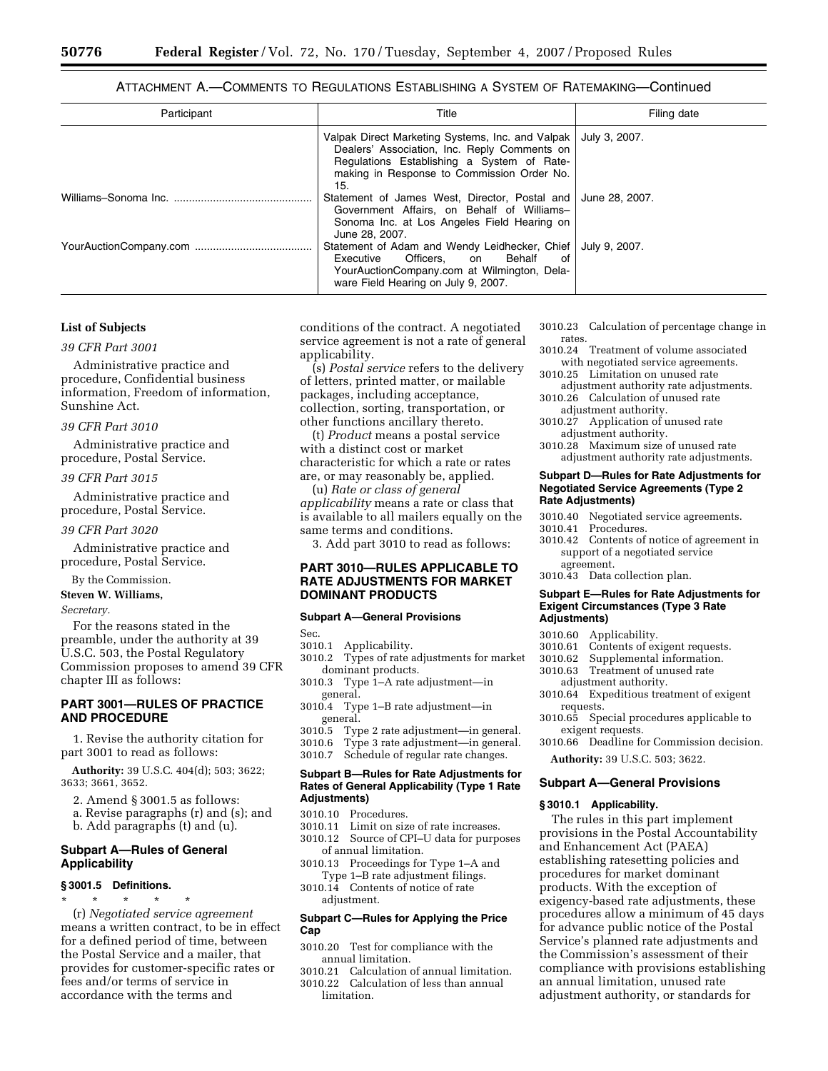ATTACHMENT A.—COMMENTS TO REGULATIONS ESTABLISHING A SYSTEM OF RATEMAKING—Continued

| Participant | Title | Filing date |
|---|---|---|
| | Valpak Direct Marketing Systems, Inc. and Valpak Dealers' Association, Inc. Reply Comments on Regulations Establishing a System of Ratemaking in Response to Commission Order No. 15. | July 3, 2007. |
| Williams–Sonoma Inc. | Statement of James West, Director, Postal and Government Affairs, on Behalf of Williams–Sonoma Inc. at Los Angeles Field Hearing on June 28, 2007. | June 28, 2007. |
| YourAuctionCompany.com | Statement of Adam and Wendy Leidhecker, Chief Executive Officers, on Behalf of YourAuctionCompany.com at Wilmington, Delaware Field Hearing on July 9, 2007. | July 9, 2007. |

**List of Subjects**

*39 CFR Part 3001*

Administrative practice and procedure, Confidential business information, Freedom of information, Sunshine Act.

*39 CFR Part 3010*

Administrative practice and procedure, Postal Service.

*39 CFR Part 3015*

Administrative practice and procedure, Postal Service.

*39 CFR Part 3020*

Administrative practice and procedure, Postal Service.

By the Commission.

**Steven W. Williams,**

*Secretary.*

For the reasons stated in the preamble, under the authority at 39 U.S.C. 503, the Postal Regulatory Commission proposes to amend 39 CFR chapter III as follows:

## PART 3001—RULES OF PRACTICE AND PROCEDURE

1. Revise the authority citation for part 3001 to read as follows:

**Authority:** 39 U.S.C. 404(d); 503; 3622; 3633; 3661, 3652.

2. Amend § 3001.5 as follows:

a. Revise paragraphs (r) and (s); and

b. Add paragraphs (t) and (u).

### Subpart A—Rules of General Applicability

**§ 3001.5 Definitions.**

\* \* \* \* \*

(r) *Negotiated service agreement* means a written contract, to be in effect for a defined period of time, between the Postal Service and a mailer, that provides for customer-specific rates or fees and/or terms of service in accordance with the terms and conditions of the contract. A negotiated service agreement is not a rate of general applicability.

(s) *Postal service* refers to the delivery of letters, printed matter, or mailable packages, including acceptance, collection, sorting, transportation, or other functions ancillary thereto.

(t) *Product* means a postal service with a distinct cost or market characteristic for which a rate or rates are, or may reasonably be, applied.

(u) *Rate or class of general applicability* means a rate or class that is available to all mailers equally on the same terms and conditions.

3. Add part 3010 to read as follows:

## PART 3010—RULES APPLICABLE TO RATE ADJUSTMENTS FOR MARKET DOMINANT PRODUCTS

### Subpart A—General Provisions

Sec.

3010.1 Applicability.

3010.2 Types of rate adjustments for market dominant products.

3010.3 Type 1–A rate adjustment—in general.

3010.4 Type 1–B rate adjustment—in general.

3010.5 Type 2 rate adjustment—in general.

3010.6 Type 3 rate adjustment—in general.

3010.7 Schedule of regular rate changes.

### Subpart B—Rules for Rate Adjustments for Rates of General Applicability (Type 1 Rate Adjustments)

3010.10 Procedures.

3010.11 Limit on size of rate increases.

3010.12 Source of CPI–U data for purposes of annual limitation.

3010.13 Proceedings for Type 1–A and Type 1–B rate adjustment filings.

3010.14 Contents of notice of rate adjustment.

### Subpart C—Rules for Applying the Price Cap

3010.20 Test for compliance with the annual limitation.

3010.21 Calculation of annual limitation.

3010.22 Calculation of less than annual limitation.

3010.23 Calculation of percentage change in rates.

3010.24 Treatment of volume associated with negotiated service agreements.

3010.25 Limitation on unused rate adjustment authority rate adjustments.

3010.26 Calculation of unused rate adjustment authority.

3010.27 Application of unused rate adjustment authority.

3010.28 Maximum size of unused rate adjustment authority rate adjustments.

### Subpart D—Rules for Rate Adjustments for Negotiated Service Agreements (Type 2 Rate Adjustments)

3010.40 Negotiated service agreements.

3010.41 Procedures.

3010.42 Contents of notice of agreement in support of a negotiated service agreement.

3010.43 Data collection plan.

### Subpart E—Rules for Rate Adjustments for Exigent Circumstances (Type 3 Rate Adjustments)

3010.60 Applicability.

3010.61 Contents of exigent requests.

3010.62 Supplemental information.

3010.63 Treatment of unused rate adjustment authority.

3010.64 Expeditious treatment of exigent requests.

3010.65 Special procedures applicable to exigent requests.

3010.66 Deadline for Commission decision.

**Authority:** 39 U.S.C. 503; 3622.

### Subpart A—General Provisions

**§ 3010.1 Applicability.**

The rules in this part implement provisions in the Postal Accountability and Enhancement Act (PAEA) establishing ratesetting policies and procedures for market dominant products. With the exception of exigency-based rate adjustments, these procedures allow a minimum of 45 days for advance public notice of the Postal Service's planned rate adjustments and the Commission's assessment of their compliance with provisions establishing an annual limitation, unused rate adjustment authority, or standards for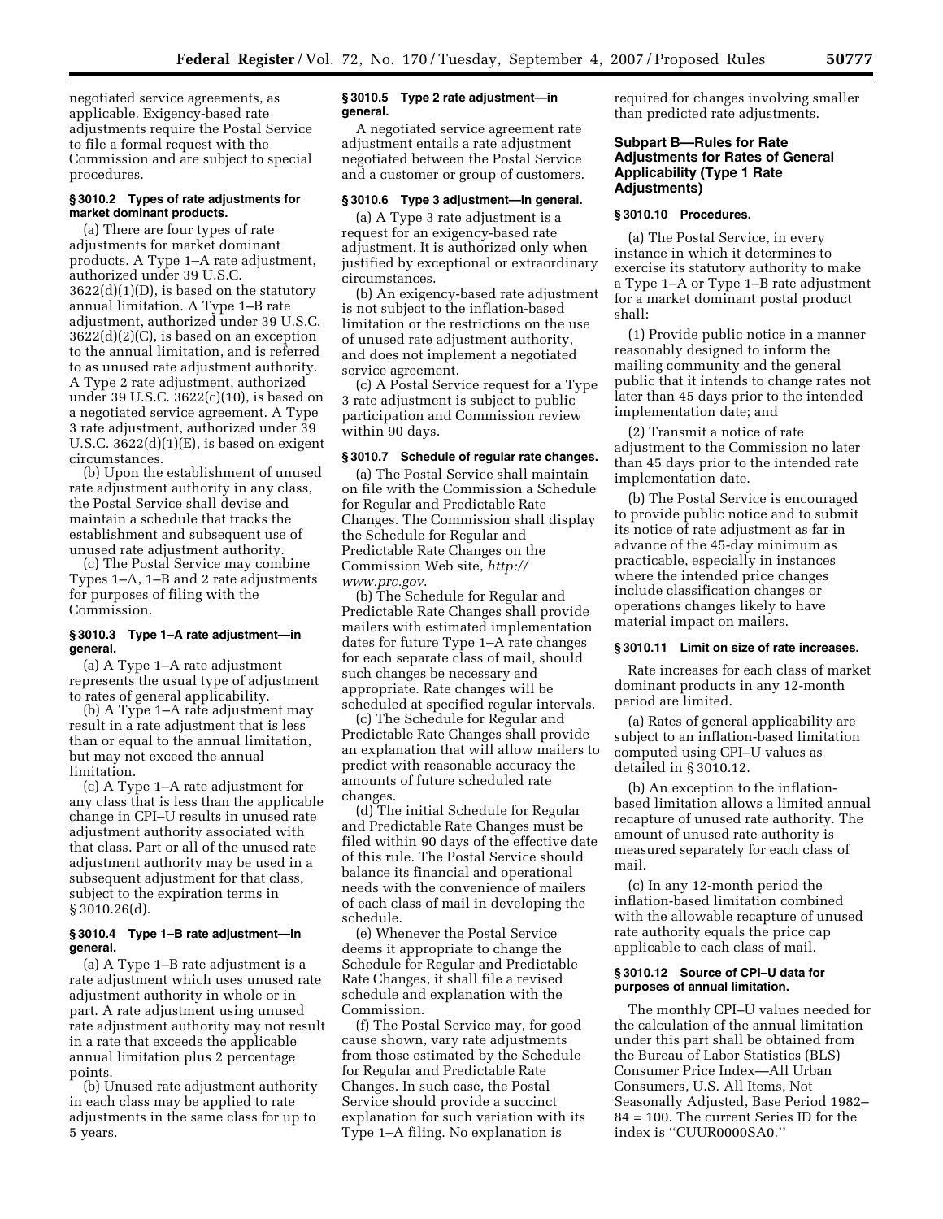negotiated service agreements, as applicable. Exigency-based rate adjustments require the Postal Service to file a formal request with the Commission and are subject to special procedures.

#### § 3010.2 Types of rate adjustments for market dominant products.

(a) There are four types of rate adjustments for market dominant products. A Type 1–A rate adjustment, authorized under 39 U.S.C. 3622(d)(1)(D), is based on the statutory annual limitation. A Type 1–B rate adjustment, authorized under 39 U.S.C. 3622(d)(2)(C), is based on an exception to the annual limitation, and is referred to as unused rate adjustment authority. A Type 2 rate adjustment, authorized under 39 U.S.C. 3622(c)(10), is based on a negotiated service agreement. A Type 3 rate adjustment, authorized under 39 U.S.C. 3622(d)(1)(E), is based on exigent circumstances.

(b) Upon the establishment of unused rate adjustment authority in any class, the Postal Service shall devise and maintain a schedule that tracks the establishment and subsequent use of unused rate adjustment authority.

(c) The Postal Service may combine Types 1–A, 1–B and 2 rate adjustments for purposes of filing with the Commission.

#### § 3010.3 Type 1–A rate adjustment—in general.

(a) A Type 1–A rate adjustment represents the usual type of adjustment to rates of general applicability.

(b) A Type 1–A rate adjustment may result in a rate adjustment that is less than or equal to the annual limitation, but may not exceed the annual limitation.

(c) A Type 1–A rate adjustment for any class that is less than the applicable change in CPI–U results in unused rate adjustment authority associated with that class. Part or all of the unused rate adjustment authority may be used in a subsequent adjustment for that class, subject to the expiration terms in § 3010.26(d).

#### § 3010.4 Type 1–B rate adjustment—in general.

(a) A Type 1–B rate adjustment is a rate adjustment which uses unused rate adjustment authority in whole or in part. A rate adjustment using unused rate adjustment authority may not result in a rate that exceeds the applicable annual limitation plus 2 percentage points.

(b) Unused rate adjustment authority in each class may be applied to rate adjustments in the same class for up to 5 years.

#### § 3010.5 Type 2 rate adjustment—in general.

A negotiated service agreement rate adjustment entails a rate adjustment negotiated between the Postal Service and a customer or group of customers.

#### § 3010.6 Type 3 adjustment—in general.

(a) A Type 3 rate adjustment is a request for an exigency-based rate adjustment. It is authorized only when justified by exceptional or extraordinary circumstances.

(b) An exigency-based rate adjustment is not subject to the inflation-based limitation or the restrictions on the use of unused rate adjustment authority, and does not implement a negotiated service agreement.

(c) A Postal Service request for a Type 3 rate adjustment is subject to public participation and Commission review within 90 days.

#### § 3010.7 Schedule of regular rate changes.

(a) The Postal Service shall maintain on file with the Commission a Schedule for Regular and Predictable Rate Changes. The Commission shall display the Schedule for Regular and Predictable Rate Changes on the Commission Web site, *http://www.prc.gov*.

(b) The Schedule for Regular and Predictable Rate Changes shall provide mailers with estimated implementation dates for future Type 1–A rate changes for each separate class of mail, should such changes be necessary and appropriate. Rate changes will be scheduled at specified regular intervals.

(c) The Schedule for Regular and Predictable Rate Changes shall provide an explanation that will allow mailers to predict with reasonable accuracy the amounts of future scheduled rate changes.

(d) The initial Schedule for Regular and Predictable Rate Changes must be filed within 90 days of the effective date of this rule. The Postal Service should balance its financial and operational needs with the convenience of mailers of each class of mail in developing the schedule.

(e) Whenever the Postal Service deems it appropriate to change the Schedule for Regular and Predictable Rate Changes, it shall file a revised schedule and explanation with the Commission.

(f) The Postal Service may, for good cause shown, vary rate adjustments from those estimated by the Schedule for Regular and Predictable Rate Changes. In such case, the Postal Service should provide a succinct explanation for such variation with its Type 1–A filing. No explanation is required for changes involving smaller than predicted rate adjustments.

### Subpart B—Rules for Rate Adjustments for Rates of General Applicability (Type 1 Rate Adjustments)

#### § 3010.10 Procedures.

(a) The Postal Service, in every instance in which it determines to exercise its statutory authority to make a Type 1–A or Type 1–B rate adjustment for a market dominant postal product shall:

(1) Provide public notice in a manner reasonably designed to inform the mailing community and the general public that it intends to change rates not later than 45 days prior to the intended implementation date; and

(2) Transmit a notice of rate adjustment to the Commission no later than 45 days prior to the intended rate implementation date.

(b) The Postal Service is encouraged to provide public notice and to submit its notice of rate adjustment as far in advance of the 45-day minimum as practicable, especially in instances where the intended price changes include classification changes or operations changes likely to have material impact on mailers.

#### § 3010.11 Limit on size of rate increases.

Rate increases for each class of market dominant products in any 12-month period are limited.

(a) Rates of general applicability are subject to an inflation-based limitation computed using CPI–U values as detailed in § 3010.12.

(b) An exception to the inflation-based limitation allows a limited annual recapture of unused rate authority. The amount of unused rate authority is measured separately for each class of mail.

(c) In any 12-month period the inflation-based limitation combined with the allowable recapture of unused rate authority equals the price cap applicable to each class of mail.

#### § 3010.12 Source of CPI–U data for purposes of annual limitation.

The monthly CPI–U values needed for the calculation of the annual limitation under this part shall be obtained from the Bureau of Labor Statistics (BLS) Consumer Price Index—All Urban Consumers, U.S. All Items, Not Seasonally Adjusted, Base Period 1982–84 = 100. The current Series ID for the index is ''CUUR0000SA0.''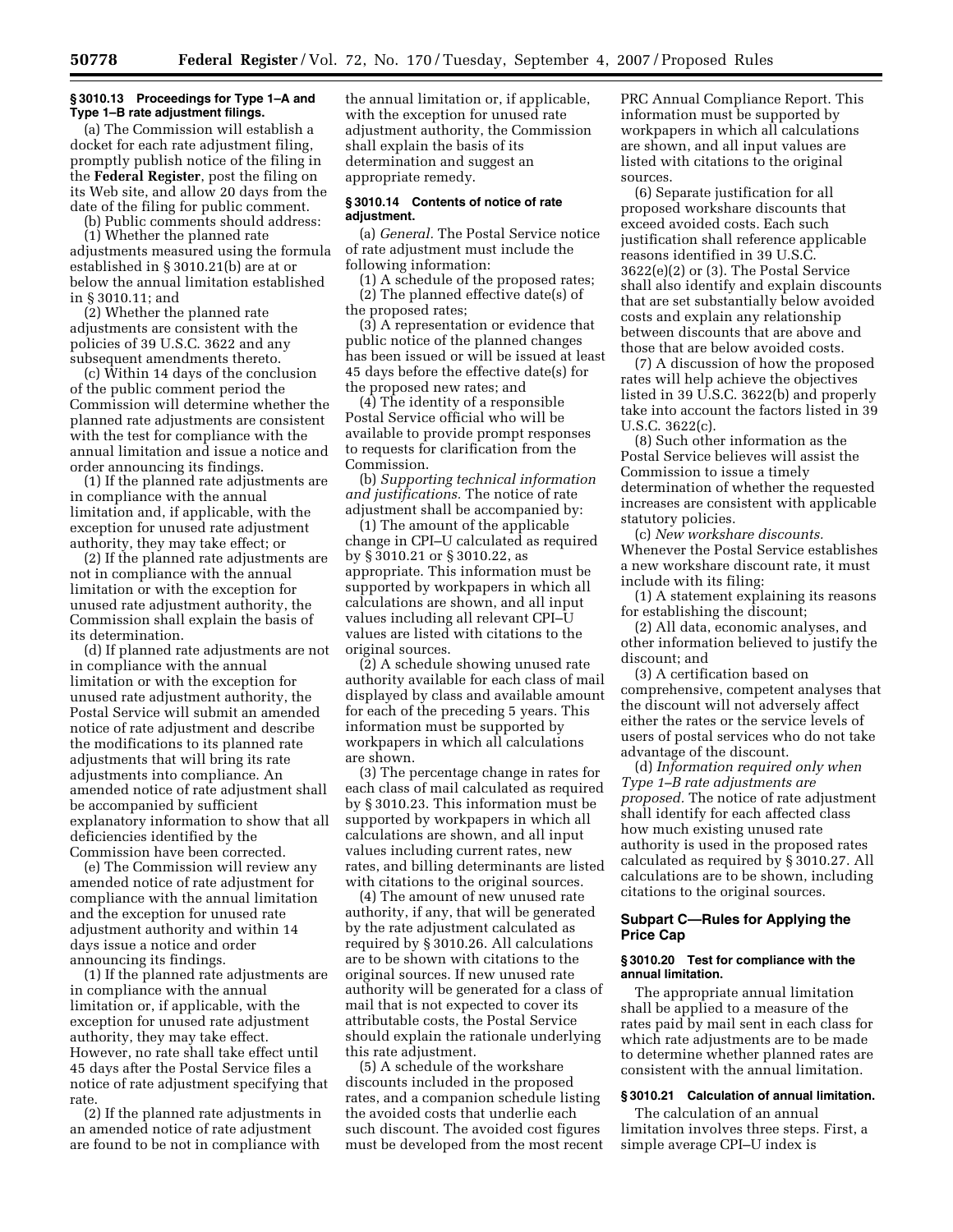### § 3010.13 Proceedings for Type 1–A and Type 1–B rate adjustment filings.

(a) The Commission will establish a docket for each rate adjustment filing, promptly publish notice of the filing in the **Federal Register**, post the filing on its Web site, and allow 20 days from the date of the filing for public comment.

(b) Public comments should address:

(1) Whether the planned rate adjustments measured using the formula established in § 3010.21(b) are at or below the annual limitation established in § 3010.11; and

(2) Whether the planned rate adjustments are consistent with the policies of 39 U.S.C. 3622 and any subsequent amendments thereto.

(c) Within 14 days of the conclusion of the public comment period the Commission will determine whether the planned rate adjustments are consistent with the test for compliance with the annual limitation and issue a notice and order announcing its findings.

(1) If the planned rate adjustments are in compliance with the annual limitation and, if applicable, with the exception for unused rate adjustment authority, they may take effect; or

(2) If the planned rate adjustments are not in compliance with the annual limitation or with the exception for unused rate adjustment authority, the Commission shall explain the basis of its determination.

(d) If planned rate adjustments are not in compliance with the annual limitation or with the exception for unused rate adjustment authority, the Postal Service will submit an amended notice of rate adjustment and describe the modifications to its planned rate adjustments that will bring its rate adjustments into compliance. An amended notice of rate adjustment shall be accompanied by sufficient explanatory information to show that all deficiencies identified by the Commission have been corrected.

(e) The Commission will review any amended notice of rate adjustment for compliance with the annual limitation and the exception for unused rate adjustment authority and within 14 days issue a notice and order announcing its findings.

(1) If the planned rate adjustments are in compliance with the annual limitation or, if applicable, with the exception for unused rate adjustment authority, they may take effect. However, no rate shall take effect until 45 days after the Postal Service files a notice of rate adjustment specifying that rate.

(2) If the planned rate adjustments in an amended notice of rate adjustment are found to be not in compliance with the annual limitation or, if applicable, with the exception for unused rate adjustment authority, the Commission shall explain the basis of its determination and suggest an appropriate remedy.

### § 3010.14 Contents of notice of rate adjustment.

(a) *General.* The Postal Service notice of rate adjustment must include the following information:

(1) A schedule of the proposed rates;

(2) The planned effective date(s) of the proposed rates;

(3) A representation or evidence that public notice of the planned changes has been issued or will be issued at least 45 days before the effective date(s) for the proposed new rates; and

(4) The identity of a responsible Postal Service official who will be available to provide prompt responses to requests for clarification from the Commission.

(b) *Supporting technical information and justifications.* The notice of rate adjustment shall be accompanied by:

(1) The amount of the applicable change in CPI–U calculated as required by § 3010.21 or § 3010.22, as appropriate. This information must be supported by workpapers in which all calculations are shown, and all input values including all relevant CPI–U values are listed with citations to the original sources.

(2) A schedule showing unused rate authority available for each class of mail displayed by class and available amount for each of the preceding 5 years. This information must be supported by workpapers in which all calculations are shown.

(3) The percentage change in rates for each class of mail calculated as required by § 3010.23. This information must be supported by workpapers in which all calculations are shown, and all input values including current rates, new rates, and billing determinants are listed with citations to the original sources.

(4) The amount of new unused rate authority, if any, that will be generated by the rate adjustment calculated as required by § 3010.26. All calculations are to be shown with citations to the original sources. If new unused rate authority will be generated for a class of mail that is not expected to cover its attributable costs, the Postal Service should explain the rationale underlying this rate adjustment.

(5) A schedule of the workshare discounts included in the proposed rates, and a companion schedule listing the avoided costs that underlie each such discount. The avoided cost figures must be developed from the most recent PRC Annual Compliance Report. This information must be supported by workpapers in which all calculations are shown, and all input values are listed with citations to the original sources.

(6) Separate justification for all proposed workshare discounts that exceed avoided costs. Each such justification shall reference applicable reasons identified in 39 U.S.C. 3622(e)(2) or (3). The Postal Service shall also identify and explain discounts that are set substantially below avoided costs and explain any relationship between discounts that are above and those that are below avoided costs.

(7) A discussion of how the proposed rates will help achieve the objectives listed in 39 U.S.C. 3622(b) and properly take into account the factors listed in 39 U.S.C. 3622(c).

(8) Such other information as the Postal Service believes will assist the Commission to issue a timely determination of whether the requested increases are consistent with applicable statutory policies.

(c) *New workshare discounts.* Whenever the Postal Service establishes a new workshare discount rate, it must include with its filing:

(1) A statement explaining its reasons for establishing the discount;

(2) All data, economic analyses, and other information believed to justify the discount; and

(3) A certification based on comprehensive, competent analyses that the discount will not adversely affect either the rates or the service levels of users of postal services who do not take advantage of the discount.

(d) *Information required only when Type 1–B rate adjustments are proposed.* The notice of rate adjustment shall identify for each affected class how much existing unused rate authority is used in the proposed rates calculated as required by § 3010.27. All calculations are to be shown, including citations to the original sources.

## Subpart C—Rules for Applying the Price Cap

### § 3010.20 Test for compliance with the annual limitation.

The appropriate annual limitation shall be applied to a measure of the rates paid by mail sent in each class for which rate adjustments are to be made to determine whether planned rates are consistent with the annual limitation.

### § 3010.21 Calculation of annual limitation.

The calculation of an annual limitation involves three steps. First, a simple average CPI–U index is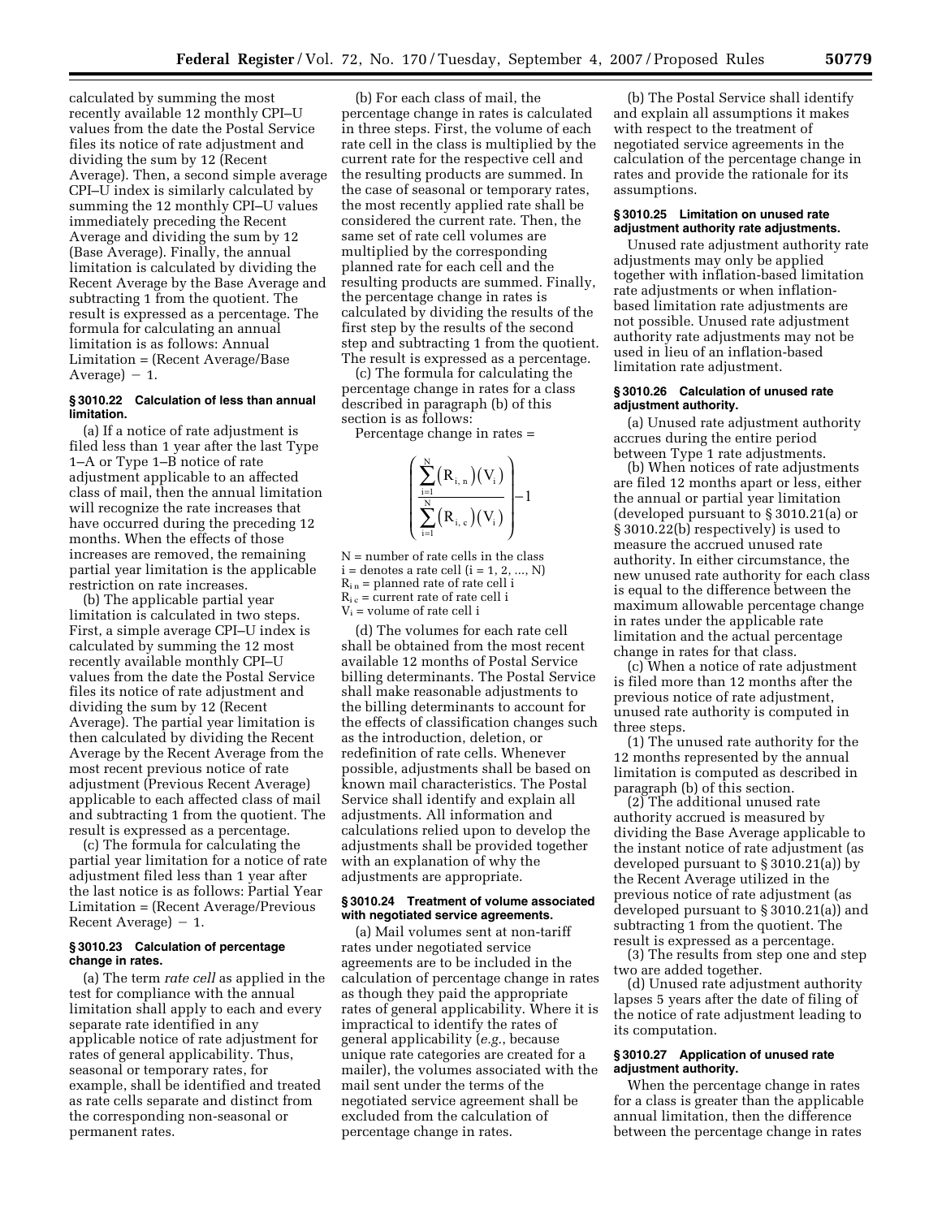calculated by summing the most recently available 12 monthly CPI–U values from the date the Postal Service files its notice of rate adjustment and dividing the sum by 12 (Recent Average). Then, a second simple average CPI–U index is similarly calculated by summing the 12 monthly CPI–U values immediately preceding the Recent Average and dividing the sum by 12 (Base Average). Finally, the annual limitation is calculated by dividing the Recent Average by the Base Average and subtracting 1 from the quotient. The result is expressed as a percentage. The formula for calculating an annual limitation is as follows: Annual Limitation = (Recent Average/Base Average) − 1.

#### § 3010.22 Calculation of less than annual limitation.

(a) If a notice of rate adjustment is filed less than 1 year after the last Type 1–A or Type 1–B notice of rate adjustment applicable to an affected class of mail, then the annual limitation will recognize the rate increases that have occurred during the preceding 12 months. When the effects of those increases are removed, the remaining partial year limitation is the applicable restriction on rate increases.

(b) The applicable partial year limitation is calculated in two steps. First, a simple average CPI–U index is calculated by summing the 12 most recently available monthly CPI–U values from the date the Postal Service files its notice of rate adjustment and dividing the sum by 12 (Recent Average). The partial year limitation is then calculated by dividing the Recent Average by the Recent Average from the most recent previous notice of rate adjustment (Previous Recent Average) applicable to each affected class of mail and subtracting 1 from the quotient. The result is expressed as a percentage.

(c) The formula for calculating the partial year limitation for a notice of rate adjustment filed less than 1 year after the last notice is as follows: Partial Year Limitation = (Recent Average/Previous Recent Average) − 1.

#### § 3010.23 Calculation of percentage change in rates.

(a) The term *rate cell* as applied in the test for compliance with the annual limitation shall apply to each and every separate rate identified in any applicable notice of rate adjustment for rates of general applicability. Thus, seasonal or temporary rates, for example, shall be identified and treated as rate cells separate and distinct from the corresponding non-seasonal or permanent rates.

(b) For each class of mail, the percentage change in rates is calculated in three steps. First, the volume of each rate cell in the class is multiplied by the current rate for the respective cell and the resulting products are summed. In the case of seasonal or temporary rates, the most recently applied rate shall be considered the current rate. Then, the same set of rate cell volumes are multiplied by the corresponding planned rate for each cell and the resulting products are summed. Finally, the percentage change in rates is calculated by dividing the results of the first step by the results of the second step and subtracting 1 from the quotient. The result is expressed as a percentage.

(c) The formula for calculating the percentage change in rates for a class described in paragraph (b) of this section is as follows:

Percentage change in rates =

$$\left( \frac{\sum_{i=1}^{N} (R_{i,n})(V_i)}{\sum_{i=1}^{N} (R_{i,c})(V_i)} \right) - 1$$

$N$ = number of rate cells in the class
$i$ = denotes a rate cell ($i$ = 1, 2, ..., N)
$R_{i\,n}$ = planned rate of rate cell i
$R_{i\,c}$ = current rate of rate cell i
$V_i$ = volume of rate cell i

(d) The volumes for each rate cell shall be obtained from the most recent available 12 months of Postal Service billing determinants. The Postal Service shall make reasonable adjustments to the billing determinants to account for the effects of classification changes such as the introduction, deletion, or redefinition of rate cells. Whenever possible, adjustments shall be based on known mail characteristics. The Postal Service shall identify and explain all adjustments. All information and calculations relied upon to develop the adjustments shall be provided together with an explanation of why the adjustments are appropriate.

#### § 3010.24 Treatment of volume associated with negotiated service agreements.

(a) Mail volumes sent at non-tariff rates under negotiated service agreements are to be included in the calculation of percentage change in rates as though they paid the appropriate rates of general applicability. Where it is impractical to identify the rates of general applicability (*e.g.*, because unique rate categories are created for a mailer), the volumes associated with the mail sent under the terms of the negotiated service agreement shall be excluded from the calculation of percentage change in rates.

(b) The Postal Service shall identify and explain all assumptions it makes with respect to the treatment of negotiated service agreements in the calculation of the percentage change in rates and provide the rationale for its assumptions.

#### § 3010.25 Limitation on unused rate adjustment authority rate adjustments.

Unused rate adjustment authority rate adjustments may only be applied together with inflation-based limitation rate adjustments or when inflation-based limitation rate adjustments are not possible. Unused rate adjustment authority rate adjustments may not be used in lieu of an inflation-based limitation rate adjustment.

#### § 3010.26 Calculation of unused rate adjustment authority.

(a) Unused rate adjustment authority accrues during the entire period between Type 1 rate adjustments.

(b) When notices of rate adjustments are filed 12 months apart or less, either the annual or partial year limitation (developed pursuant to § 3010.21(a) or § 3010.22(b) respectively) is used to measure the accrued unused rate authority. In either circumstance, the new unused rate authority for each class is equal to the difference between the maximum allowable percentage change in rates under the applicable rate limitation and the actual percentage change in rates for that class.

(c) When a notice of rate adjustment is filed more than 12 months after the previous notice of rate adjustment, unused rate authority is computed in three steps.

(1) The unused rate authority for the 12 months represented by the annual limitation is computed as described in paragraph (b) of this section.

(2) The additional unused rate authority accrued is measured by dividing the Base Average applicable to the instant notice of rate adjustment (as developed pursuant to § 3010.21(a)) by the Recent Average utilized in the previous notice of rate adjustment (as developed pursuant to § 3010.21(a)) and subtracting 1 from the quotient. The result is expressed as a percentage.

(3) The results from step one and step two are added together.

(d) Unused rate adjustment authority lapses 5 years after the date of filing of the notice of rate adjustment leading to its computation.

#### § 3010.27 Application of unused rate adjustment authority.

When the percentage change in rates for a class is greater than the applicable annual limitation, then the difference between the percentage change in rates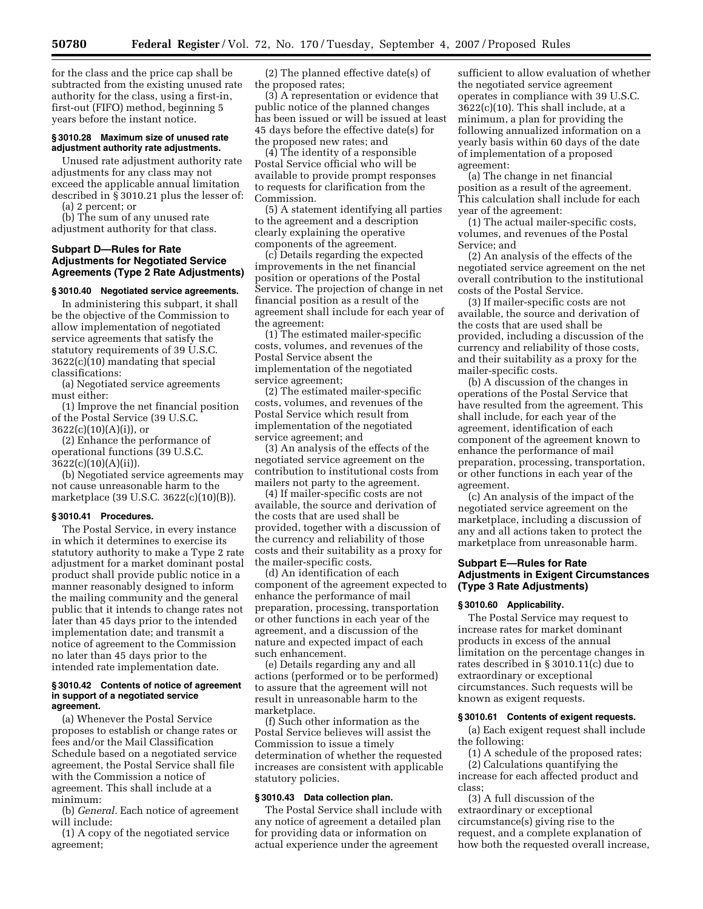for the class and the price cap shall be subtracted from the existing unused rate authority for the class, using a first-in, first-out (FIFO) method, beginning 5 years before the instant notice.

**§ 3010.28 Maximum size of unused rate adjustment authority rate adjustments.**

Unused rate adjustment authority rate adjustments for any class may not exceed the applicable annual limitation described in § 3010.21 plus the lesser of:

(a) 2 percent; or

(b) The sum of any unused rate adjustment authority for that class.

## Subpart D—Rules for Rate Adjustments for Negotiated Service Agreements (Type 2 Rate Adjustments)

**§ 3010.40 Negotiated service agreements.**

In administering this subpart, it shall be the objective of the Commission to allow implementation of negotiated service agreements that satisfy the statutory requirements of 39 U.S.C. 3622(c)(10) mandating that special classifications:

(a) Negotiated service agreements must either:

(1) Improve the net financial position of the Postal Service (39 U.S.C. 3622(c)(10)(A)(i)), or

(2) Enhance the performance of operational functions (39 U.S.C. 3622(c)(10)(A)(ii)).

(b) Negotiated service agreements may not cause unreasonable harm to the marketplace (39 U.S.C. 3622(c)(10)(B)).

**§ 3010.41 Procedures.**

The Postal Service, in every instance in which it determines to exercise its statutory authority to make a Type 2 rate adjustment for a market dominant postal product shall provide public notice in a manner reasonably designed to inform the mailing community and the general public that it intends to change rates not later than 45 days prior to the intended implementation date; and transmit a notice of agreement to the Commission no later than 45 days prior to the intended rate implementation date.

**§ 3010.42 Contents of notice of agreement in support of a negotiated service agreement.**

(a) Whenever the Postal Service proposes to establish or change rates or fees and/or the Mail Classification Schedule based on a negotiated service agreement, the Postal Service shall file with the Commission a notice of agreement. This shall include at a minimum:

(b) *General.* Each notice of agreement will include:

(1) A copy of the negotiated service agreement;

(2) The planned effective date(s) of the proposed rates;

(3) A representation or evidence that public notice of the planned changes has been issued or will be issued at least 45 days before the effective date(s) for the proposed new rates; and

(4) The identity of a responsible Postal Service official who will be available to provide prompt responses to requests for clarification from the Commission.

(5) A statement identifying all parties to the agreement and a description clearly explaining the operative components of the agreement.

(c) Details regarding the expected improvements in the net financial position or operations of the Postal Service. The projection of change in net financial position as a result of the agreement shall include for each year of the agreement:

(1) The estimated mailer-specific costs, volumes, and revenues of the Postal Service absent the implementation of the negotiated service agreement;

(2) The estimated mailer-specific costs, volumes, and revenues of the Postal Service which result from implementation of the negotiated service agreement; and

(3) An analysis of the effects of the negotiated service agreement on the contribution to institutional costs from mailers not party to the agreement.

(4) If mailer-specific costs are not available, the source and derivation of the costs that are used shall be provided, together with a discussion of the currency and reliability of those costs and their suitability as a proxy for the mailer-specific costs.

(d) An identification of each component of the agreement expected to enhance the performance of mail preparation, processing, transportation or other functions in each year of the agreement, and a discussion of the nature and expected impact of each such enhancement.

(e) Details regarding any and all actions (performed or to be performed) to assure that the agreement will not result in unreasonable harm to the marketplace.

(f) Such other information as the Postal Service believes will assist the Commission to issue a timely determination of whether the requested increases are consistent with applicable statutory policies.

**§ 3010.43 Data collection plan.**

The Postal Service shall include with any notice of agreement a detailed plan for providing data or information on actual experience under the agreement sufficient to allow evaluation of whether the negotiated service agreement operates in compliance with 39 U.S.C. 3622(c)(10). This shall include, at a minimum, a plan for providing the following annualized information on a yearly basis within 60 days of the date of implementation of a proposed agreement:

(a) The change in net financial position as a result of the agreement. This calculation shall include for each year of the agreement:

(1) The actual mailer-specific costs, volumes, and revenues of the Postal Service; and

(2) An analysis of the effects of the negotiated service agreement on the net overall contribution to the institutional costs of the Postal Service.

(3) If mailer-specific costs are not available, the source and derivation of the costs that are used shall be provided, including a discussion of the currency and reliability of those costs, and their suitability as a proxy for the mailer-specific costs.

(b) A discussion of the changes in operations of the Postal Service that have resulted from the agreement. This shall include, for each year of the agreement, identification of each component of the agreement known to enhance the performance of mail preparation, processing, transportation, or other functions in each year of the agreement.

(c) An analysis of the impact of the negotiated service agreement on the marketplace, including a discussion of any and all actions taken to protect the marketplace from unreasonable harm.

## Subpart E—Rules for Rate Adjustments in Exigent Circumstances (Type 3 Rate Adjustments)

**§ 3010.60 Applicability.**

The Postal Service may request to increase rates for market dominant products in excess of the annual limitation on the percentage changes in rates described in § 3010.11(c) due to extraordinary or exceptional circumstances. Such requests will be known as exigent requests.

**§ 3010.61 Contents of exigent requests.**

(a) Each exigent request shall include the following:

(1) A schedule of the proposed rates;

(2) Calculations quantifying the increase for each affected product and class;

(3) A full discussion of the extraordinary or exceptional circumstance(s) giving rise to the request, and a complete explanation of how both the requested overall increase,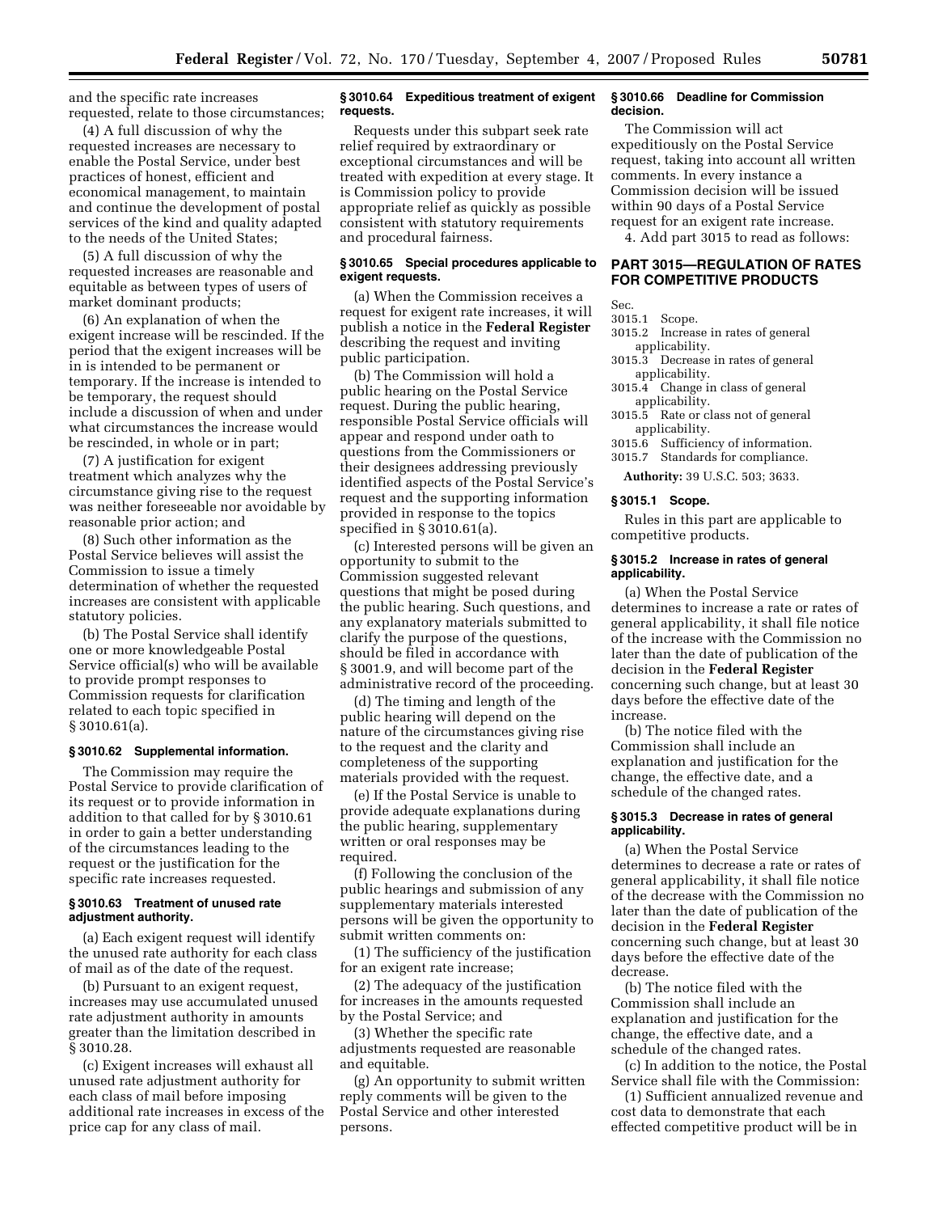and the specific rate increases requested, relate to those circumstances;

(4) A full discussion of why the requested increases are necessary to enable the Postal Service, under best practices of honest, efficient and economical management, to maintain and continue the development of postal services of the kind and quality adapted to the needs of the United States;

(5) A full discussion of why the requested increases are reasonable and equitable as between types of users of market dominant products;

(6) An explanation of when the exigent increase will be rescinded. If the period that the exigent increases will be in is intended to be permanent or temporary. If the increase is intended to be temporary, the request should include a discussion of when and under what circumstances the increase would be rescinded, in whole or in part;

(7) A justification for exigent treatment which analyzes why the circumstance giving rise to the request was neither foreseeable nor avoidable by reasonable prior action; and

(8) Such other information as the Postal Service believes will assist the Commission to issue a timely determination of whether the requested increases are consistent with applicable statutory policies.

(b) The Postal Service shall identify one or more knowledgeable Postal Service official(s) who will be available to provide prompt responses to Commission requests for clarification related to each topic specified in § 3010.61(a).

**§ 3010.62 Supplemental information.**

The Commission may require the Postal Service to provide clarification of its request or to provide information in addition to that called for by § 3010.61 in order to gain a better understanding of the circumstances leading to the request or the justification for the specific rate increases requested.

**§ 3010.63 Treatment of unused rate adjustment authority.**

(a) Each exigent request will identify the unused rate authority for each class of mail as of the date of the request.

(b) Pursuant to an exigent request, increases may use accumulated unused rate adjustment authority in amounts greater than the limitation described in § 3010.28.

(c) Exigent increases will exhaust all unused rate adjustment authority for each class of mail before imposing additional rate increases in excess of the price cap for any class of mail.

**§ 3010.64 Expeditious treatment of exigent requests.**

Requests under this subpart seek rate relief required by extraordinary or exceptional circumstances and will be treated with expedition at every stage. It is Commission policy to provide appropriate relief as quickly as possible consistent with statutory requirements and procedural fairness.

**§ 3010.65 Special procedures applicable to exigent requests.**

(a) When the Commission receives a request for exigent rate increases, it will publish a notice in the **Federal Register** describing the request and inviting public participation.

(b) The Commission will hold a public hearing on the Postal Service request. During the public hearing, responsible Postal Service officials will appear and respond under oath to questions from the Commissioners or their designees addressing previously identified aspects of the Postal Service's request and the supporting information provided in response to the topics specified in § 3010.61(a).

(c) Interested persons will be given an opportunity to submit to the Commission suggested relevant questions that might be posed during the public hearing. Such questions, and any explanatory materials submitted to clarify the purpose of the questions, should be filed in accordance with § 3001.9, and will become part of the administrative record of the proceeding.

(d) The timing and length of the public hearing will depend on the nature of the circumstances giving rise to the request and the clarity and completeness of the supporting materials provided with the request.

(e) If the Postal Service is unable to provide adequate explanations during the public hearing, supplementary written or oral responses may be required.

(f) Following the conclusion of the public hearings and submission of any supplementary materials interested persons will be given the opportunity to submit written comments on:

(1) The sufficiency of the justification for an exigent rate increase;

(2) The adequacy of the justification for increases in the amounts requested by the Postal Service; and

(3) Whether the specific rate adjustments requested are reasonable and equitable.

(g) An opportunity to submit written reply comments will be given to the Postal Service and other interested persons.

**§ 3010.66 Deadline for Commission decision.**

The Commission will act expeditiously on the Postal Service request, taking into account all written comments. In every instance a Commission decision will be issued within 90 days of a Postal Service request for an exigent rate increase.

4. Add part 3015 to read as follows:

## PART 3015—REGULATION OF RATES FOR COMPETITIVE PRODUCTS

Sec.
3015.1 Scope.
3015.2 Increase in rates of general applicability.
3015.3 Decrease in rates of general applicability.
3015.4 Change in class of general applicability.
3015.5 Rate or class not of general applicability.
3015.6 Sufficiency of information.
3015.7 Standards for compliance.

**Authority:** 39 U.S.C. 503; 3633.

**§ 3015.1 Scope.**

Rules in this part are applicable to competitive products.

**§ 3015.2 Increase in rates of general applicability.**

(a) When the Postal Service determines to increase a rate or rates of general applicability, it shall file notice of the increase with the Commission no later than the date of publication of the decision in the **Federal Register** concerning such change, but at least 30 days before the effective date of the increase.

(b) The notice filed with the Commission shall include an explanation and justification for the change, the effective date, and a schedule of the changed rates.

**§ 3015.3 Decrease in rates of general applicability.**

(a) When the Postal Service determines to decrease a rate or rates of general applicability, it shall file notice of the decrease with the Commission no later than the date of publication of the decision in the **Federal Register** concerning such change, but at least 30 days before the effective date of the decrease.

(b) The notice filed with the Commission shall include an explanation and justification for the change, the effective date, and a schedule of the changed rates.

(c) In addition to the notice, the Postal Service shall file with the Commission:

(1) Sufficient annualized revenue and cost data to demonstrate that each effected competitive product will be in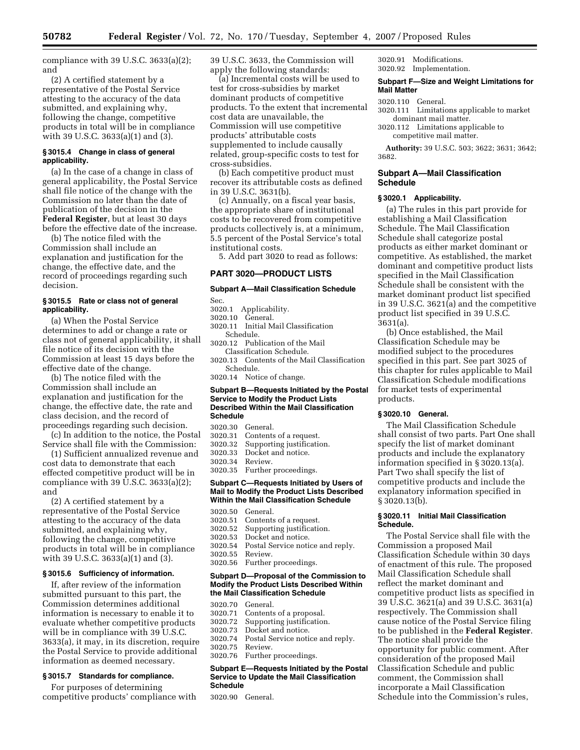compliance with 39 U.S.C. 3633(a)(2); and

(2) A certified statement by a representative of the Postal Service attesting to the accuracy of the data submitted, and explaining why, following the change, competitive products in total will be in compliance with 39 U.S.C. 3633(a)(1) and (3).

#### § 3015.4 Change in class of general applicability.

(a) In the case of a change in class of general applicability, the Postal Service shall file notice of the change with the Commission no later than the date of publication of the decision in the **Federal Register**, but at least 30 days before the effective date of the increase.

(b) The notice filed with the Commission shall include an explanation and justification for the change, the effective date, and the record of proceedings regarding such decision.

#### § 3015.5 Rate or class not of general applicability.

(a) When the Postal Service determines to add or change a rate or class not of general applicability, it shall file notice of its decision with the Commission at least 15 days before the effective date of the change.

(b) The notice filed with the Commission shall include an explanation and justification for the change, the effective date, the rate and class decision, and the record of proceedings regarding such decision.

(c) In addition to the notice, the Postal Service shall file with the Commission:

(1) Sufficient annualized revenue and cost data to demonstrate that each effected competitive product will be in compliance with 39 U.S.C. 3633(a)(2); and

(2) A certified statement by a representative of the Postal Service attesting to the accuracy of the data submitted, and explaining why, following the change, competitive products in total will be in compliance with 39 U.S.C. 3633(a)(1) and (3).

#### § 3015.6 Sufficiency of information.

If, after review of the information submitted pursuant to this part, the Commission determines additional information is necessary to enable it to evaluate whether competitive products will be in compliance with 39 U.S.C. 3633(a), it may, in its discretion, require the Postal Service to provide additional information as deemed necessary.

#### § 3015.7 Standards for compliance.

For purposes of determining competitive products' compliance with 39 U.S.C. 3633, the Commission will apply the following standards:

(a) Incremental costs will be used to test for cross-subsidies by market dominant products of competitive products. To the extent that incremental cost data are unavailable, the Commission will use competitive products' attributable costs supplemented to include causally related, group-specific costs to test for cross-subsidies.

(b) Each competitive product must recover its attributable costs as defined in 39 U.S.C. 3631(b).

(c) Annually, on a fiscal year basis, the appropriate share of institutional costs to be recovered from competitive products collectively is, at a minimum, 5.5 percent of the Postal Service's total institutional costs.

5. Add part 3020 to read as follows:

## PART 3020—PRODUCT LISTS

### Subpart A—Mail Classification Schedule

Sec.
3020.1 Applicability.
3020.10 General.
3020.11 Initial Mail Classification Schedule.
3020.12 Publication of the Mail Classification Schedule.
3020.13 Contents of the Mail Classification Schedule.
3020.14 Notice of change.

### Subpart B—Requests Initiated by the Postal Service to Modify the Product Lists Described Within the Mail Classification Schedule

3020.30 General.
3020.31 Contents of a request.
3020.32 Supporting justification.
3020.33 Docket and notice.
3020.34 Review.
3020.35 Further proceedings.

### Subpart C—Requests Initiated by Users of Mail to Modify the Product Lists Described Within the Mail Classification Schedule

3020.50 General.
3020.51 Contents of a request.
3020.52 Supporting justification.
3020.53 Docket and notice.
3020.54 Postal Service notice and reply.
3020.55 Review.
3020.56 Further proceedings.

### Subpart D—Proposal of the Commission to Modify the Product Lists Described Within the Mail Classification Schedule

3020.70 General.
3020.71 Contents of a proposal.
3020.72 Supporting justification.
3020.73 Docket and notice.
3020.74 Postal Service notice and reply.
3020.75 Review.
3020.76 Further proceedings.

### Subpart E—Requests Initiated by the Postal Service to Update the Mail Classification Schedule

3020.90 General.
3020.91 Modifications.
3020.92 Implementation.

### Subpart F—Size and Weight Limitations for Mail Matter

3020.110 General.
3020.111 Limitations applicable to market dominant mail matter.
3020.112 Limitations applicable to competitive mail matter.

**Authority:** 39 U.S.C. 503; 3622; 3631; 3642; 3682.

### Subpart A—Mail Classification Schedule

#### § 3020.1 Applicability.

(a) The rules in this part provide for establishing a Mail Classification Schedule. The Mail Classification Schedule shall categorize postal products as either market dominant or competitive. As established, the market dominant and competitive product lists specified in the Mail Classification Schedule shall be consistent with the market dominant product list specified in 39 U.S.C. 3621(a) and the competitive product list specified in 39 U.S.C. 3631(a).

(b) Once established, the Mail Classification Schedule may be modified subject to the procedures specified in this part. See part 3025 of this chapter for rules applicable to Mail Classification Schedule modifications for market tests of experimental products.

#### § 3020.10 General.

The Mail Classification Schedule shall consist of two parts. Part One shall specify the list of market dominant products and include the explanatory information specified in § 3020.13(a). Part Two shall specify the list of competitive products and include the explanatory information specified in § 3020.13(b).

#### § 3020.11 Initial Mail Classification Schedule.

The Postal Service shall file with the Commission a proposed Mail Classification Schedule within 30 days of enactment of this rule. The proposed Mail Classification Schedule shall reflect the market dominant and competitive product lists as specified in 39 U.S.C. 3621(a) and 39 U.S.C. 3631(a) respectively. The Commission shall cause notice of the Postal Service filing to be published in the **Federal Register**. The notice shall provide the opportunity for public comment. After consideration of the proposed Mail Classification Schedule and public comment, the Commission shall incorporate a Mail Classification Schedule into the Commission's rules,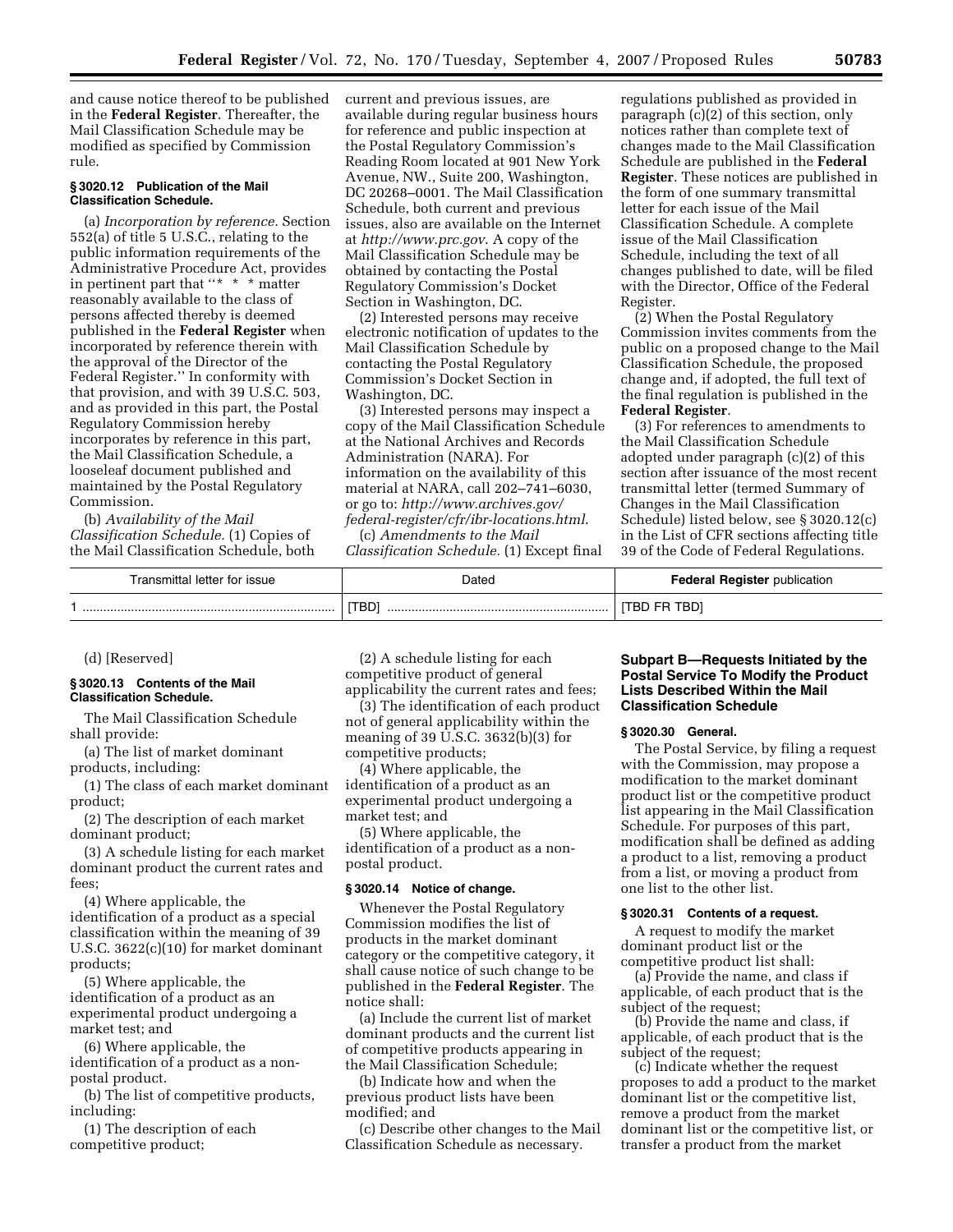and cause notice thereof to be published in the **Federal Register**. Thereafter, the Mail Classification Schedule may be modified as specified by Commission rule.

### § 3020.12 Publication of the Mail Classification Schedule.

(a) *Incorporation by reference.* Section 552(a) of title 5 U.S.C., relating to the public information requirements of the Administrative Procedure Act, provides in pertinent part that ''* * * matter reasonably available to the class of persons affected thereby is deemed published in the **Federal Register** when incorporated by reference therein with the approval of the Director of the Federal Register.'' In conformity with that provision, and with 39 U.S.C. 503, and as provided in this part, the Postal Regulatory Commission hereby incorporates by reference in this part, the Mail Classification Schedule, a looseleaf document published and maintained by the Postal Regulatory Commission.

(b) *Availability of the Mail Classification Schedule.* (1) Copies of the Mail Classification Schedule, both current and previous issues, are available during regular business hours for reference and public inspection at the Postal Regulatory Commission's Reading Room located at 901 New York Avenue, NW., Suite 200, Washington, DC 20268–0001. The Mail Classification Schedule, both current and previous issues, also are available on the Internet at *http://www.prc.gov*. A copy of the Mail Classification Schedule may be obtained by contacting the Postal Regulatory Commission's Docket Section in Washington, DC.

(2) Interested persons may receive electronic notification of updates to the Mail Classification Schedule by contacting the Postal Regulatory Commission's Docket Section in Washington, DC.

(3) Interested persons may inspect a copy of the Mail Classification Schedule at the National Archives and Records Administration (NARA). For information on the availability of this material at NARA, call 202–741–6030, or go to: *http://www.archives.gov/federal-register/cfr/ibr-locations.html*.

(c) *Amendments to the Mail Classification Schedule.* (1) Except final regulations published as provided in paragraph (c)(2) of this section, only notices rather than complete text of changes made to the Mail Classification Schedule are published in the **Federal Register**. These notices are published in the form of one summary transmittal letter for each issue of the Mail Classification Schedule. A complete issue of the Mail Classification Schedule, including the text of all changes published to date, will be filed with the Director, Office of the Federal Register.

(2) When the Postal Regulatory Commission invites comments from the public on a proposed change to the Mail Classification Schedule, the proposed change and, if adopted, the full text of the final regulation is published in the **Federal Register**.

(3) For references to amendments to the Mail Classification Schedule adopted under paragraph (c)(2) of this section after issuance of the most recent transmittal letter (termed Summary of Changes in the Mail Classification Schedule) listed below, see § 3020.12(c) in the List of CFR sections affecting title 39 of the Code of Federal Regulations.

| Transmittal letter for issue | Dated | **Federal Register** publication |
|---|---|---|
| 1 | [TBD] | [TBD FR TBD] |

(d) [Reserved]

### § 3020.13 Contents of the Mail Classification Schedule.

The Mail Classification Schedule shall provide:

(a) The list of market dominant products, including:

(1) The class of each market dominant product;

(2) The description of each market dominant product;

(3) A schedule listing for each market dominant product the current rates and fees;

(4) Where applicable, the identification of a product as a special classification within the meaning of 39 U.S.C. 3622(c)(10) for market dominant products;

(5) Where applicable, the identification of a product as an experimental product undergoing a market test; and

(6) Where applicable, the identification of a product as a non-postal product.

(b) The list of competitive products, including:

(1) The description of each competitive product;

(2) A schedule listing for each competitive product of general applicability the current rates and fees;

(3) The identification of each product not of general applicability within the meaning of 39 U.S.C. 3632(b)(3) for competitive products;

(4) Where applicable, the identification of a product as an experimental product undergoing a market test; and

(5) Where applicable, the identification of a product as a non-postal product.

### § 3020.14 Notice of change.

Whenever the Postal Regulatory Commission modifies the list of products in the market dominant category or the competitive category, it shall cause notice of such change to be published in the **Federal Register**. The notice shall:

(a) Include the current list of market dominant products and the current list of competitive products appearing in the Mail Classification Schedule;

(b) Indicate how and when the previous product lists have been modified; and

(c) Describe other changes to the Mail Classification Schedule as necessary.

## Subpart B—Requests Initiated by the Postal Service To Modify the Product Lists Described Within the Mail Classification Schedule

### § 3020.30 General.

The Postal Service, by filing a request with the Commission, may propose a modification to the market dominant product list or the competitive product list appearing in the Mail Classification Schedule. For purposes of this part, modification shall be defined as adding a product to a list, removing a product from a list, or moving a product from one list to the other list.

### § 3020.31 Contents of a request.

A request to modify the market dominant product list or the competitive product list shall:

(a) Provide the name, and class if applicable, of each product that is the subject of the request;

(b) Provide the name and class, if applicable, of each product that is the subject of the request;

(c) Indicate whether the request proposes to add a product to the market dominant list or the competitive list, remove a product from the market dominant list or the competitive list, or transfer a product from the market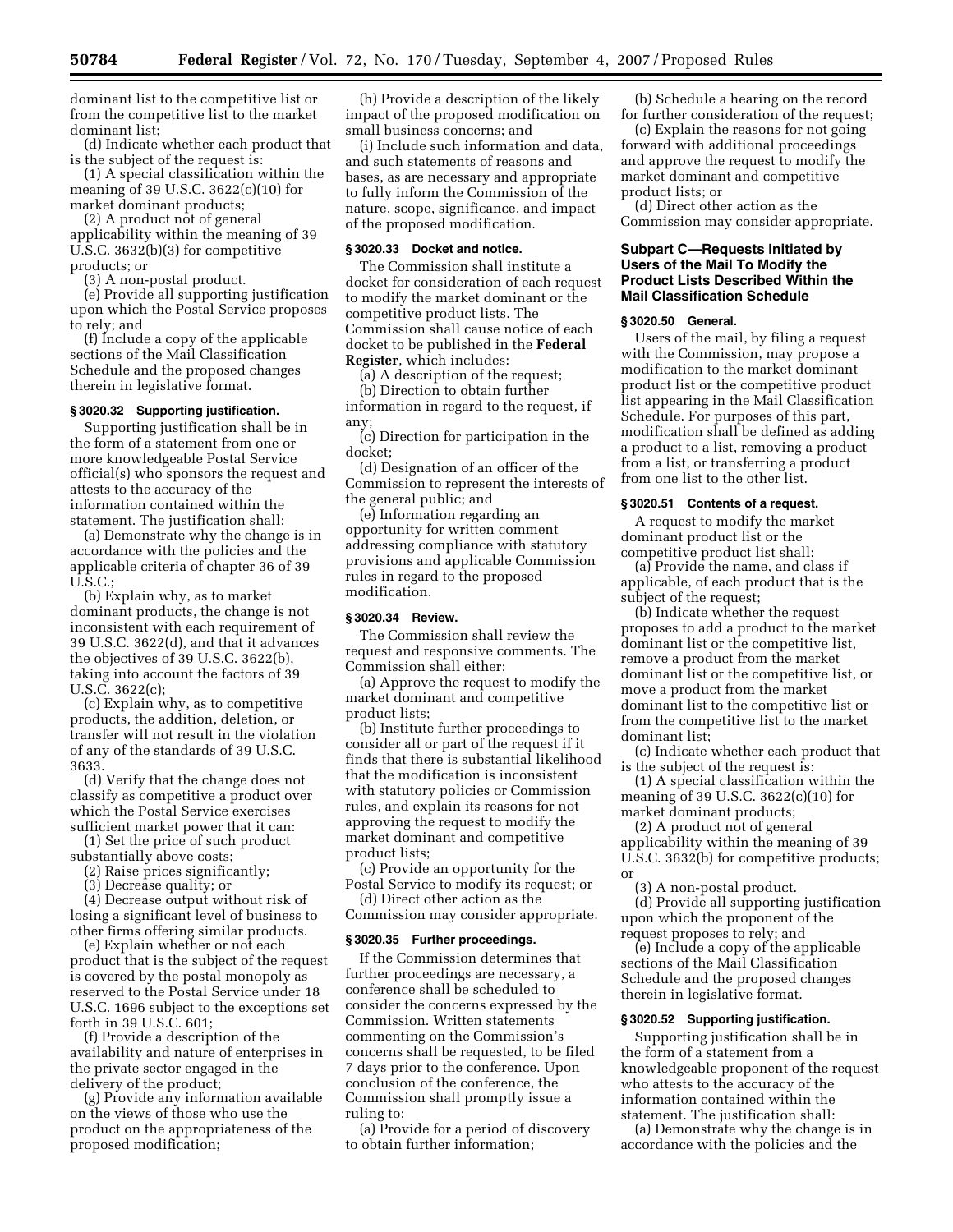dominant list to the competitive list or from the competitive list to the market dominant list;

(d) Indicate whether each product that is the subject of the request is:

(1) A special classification within the meaning of 39 U.S.C. 3622(c)(10) for market dominant products;

(2) A product not of general applicability within the meaning of 39 U.S.C. 3632(b)(3) for competitive products; or

(3) A non-postal product.

(e) Provide all supporting justification upon which the Postal Service proposes to rely; and

(f) Include a copy of the applicable sections of the Mail Classification Schedule and the proposed changes therein in legislative format.

### § 3020.32 Supporting justification.

Supporting justification shall be in the form of a statement from one or more knowledgeable Postal Service official(s) who sponsors the request and attests to the accuracy of the information contained within the statement. The justification shall:

(a) Demonstrate why the change is in accordance with the policies and the applicable criteria of chapter 36 of 39 U.S.C.;

(b) Explain why, as to market dominant products, the change is not inconsistent with each requirement of 39 U.S.C. 3622(d), and that it advances the objectives of 39 U.S.C. 3622(b), taking into account the factors of 39 U.S.C. 3622(c);

(c) Explain why, as to competitive products, the addition, deletion, or transfer will not result in the violation of any of the standards of 39 U.S.C. 3633.

(d) Verify that the change does not classify as competitive a product over which the Postal Service exercises sufficient market power that it can:

(1) Set the price of such product substantially above costs;

(2) Raise prices significantly;

(3) Decrease quality; or

(4) Decrease output without risk of losing a significant level of business to other firms offering similar products.

(e) Explain whether or not each product that is the subject of the request is covered by the postal monopoly as reserved to the Postal Service under 18 U.S.C. 1696 subject to the exceptions set forth in 39 U.S.C. 601;

(f) Provide a description of the availability and nature of enterprises in the private sector engaged in the delivery of the product;

(g) Provide any information available on the views of those who use the product on the appropriateness of the proposed modification;

(h) Provide a description of the likely impact of the proposed modification on small business concerns; and

(i) Include such information and data, and such statements of reasons and bases, as are necessary and appropriate to fully inform the Commission of the nature, scope, significance, and impact of the proposed modification.

### § 3020.33 Docket and notice.

The Commission shall institute a docket for consideration of each request to modify the market dominant or the competitive product lists. The Commission shall cause notice of each docket to be published in the **Federal Register**, which includes:

(a) A description of the request;

(b) Direction to obtain further information in regard to the request, if any;

(c) Direction for participation in the docket;

(d) Designation of an officer of the Commission to represent the interests of the general public; and

(e) Information regarding an opportunity for written comment addressing compliance with statutory provisions and applicable Commission rules in regard to the proposed modification.

### § 3020.34 Review.

The Commission shall review the request and responsive comments. The Commission shall either:

(a) Approve the request to modify the market dominant and competitive product lists;

(b) Institute further proceedings to consider all or part of the request if it finds that there is substantial likelihood that the modification is inconsistent with statutory policies or Commission rules, and explain its reasons for not approving the request to modify the market dominant and competitive product lists;

(c) Provide an opportunity for the Postal Service to modify its request; or

(d) Direct other action as the Commission may consider appropriate.

### § 3020.35 Further proceedings.

If the Commission determines that further proceedings are necessary, a conference shall be scheduled to consider the concerns expressed by the Commission. Written statements commenting on the Commission's concerns shall be requested, to be filed 7 days prior to the conference. Upon conclusion of the conference, the Commission shall promptly issue a ruling to:

(a) Provide for a period of discovery to obtain further information;

(b) Schedule a hearing on the record for further consideration of the request;

(c) Explain the reasons for not going forward with additional proceedings and approve the request to modify the market dominant and competitive product lists; or

(d) Direct other action as the Commission may consider appropriate.

## Subpart C—Requests Initiated by Users of the Mail To Modify the Product Lists Described Within the Mail Classification Schedule

### § 3020.50 General.

Users of the mail, by filing a request with the Commission, may propose a modification to the market dominant product list or the competitive product list appearing in the Mail Classification Schedule. For purposes of this part, modification shall be defined as adding a product to a list, removing a product from a list, or transferring a product from one list to the other list.

### § 3020.51 Contents of a request.

A request to modify the market dominant product list or the competitive product list shall:

(a) Provide the name, and class if applicable, of each product that is the subject of the request;

(b) Indicate whether the request proposes to add a product to the market dominant list or the competitive list, remove a product from the market dominant list or the competitive list, or move a product from the market dominant list to the competitive list or from the competitive list to the market dominant list;

(c) Indicate whether each product that is the subject of the request is:

(1) A special classification within the meaning of 39 U.S.C. 3622(c)(10) for market dominant products;

(2) A product not of general applicability within the meaning of 39 U.S.C. 3632(b) for competitive products; or

(3) A non-postal product.

(d) Provide all supporting justification upon which the proponent of the request proposes to rely; and

(e) Include a copy of the applicable sections of the Mail Classification Schedule and the proposed changes therein in legislative format.

### § 3020.52 Supporting justification.

Supporting justification shall be in the form of a statement from a knowledgeable proponent of the request who attests to the accuracy of the information contained within the statement. The justification shall:

(a) Demonstrate why the change is in accordance with the policies and the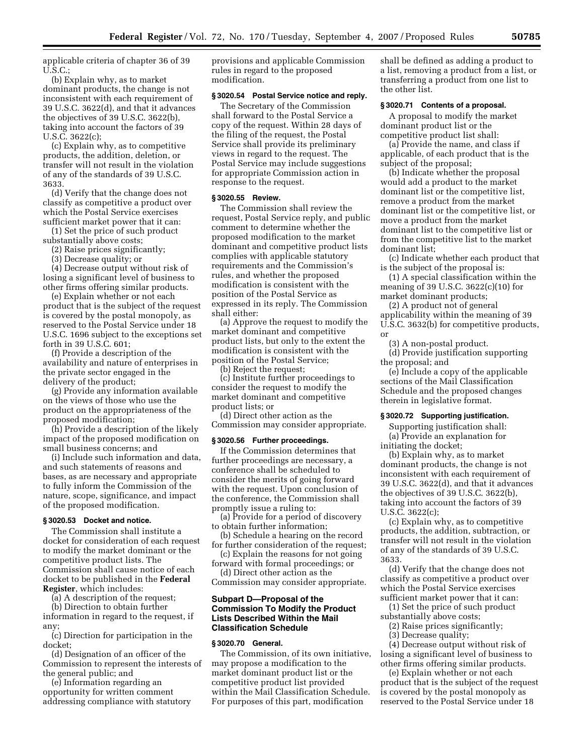applicable criteria of chapter 36 of 39 U.S.C.;

(b) Explain why, as to market dominant products, the change is not inconsistent with each requirement of 39 U.S.C. 3622(d), and that it advances the objectives of 39 U.S.C. 3622(b), taking into account the factors of 39 U.S.C. 3622(c);

(c) Explain why, as to competitive products, the addition, deletion, or transfer will not result in the violation of any of the standards of 39 U.S.C. 3633.

(d) Verify that the change does not classify as competitive a product over which the Postal Service exercises sufficient market power that it can:

(1) Set the price of such product substantially above costs;

(2) Raise prices significantly;

(3) Decrease quality; or

(4) Decrease output without risk of losing a significant level of business to other firms offering similar products.

(e) Explain whether or not each product that is the subject of the request is covered by the postal monopoly, as reserved to the Postal Service under 18 U.S.C. 1696 subject to the exceptions set forth in 39 U.S.C. 601;

(f) Provide a description of the availability and nature of enterprises in the private sector engaged in the delivery of the product;

(g) Provide any information available on the views of those who use the product on the appropriateness of the proposed modification;

(h) Provide a description of the likely impact of the proposed modification on small business concerns; and

(i) Include such information and data, and such statements of reasons and bases, as are necessary and appropriate to fully inform the Commission of the nature, scope, significance, and impact of the proposed modification.

### § 3020.53 Docket and notice.

The Commission shall institute a docket for consideration of each request to modify the market dominant or the competitive product lists. The Commission shall cause notice of each docket to be published in the **Federal Register**, which includes:

(a) A description of the request;

(b) Direction to obtain further information in regard to the request, if any;

(c) Direction for participation in the docket;

(d) Designation of an officer of the Commission to represent the interests of the general public; and

(e) Information regarding an opportunity for written comment addressing compliance with statutory provisions and applicable Commission rules in regard to the proposed modification.

### § 3020.54 Postal Service notice and reply.

The Secretary of the Commission shall forward to the Postal Service a copy of the request. Within 28 days of the filing of the request, the Postal Service shall provide its preliminary views in regard to the request. The Postal Service may include suggestions for appropriate Commission action in response to the request.

### § 3020.55 Review.

The Commission shall review the request, Postal Service reply, and public comment to determine whether the proposed modification to the market dominant and competitive product lists complies with applicable statutory requirements and the Commission's rules, and whether the proposed modification is consistent with the position of the Postal Service as expressed in its reply. The Commission shall either:

(a) Approve the request to modify the market dominant and competitive product lists, but only to the extent the modification is consistent with the position of the Postal Service;

(b) Reject the request;

(c) Institute further proceedings to consider the request to modify the market dominant and competitive product lists; or

(d) Direct other action as the Commission may consider appropriate.

### § 3020.56 Further proceedings.

If the Commission determines that further proceedings are necessary, a conference shall be scheduled to consider the merits of going forward with the request. Upon conclusion of the conference, the Commission shall promptly issue a ruling to:

(a) Provide for a period of discovery to obtain further information;

(b) Schedule a hearing on the record for further consideration of the request;

(c) Explain the reasons for not going forward with formal proceedings; or

(d) Direct other action as the Commission may consider appropriate.

## Subpart D—Proposal of the Commission To Modify the Product Lists Described Within the Mail Classification Schedule

### § 3020.70 General.

The Commission, of its own initiative, may propose a modification to the market dominant product list or the competitive product list provided within the Mail Classification Schedule. For purposes of this part, modification shall be defined as adding a product to a list, removing a product from a list, or transferring a product from one list to the other list.

### § 3020.71 Contents of a proposal.

A proposal to modify the market dominant product list or the competitive product list shall:

(a) Provide the name, and class if applicable, of each product that is the subject of the proposal;

(b) Indicate whether the proposal would add a product to the market dominant list or the competitive list, remove a product from the market dominant list or the competitive list, or move a product from the market dominant list to the competitive list or from the competitive list to the market dominant list;

(c) Indicate whether each product that is the subject of the proposal is:

(1) A special classification within the meaning of 39 U.S.C. 3622(c)(10) for market dominant products;

(2) A product not of general applicability within the meaning of 39 U.S.C. 3632(b) for competitive products, or

(3) A non-postal product.

(d) Provide justification supporting the proposal; and

(e) Include a copy of the applicable sections of the Mail Classification Schedule and the proposed changes therein in legislative format.

### § 3020.72 Supporting justification.

Supporting justification shall:

(a) Provide an explanation for initiating the docket;

(b) Explain why, as to market dominant products, the change is not inconsistent with each requirement of 39 U.S.C. 3622(d), and that it advances the objectives of 39 U.S.C. 3622(b), taking into account the factors of 39 U.S.C. 3622(c);

(c) Explain why, as to competitive products, the addition, subtraction, or transfer will not result in the violation of any of the standards of 39 U.S.C. 3633.

(d) Verify that the change does not classify as competitive a product over which the Postal Service exercises sufficient market power that it can:

(1) Set the price of such product substantially above costs;

(2) Raise prices significantly;

(3) Decrease quality;

(4) Decrease output without risk of losing a significant level of business to other firms offering similar products.

(e) Explain whether or not each product that is the subject of the request is covered by the postal monopoly as reserved to the Postal Service under 18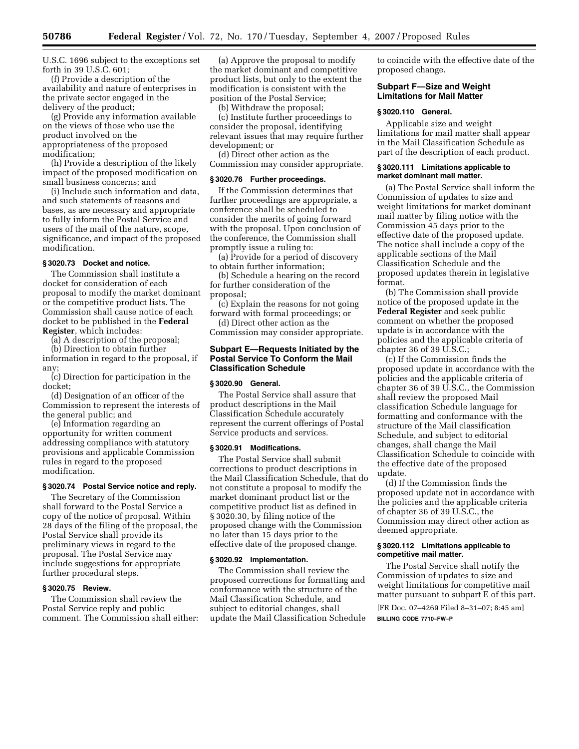U.S.C. 1696 subject to the exceptions set forth in 39 U.S.C. 601;

(f) Provide a description of the availability and nature of enterprises in the private sector engaged in the delivery of the product;

(g) Provide any information available on the views of those who use the product involved on the appropriateness of the proposed modification;

(h) Provide a description of the likely impact of the proposed modification on small business concerns; and

(i) Include such information and data, and such statements of reasons and bases, as are necessary and appropriate to fully inform the Postal Service and users of the mail of the nature, scope, significance, and impact of the proposed modification.

#### § 3020.73 Docket and notice.

The Commission shall institute a docket for consideration of each proposal to modify the market dominant or the competitive product lists. The Commission shall cause notice of each docket to be published in the **Federal Register**, which includes:

(a) A description of the proposal;

(b) Direction to obtain further information in regard to the proposal, if any;

(c) Direction for participation in the docket;

(d) Designation of an officer of the Commission to represent the interests of the general public; and

(e) Information regarding an opportunity for written comment addressing compliance with statutory provisions and applicable Commission rules in regard to the proposed modification.

#### § 3020.74 Postal Service notice and reply.

The Secretary of the Commission shall forward to the Postal Service a copy of the notice of proposal. Within 28 days of the filing of the proposal, the Postal Service shall provide its preliminary views in regard to the proposal. The Postal Service may include suggestions for appropriate further procedural steps.

#### § 3020.75 Review.

The Commission shall review the Postal Service reply and public comment. The Commission shall either:

(a) Approve the proposal to modify the market dominant and competitive product lists, but only to the extent the modification is consistent with the position of the Postal Service;

(b) Withdraw the proposal;

(c) Institute further proceedings to consider the proposal, identifying relevant issues that may require further development; or

(d) Direct other action as the Commission may consider appropriate.

#### § 3020.76 Further proceedings.

If the Commission determines that further proceedings are appropriate, a conference shall be scheduled to consider the merits of going forward with the proposal. Upon conclusion of the conference, the Commission shall promptly issue a ruling to:

(a) Provide for a period of discovery to obtain further information;

(b) Schedule a hearing on the record for further consideration of the proposal;

(c) Explain the reasons for not going forward with formal proceedings; or

(d) Direct other action as the Commission may consider appropriate.

### Subpart E—Requests Initiated by the Postal Service To Conform the Mail Classification Schedule

#### § 3020.90 General.

The Postal Service shall assure that product descriptions in the Mail Classification Schedule accurately represent the current offerings of Postal Service products and services.

#### § 3020.91 Modifications.

The Postal Service shall submit corrections to product descriptions in the Mail Classification Schedule, that do not constitute a proposal to modify the market dominant product list or the competitive product list as defined in § 3020.30, by filing notice of the proposed change with the Commission no later than 15 days prior to the effective date of the proposed change.

#### § 3020.92 Implementation.

The Commission shall review the proposed corrections for formatting and conformance with the structure of the Mail Classification Schedule, and subject to editorial changes, shall update the Mail Classification Schedule to coincide with the effective date of the proposed change.

### Subpart F—Size and Weight Limitations for Mail Matter

#### § 3020.110 General.

Applicable size and weight limitations for mail matter shall appear in the Mail Classification Schedule as part of the description of each product.

#### § 3020.111 Limitations applicable to market dominant mail matter.

(a) The Postal Service shall inform the Commission of updates to size and weight limitations for market dominant mail matter by filing notice with the Commission 45 days prior to the effective date of the proposed update. The notice shall include a copy of the applicable sections of the Mail Classification Schedule and the proposed updates therein in legislative format.

(b) The Commission shall provide notice of the proposed update in the **Federal Register** and seek public comment on whether the proposed update is in accordance with the policies and the applicable criteria of chapter 36 of 39 U.S.C.;

(c) If the Commission finds the proposed update in accordance with the policies and the applicable criteria of chapter 36 of 39 U.S.C., the Commission shall review the proposed Mail classification Schedule language for formatting and conformance with the structure of the Mail classification Schedule, and subject to editorial changes, shall change the Mail Classification Schedule to coincide with the effective date of the proposed update.

(d) If the Commission finds the proposed update not in accordance with the policies and the applicable criteria of chapter 36 of 39 U.S.C., the Commission may direct other action as deemed appropriate.

#### § 3020.112 Limitations applicable to competitive mail matter.

The Postal Service shall notify the Commission of updates to size and weight limitations for competitive mail matter pursuant to subpart E of this part.

[FR Doc. 07–4269 Filed 8–31–07; 8:45 am]

**BILLING CODE 7710–FW–P**